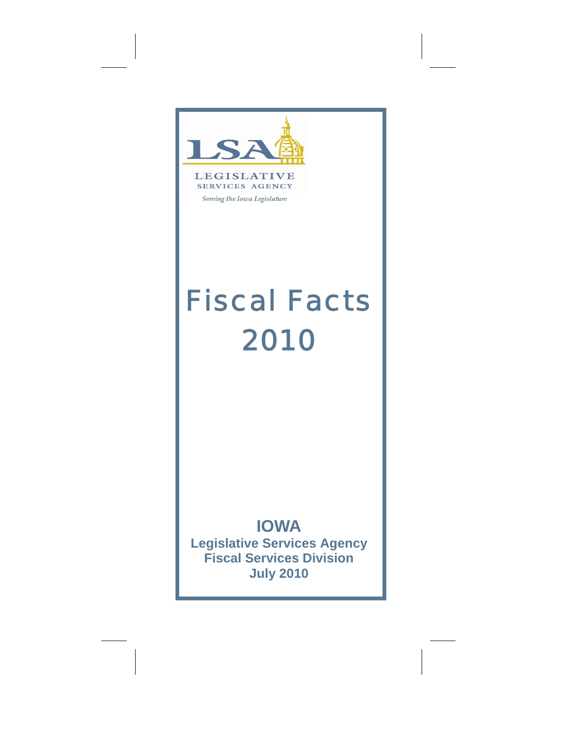LSA

LEGISLATIVE SERVICES AGENCY

*Serving the Iowa Legislature*

# Fiscal Facts 2010

**IOWA**

**Legislative Services Agency**
**Fiscal Services Division**
**July 2010**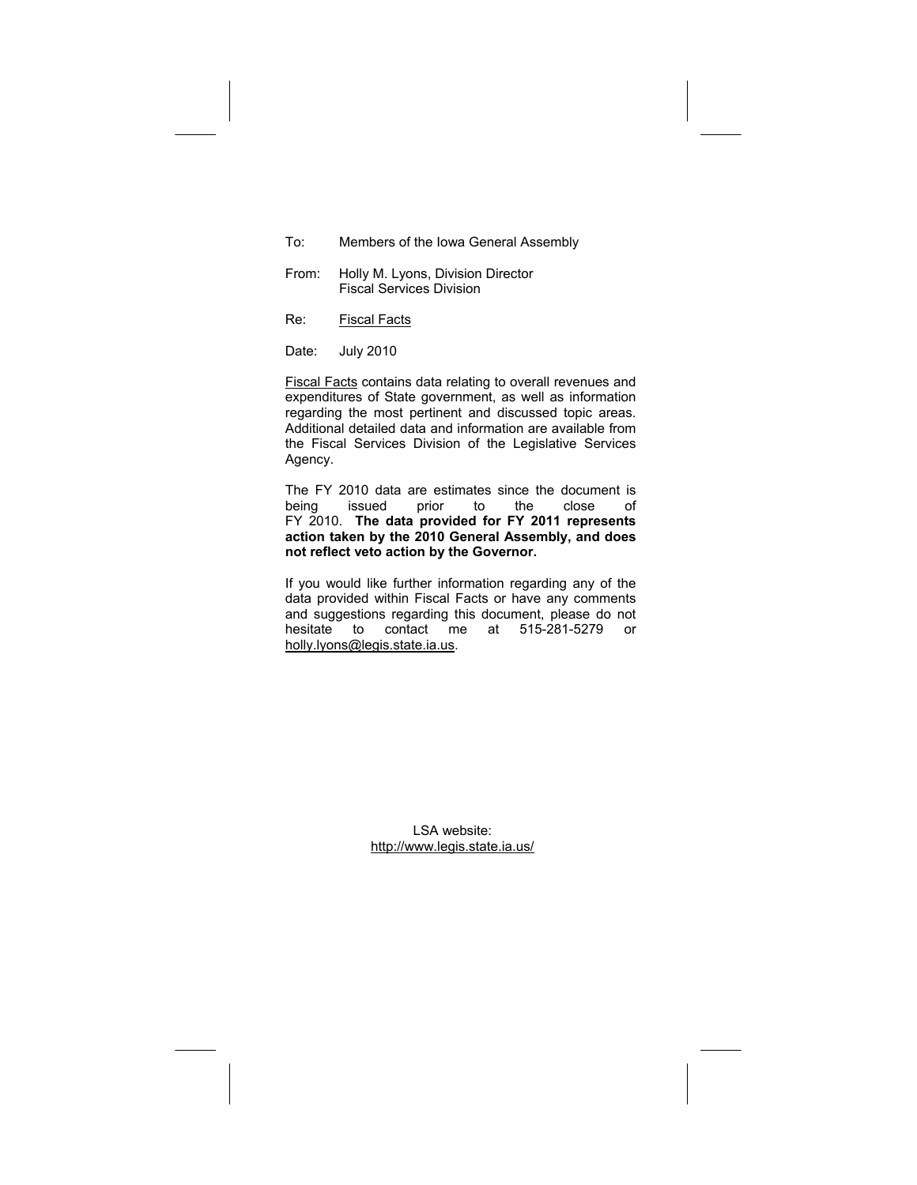To: Members of the Iowa General Assembly

From: Holly M. Lyons, Division Director
Fiscal Services Division

Re: Fiscal Facts

Date: July 2010

Fiscal Facts contains data relating to overall revenues and expenditures of State government, as well as information regarding the most pertinent and discussed topic areas. Additional detailed data and information are available from the Fiscal Services Division of the Legislative Services Agency.

The FY 2010 data are estimates since the document is being issued prior to the close of FY 2010. **The data provided for FY 2011 represents action taken by the 2010 General Assembly, and does not reflect veto action by the Governor.**

If you would like further information regarding any of the data provided within Fiscal Facts or have any comments and suggestions regarding this document, please do not hesitate to contact me at 515-281-5279 or holly.lyons@legis.state.ia.us.

LSA website:
http://www.legis.state.ia.us/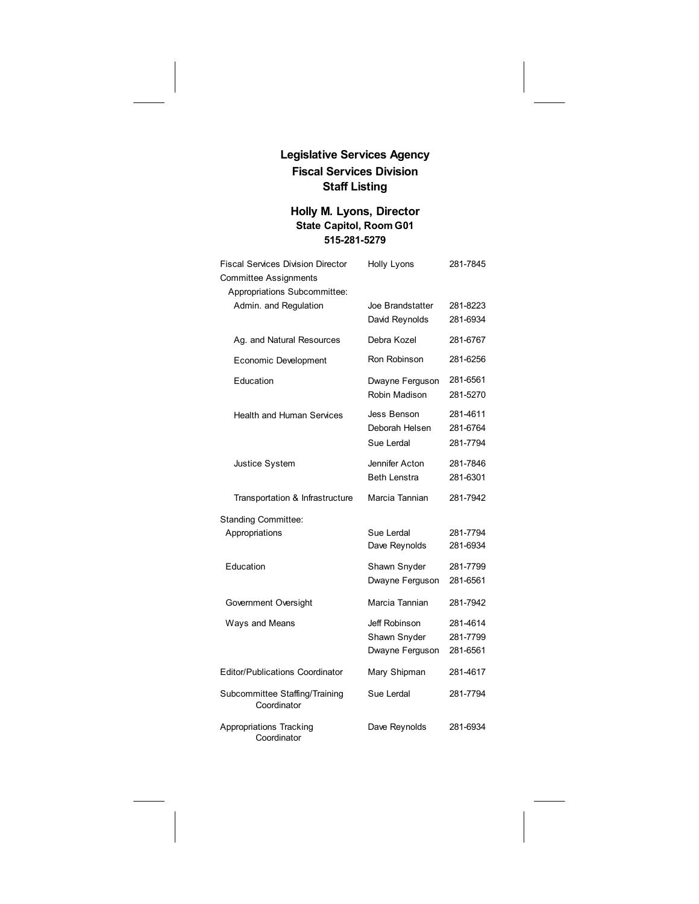# Legislative Services Agency
## Fiscal Services Division
## Staff Listing

### Holly M. Lyons, Director

**State Capitol, Room G01**
**515-281-5279**

| | | |
|---|---|---|
| Fiscal Services Division Director | Holly Lyons | 281-7845 |
| Committee Assignments | | |
| Appropriations Subcommittee: | | |
| Admin. and Regulation | Joe Brandstatter | 281-8223 |
| | David Reynolds | 281-6934 |
| Ag. and Natural Resources | Debra Kozel | 281-6767 |
| Economic Development | Ron Robinson | 281-6256 |
| Education | Dwayne Ferguson | 281-6561 |
| | Robin Madison | 281-5270 |
| Health and Human Services | Jess Benson | 281-4611 |
| | Deborah Helsen | 281-6764 |
| | Sue Lerdal | 281-7794 |
| Justice System | Jennifer Acton | 281-7846 |
| | Beth Lenstra | 281-6301 |
| Transportation & Infrastructure | Marcia Tannian | 281-7942 |
| Standing Committee: | | |
| Appropriations | Sue Lerdal | 281-7794 |
| | Dave Reynolds | 281-6934 |
| Education | Shawn Snyder | 281-7799 |
| | Dwayne Ferguson | 281-6561 |
| Government Oversight | Marcia Tannian | 281-7942 |
| Ways and Means | Jeff Robinson | 281-4614 |
| | Shawn Snyder | 281-7799 |
| | Dwayne Ferguson | 281-6561 |
| Editor/Publications Coordinator | Mary Shipman | 281-4617 |
| Subcommittee Staffing/Training Coordinator | Sue Lerdal | 281-7794 |
| Appropriations Tracking Coordinator | Dave Reynolds | 281-6934 |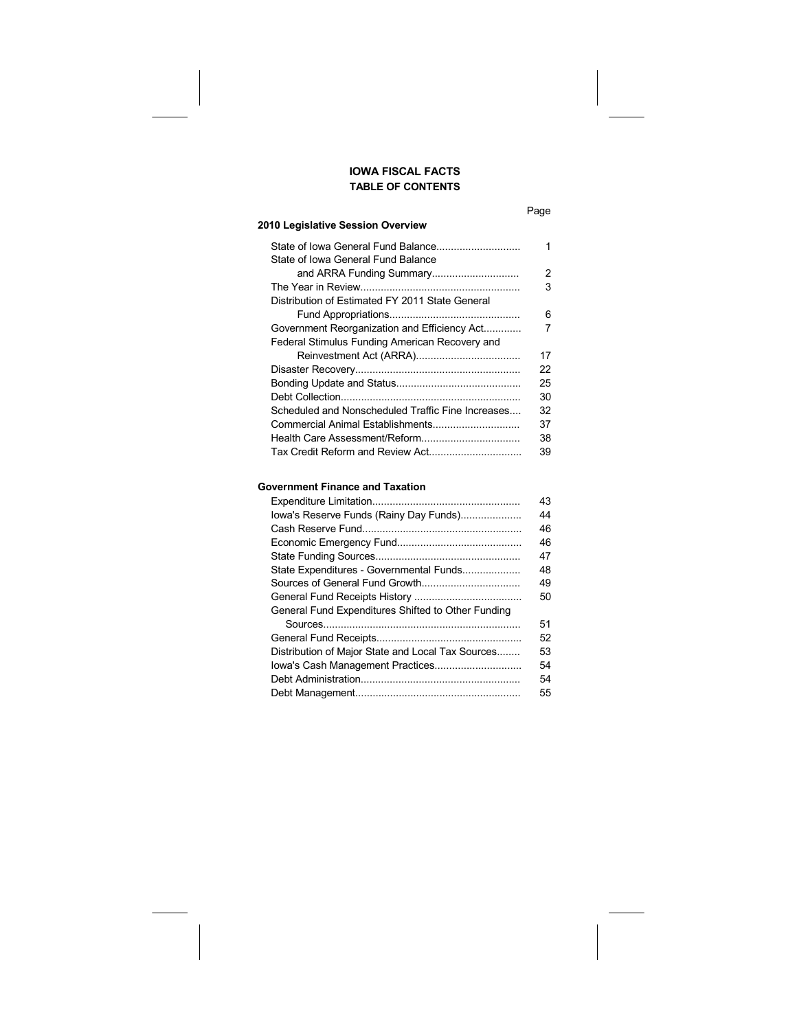# IOWA FISCAL FACTS

## TABLE OF CONTENTS

| | Page |
|---|---|
| **2010 Legislative Session Overview** | |
| State of Iowa General Fund Balance | 1 |
| State of Iowa General Fund Balance and ARRA Funding Summary | 2 |
| The Year in Review | 3 |
| Distribution of Estimated FY 2011 State General Fund Appropriations | 6 |
| Government Reorganization and Efficiency Act | 7 |
| Federal Stimulus Funding American Recovery and Reinvestment Act (ARRA) | 17 |
| Disaster Recovery | 22 |
| Bonding Update and Status | 25 |
| Debt Collection | 30 |
| Scheduled and Nonscheduled Traffic Fine Increases | 32 |
| Commercial Animal Establishments | 37 |
| Health Care Assessment/Reform | 38 |
| Tax Credit Reform and Review Act | 39 |
| **Government Finance and Taxation** | |
| Expenditure Limitation | 43 |
| Iowa's Reserve Funds (Rainy Day Funds) | 44 |
| Cash Reserve Fund | 46 |
| Economic Emergency Fund | 46 |
| State Funding Sources | 47 |
| State Expenditures - Governmental Funds | 48 |
| Sources of General Fund Growth | 49 |
| General Fund Receipts History | 50 |
| General Fund Expenditures Shifted to Other Funding Sources | 51 |
| General Fund Receipts | 52 |
| Distribution of Major State and Local Tax Sources | 53 |
| Iowa's Cash Management Practices | 54 |
| Debt Administration | 54 |
| Debt Management | 55 |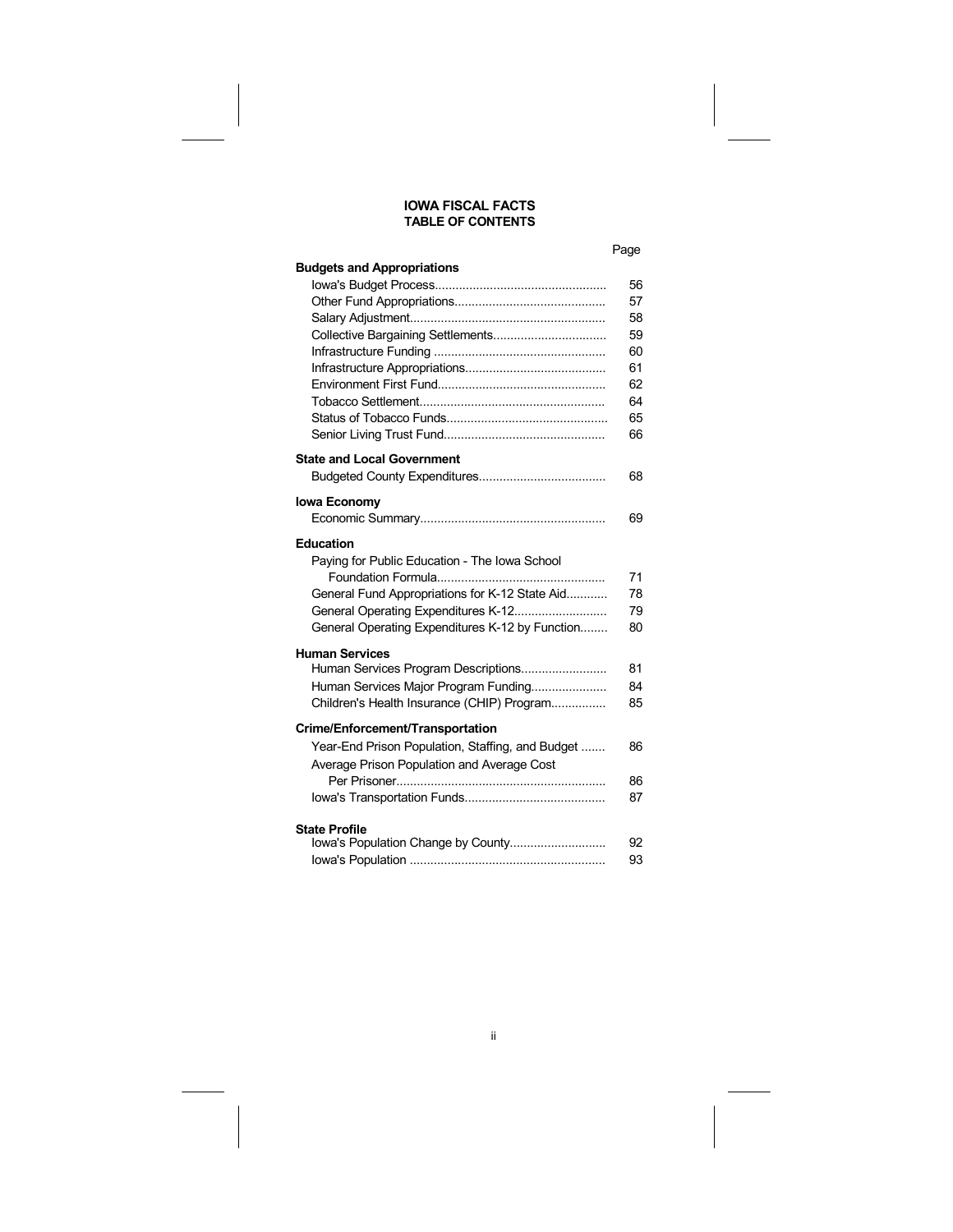# IOWA FISCAL FACTS
## TABLE OF CONTENTS

| | Page |
|---|---|
| **Budgets and Appropriations** | |
| Iowa's Budget Process | 56 |
| Other Fund Appropriations | 57 |
| Salary Adjustment | 58 |
| Collective Bargaining Settlements | 59 |
| Infrastructure Funding | 60 |
| Infrastructure Appropriations | 61 |
| Environment First Fund | 62 |
| Tobacco Settlement | 64 |
| Status of Tobacco Funds | 65 |
| Senior Living Trust Fund | 66 |
| **State and Local Government** | |
| Budgeted County Expenditures | 68 |
| **Iowa Economy** | |
| Economic Summary | 69 |
| **Education** | |
| Paying for Public Education - The Iowa School Foundation Formula | 71 |
| General Fund Appropriations for K-12 State Aid | 78 |
| General Operating Expenditures K-12 | 79 |
| General Operating Expenditures K-12 by Function | 80 |
| **Human Services** | |
| Human Services Program Descriptions | 81 |
| Human Services Major Program Funding | 84 |
| Children's Health Insurance (CHIP) Program | 85 |
| **Crime/Enforcement/Transportation** | |
| Year-End Prison Population, Staffing, and Budget | 86 |
| Average Prison Population and Average Cost Per Prisoner | 86 |
| Iowa's Transportation Funds | 87 |
| **State Profile** | |
| Iowa's Population Change by County | 92 |
| Iowa's Population | 93 |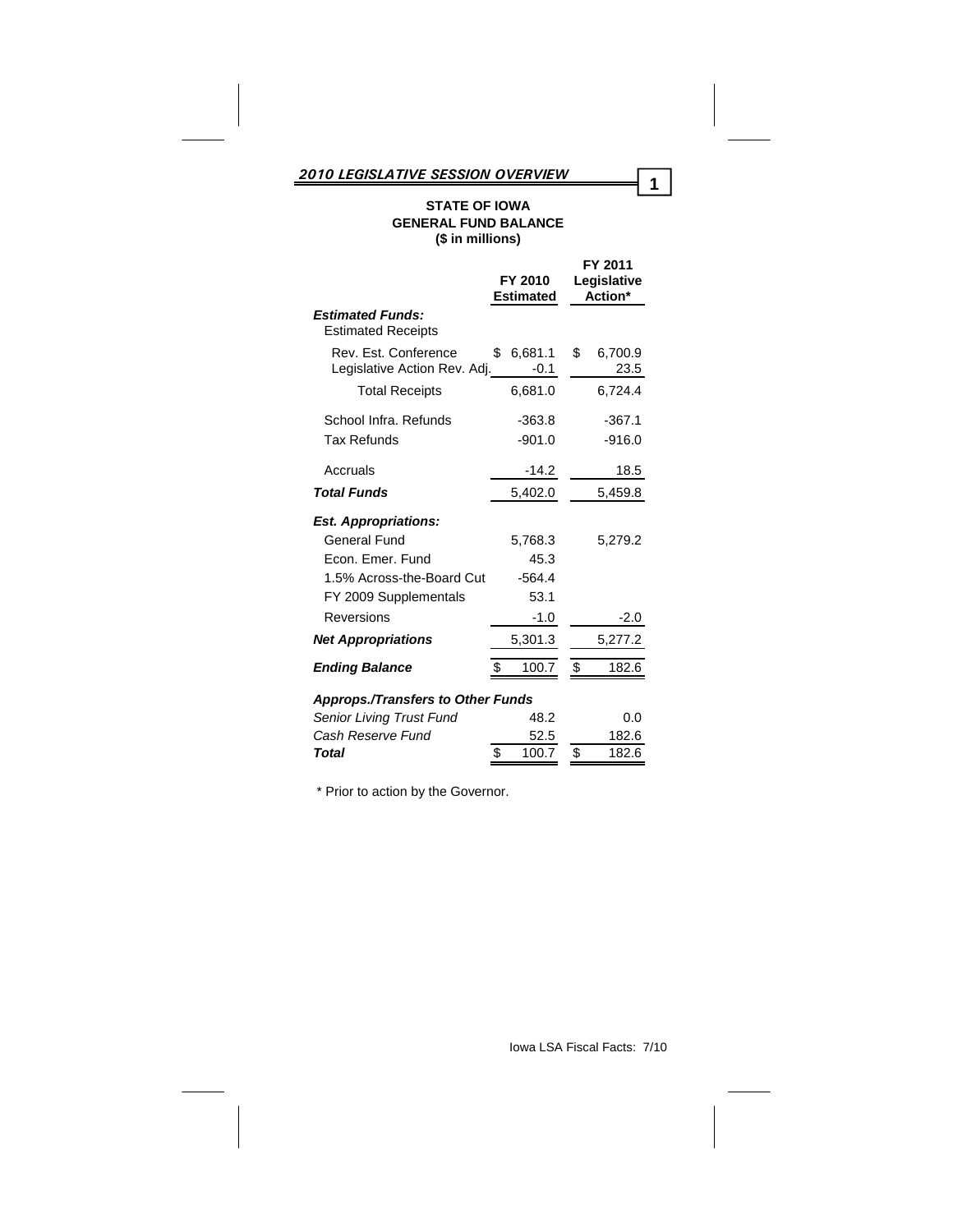## 2010 LEGISLATIVE SESSION OVERVIEW

### STATE OF IOWA
### GENERAL FUND BALANCE
### ($ in millions)

| | FY 2010 Estimated | FY 2011 Legislative Action* |
|---|---|---|
| ***Estimated Funds:*** | | |
| Estimated Receipts | | |
| Rev. Est. Conference | $ 6,681.1 | $ 6,700.9 |
| Legislative Action Rev. Adj. | -0.1 | 23.5 |
| Total Receipts | 6,681.0 | 6,724.4 |
| School Infra. Refunds | -363.8 | -367.1 |
| Tax Refunds | -901.0 | -916.0 |
| Accruals | -14.2 | 18.5 |
| ***Total Funds*** | 5,402.0 | 5,459.8 |
| ***Est. Appropriations:*** | | |
| General Fund | 5,768.3 | 5,279.2 |
| Econ. Emer. Fund | 45.3 | |
| 1.5% Across-the-Board Cut | -564.4 | |
| FY 2009 Supplementals | 53.1 | |
| Reversions | -1.0 | -2.0 |
| ***Net Appropriations*** | 5,301.3 | 5,277.2 |
| ***Ending Balance*** | $ 100.7 | $ 182.6 |
| ***Approps./Transfers to Other Funds*** | | |
| *Senior Living Trust Fund* | 48.2 | 0.0 |
| *Cash Reserve Fund* | 52.5 | 182.6 |
| ***Total*** | $ 100.7 | $ 182.6 |

\* Prior to action by the Governor.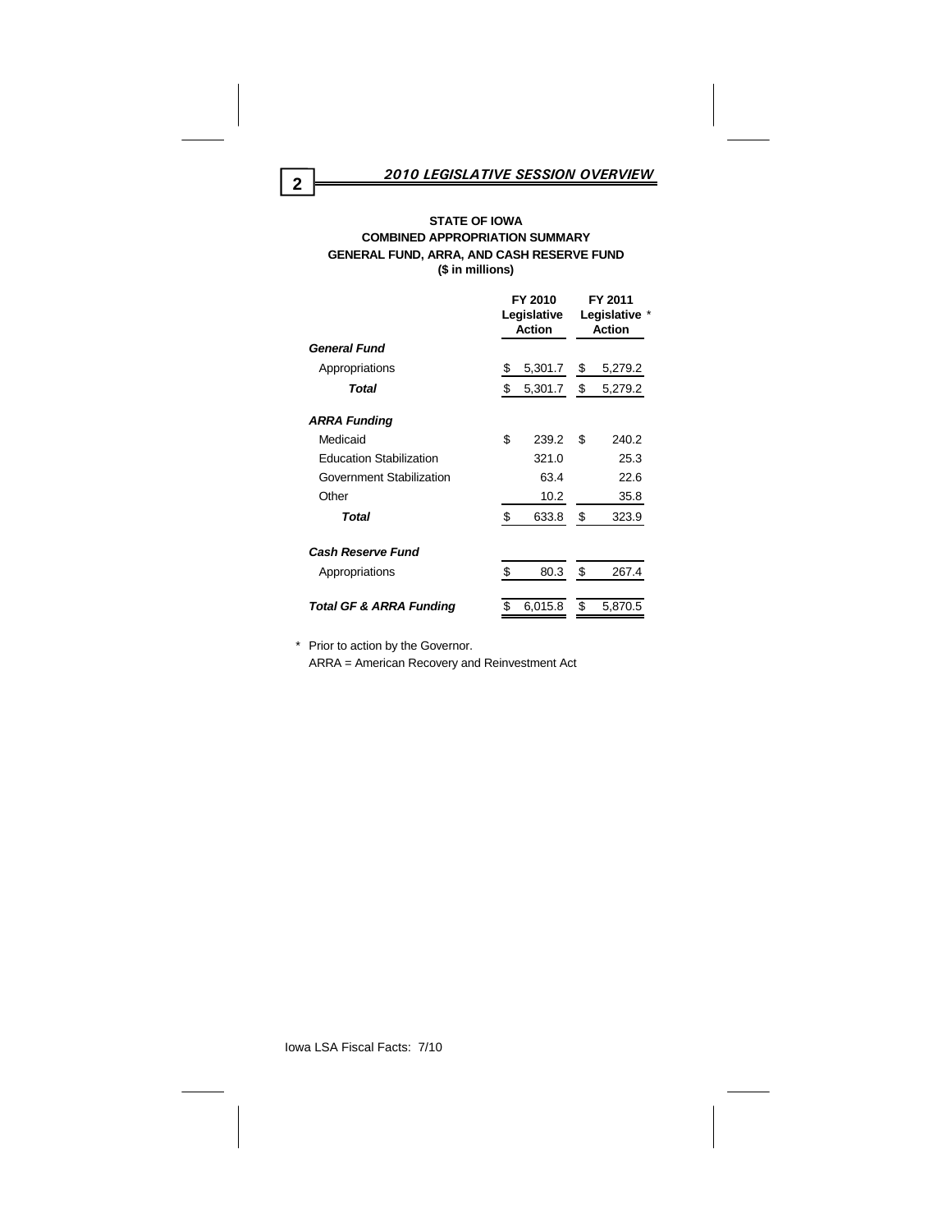## 2010 LEGISLATIVE SESSION OVERVIEW

**STATE OF IOWA**
**COMBINED APPROPRIATION SUMMARY**
**GENERAL FUND, ARRA, AND CASH RESERVE FUND**
**($ in millions)**

| | FY 2010 Legislative Action | FY 2011 Legislative * Action |
|---|---|---|
| ***General Fund*** | | |
| Appropriations | $ 5,301.7 | $ 5,279.2 |
| ***Total*** | $ 5,301.7 | $ 5,279.2 |
| ***ARRA Funding*** | | |
| Medicaid | $ 239.2 | $ 240.2 |
| Education Stabilization | 321.0 | 25.3 |
| Government Stabilization | 63.4 | 22.6 |
| Other | 10.2 | 35.8 |
| ***Total*** | $ 633.8 | $ 323.9 |
| ***Cash Reserve Fund*** | | |
| Appropriations | $ 80.3 | $ 267.4 |
| ***Total GF & ARRA Funding*** | $ 6,015.8 | $ 5,870.5 |

\* Prior to action by the Governor.
ARRA = American Recovery and Reinvestment Act

Iowa LSA Fiscal Facts: 7/10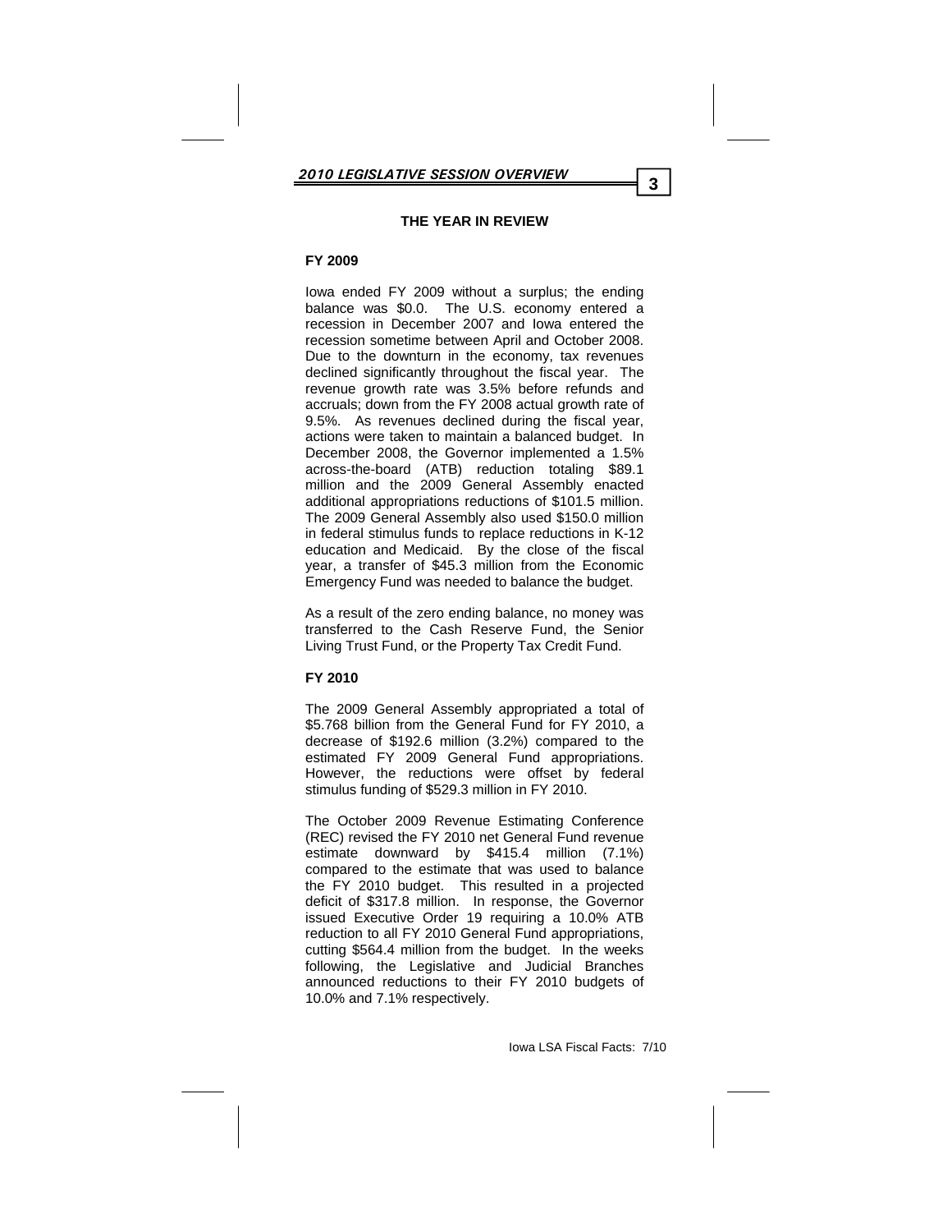## THE YEAR IN REVIEW

### FY 2009

Iowa ended FY 2009 without a surplus; the ending balance was $0.0. The U.S. economy entered a recession in December 2007 and Iowa entered the recession sometime between April and October 2008. Due to the downturn in the economy, tax revenues declined significantly throughout the fiscal year. The revenue growth rate was 3.5% before refunds and accruals; down from the FY 2008 actual growth rate of 9.5%. As revenues declined during the fiscal year, actions were taken to maintain a balanced budget. In December 2008, the Governor implemented a 1.5% across-the-board (ATB) reduction totaling $89.1 million and the 2009 General Assembly enacted additional appropriations reductions of $101.5 million. The 2009 General Assembly also used $150.0 million in federal stimulus funds to replace reductions in K-12 education and Medicaid. By the close of the fiscal year, a transfer of $45.3 million from the Economic Emergency Fund was needed to balance the budget.

As a result of the zero ending balance, no money was transferred to the Cash Reserve Fund, the Senior Living Trust Fund, or the Property Tax Credit Fund.

### FY 2010

The 2009 General Assembly appropriated a total of $5.768 billion from the General Fund for FY 2010, a decrease of $192.6 million (3.2%) compared to the estimated FY 2009 General Fund appropriations. However, the reductions were offset by federal stimulus funding of $529.3 million in FY 2010.

The October 2009 Revenue Estimating Conference (REC) revised the FY 2010 net General Fund revenue estimate downward by $415.4 million (7.1%) compared to the estimate that was used to balance the FY 2010 budget. This resulted in a projected deficit of $317.8 million. In response, the Governor issued Executive Order 19 requiring a 10.0% ATB reduction to all FY 2010 General Fund appropriations, cutting $564.4 million from the budget. In the weeks following, the Legislative and Judicial Branches announced reductions to their FY 2010 budgets of 10.0% and 7.1% respectively.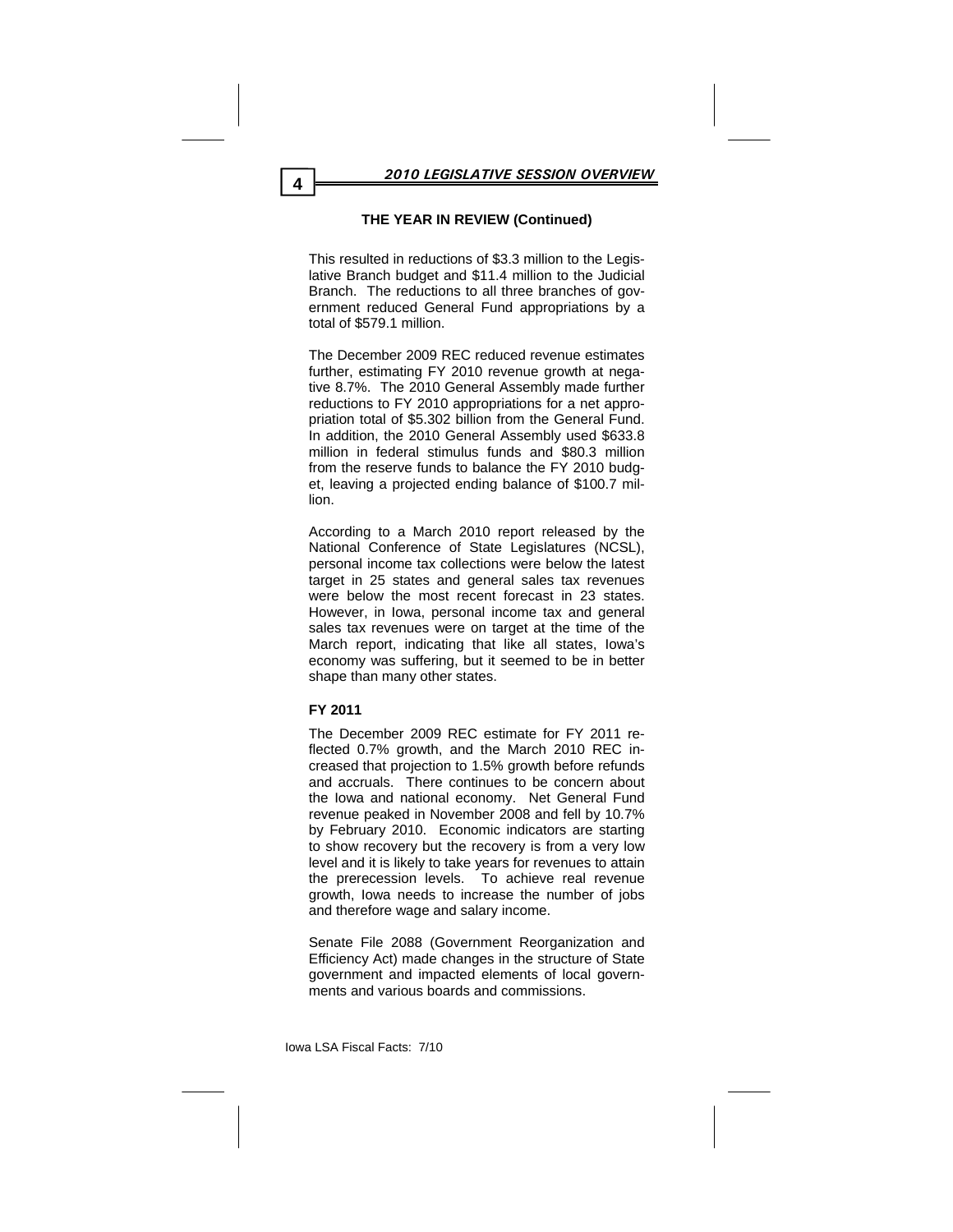## THE YEAR IN REVIEW (Continued)

This resulted in reductions of $3.3 million to the Legislative Branch budget and $11.4 million to the Judicial Branch. The reductions to all three branches of government reduced General Fund appropriations by a total of $579.1 million.

The December 2009 REC reduced revenue estimates further, estimating FY 2010 revenue growth at negative 8.7%. The 2010 General Assembly made further reductions to FY 2010 appropriations for a net appropriation total of $5.302 billion from the General Fund. In addition, the 2010 General Assembly used $633.8 million in federal stimulus funds and $80.3 million from the reserve funds to balance the FY 2010 budget, leaving a projected ending balance of $100.7 million.

According to a March 2010 report released by the National Conference of State Legislatures (NCSL), personal income tax collections were below the latest target in 25 states and general sales tax revenues were below the most recent forecast in 23 states. However, in Iowa, personal income tax and general sales tax revenues were on target at the time of the March report, indicating that like all states, Iowa's economy was suffering, but it seemed to be in better shape than many other states.

### FY 2011

The December 2009 REC estimate for FY 2011 reflected 0.7% growth, and the March 2010 REC increased that projection to 1.5% growth before refunds and accruals. There continues to be concern about the Iowa and national economy. Net General Fund revenue peaked in November 2008 and fell by 10.7% by February 2010. Economic indicators are starting to show recovery but the recovery is from a very low level and it is likely to take years for revenues to attain the prerecession levels. To achieve real revenue growth, Iowa needs to increase the number of jobs and therefore wage and salary income.

Senate File 2088 (Government Reorganization and Efficiency Act) made changes in the structure of State government and impacted elements of local governments and various boards and commissions.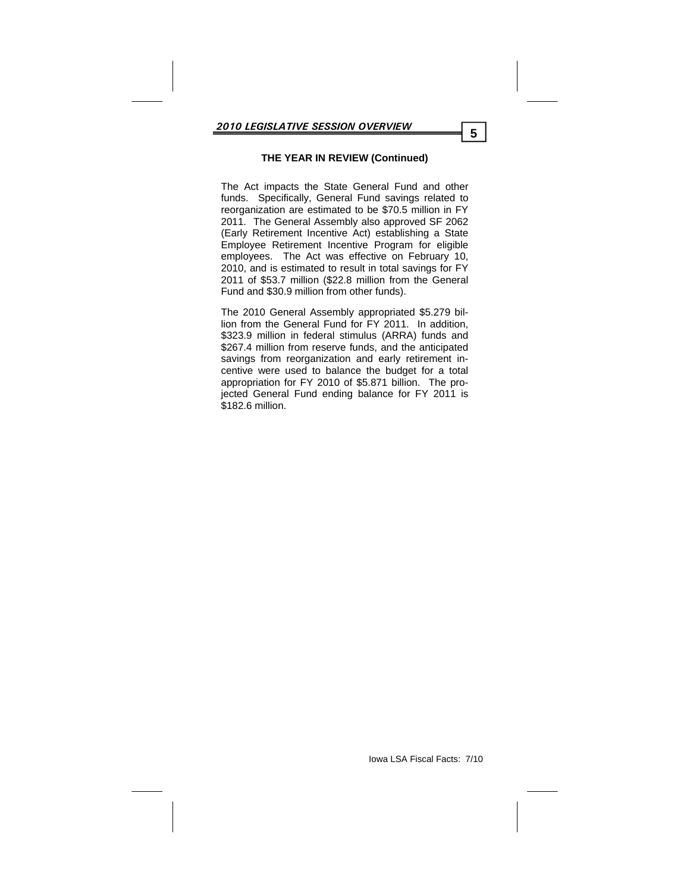### THE YEAR IN REVIEW (Continued)

The Act impacts the State General Fund and other funds. Specifically, General Fund savings related to reorganization are estimated to be $70.5 million in FY 2011. The General Assembly also approved SF 2062 (Early Retirement Incentive Act) establishing a State Employee Retirement Incentive Program for eligible employees. The Act was effective on February 10, 2010, and is estimated to result in total savings for FY 2011 of $53.7 million ($22.8 million from the General Fund and $30.9 million from other funds).

The 2010 General Assembly appropriated $5.279 billion from the General Fund for FY 2011. In addition, $323.9 million in federal stimulus (ARRA) funds and $267.4 million from reserve funds, and the anticipated savings from reorganization and early retirement incentive were used to balance the budget for a total appropriation for FY 2010 of $5.871 billion. The projected General Fund ending balance for FY 2011 is $182.6 million.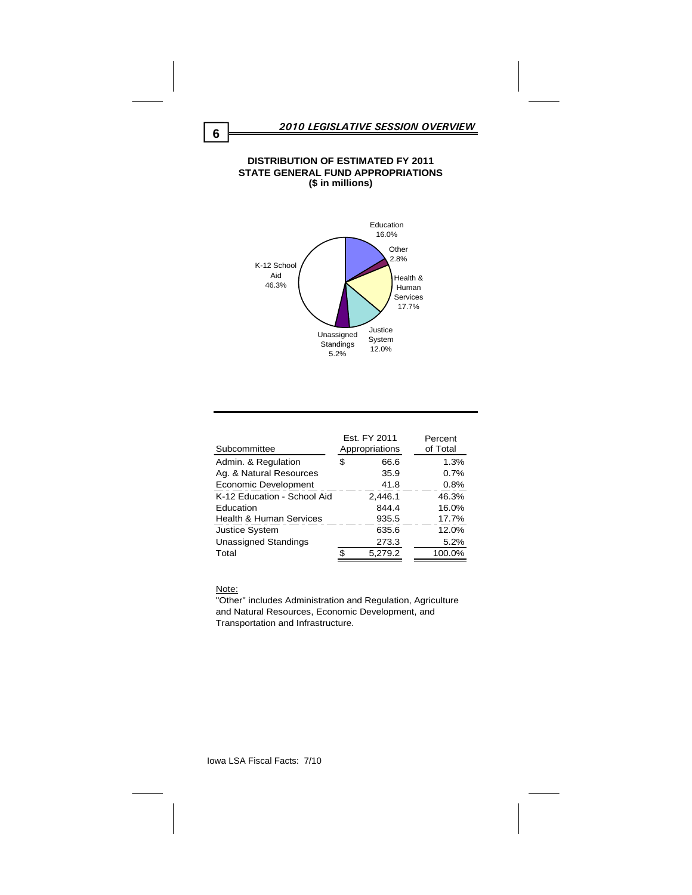## DISTRIBUTION OF ESTIMATED FY 2011 STATE GENERAL FUND APPROPRIATIONS
**($ in millions)**

Education 16.0%

Other 2.8%

Health & Human Services 17.7%

Justice System 12.0%

Unassigned Standings 5.2%

K-12 School Aid 46.3%

| Subcommittee | | Est. FY 2011 Appropriations | Percent of Total |
|---|---|---|---|
| Admin. & Regulation | $ | 66.6 | 1.3% |
| Ag. & Natural Resources | | 35.9 | 0.7% |
| Economic Development | | 41.8 | 0.8% |
| K-12 Education - School Aid | | 2,446.1 | 46.3% |
| Education | | 844.4 | 16.0% |
| Health & Human Services | | 935.5 | 17.7% |
| Justice System | | 635.6 | 12.0% |
| Unassigned Standings | | 273.3 | 5.2% |
| Total | $ | 5,279.2 | 100.0% |

Note:

"Other" includes Administration and Regulation, Agriculture and Natural Resources, Economic Development, and Transportation and Infrastructure.

Iowa LSA Fiscal Facts: 7/10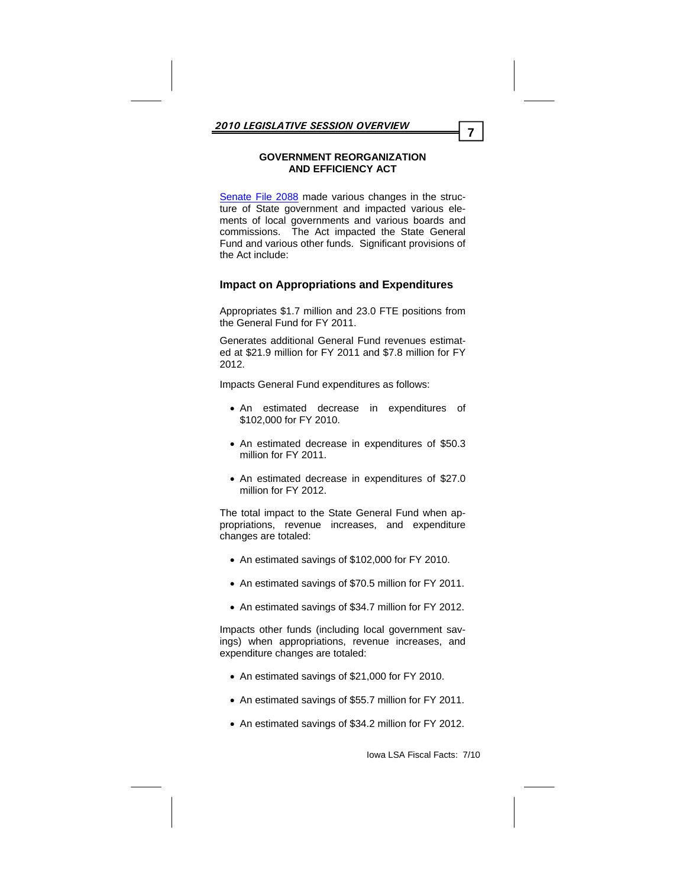## GOVERNMENT REORGANIZATION AND EFFICIENCY ACT

Senate File 2088 made various changes in the structure of State government and impacted various elements of local governments and various boards and commissions. The Act impacted the State General Fund and various other funds. Significant provisions of the Act include:

### Impact on Appropriations and Expenditures

Appropriates $1.7 million and 23.0 FTE positions from the General Fund for FY 2011.

Generates additional General Fund revenues estimated at $21.9 million for FY 2011 and $7.8 million for FY 2012.

Impacts General Fund expenditures as follows:

- An estimated decrease in expenditures of $102,000 for FY 2010.
- An estimated decrease in expenditures of $50.3 million for FY 2011.
- An estimated decrease in expenditures of $27.0 million for FY 2012.

The total impact to the State General Fund when appropriations, revenue increases, and expenditure changes are totaled:

- An estimated savings of $102,000 for FY 2010.
- An estimated savings of $70.5 million for FY 2011.
- An estimated savings of $34.7 million for FY 2012.

Impacts other funds (including local government savings) when appropriations, revenue increases, and expenditure changes are totaled:

- An estimated savings of $21,000 for FY 2010.
- An estimated savings of $55.7 million for FY 2011.
- An estimated savings of $34.2 million for FY 2012.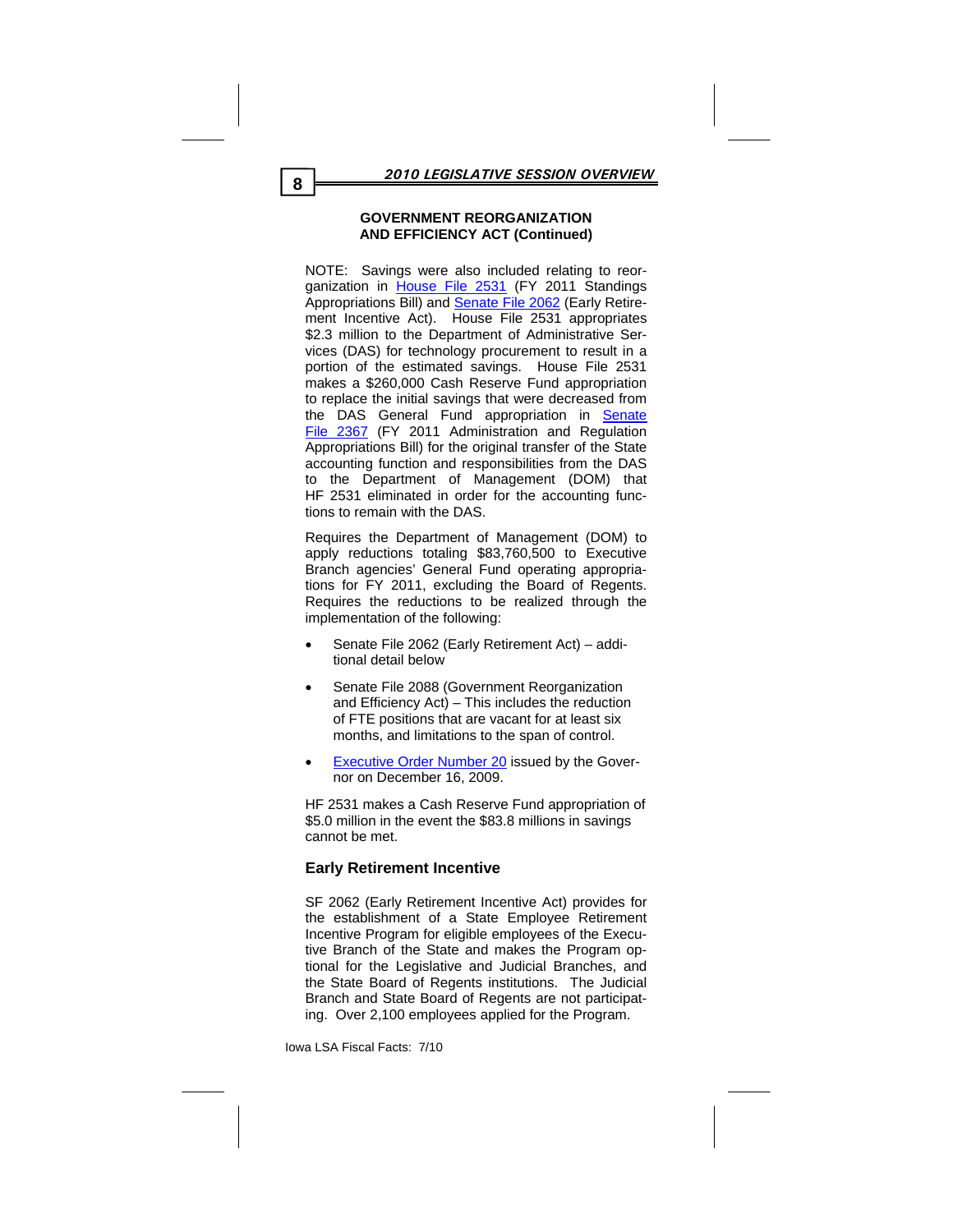## GOVERNMENT REORGANIZATION AND EFFICIENCY ACT (Continued)

NOTE: Savings were also included relating to reorganization in House File 2531 (FY 2011 Standings Appropriations Bill) and Senate File 2062 (Early Retirement Incentive Act). House File 2531 appropriates $2.3 million to the Department of Administrative Services (DAS) for technology procurement to result in a portion of the estimated savings. House File 2531 makes a $260,000 Cash Reserve Fund appropriation to replace the initial savings that were decreased from the DAS General Fund appropriation in Senate File 2367 (FY 2011 Administration and Regulation Appropriations Bill) for the original transfer of the State accounting function and responsibilities from the DAS to the Department of Management (DOM) that HF 2531 eliminated in order for the accounting functions to remain with the DAS.

Requires the Department of Management (DOM) to apply reductions totaling $83,760,500 to Executive Branch agencies' General Fund operating appropriations for FY 2011, excluding the Board of Regents. Requires the reductions to be realized through the implementation of the following:

- Senate File 2062 (Early Retirement Act) – additional detail below
- Senate File 2088 (Government Reorganization and Efficiency Act) – This includes the reduction of FTE positions that are vacant for at least six months, and limitations to the span of control.
- Executive Order Number 20 issued by the Governor on December 16, 2009.

HF 2531 makes a Cash Reserve Fund appropriation of $5.0 million in the event the $83.8 millions in savings cannot be met.

### Early Retirement Incentive

SF 2062 (Early Retirement Incentive Act) provides for the establishment of a State Employee Retirement Incentive Program for eligible employees of the Executive Branch of the State and makes the Program optional for the Legislative and Judicial Branches, and the State Board of Regents institutions. The Judicial Branch and State Board of Regents are not participating. Over 2,100 employees applied for the Program.

Iowa LSA Fiscal Facts: 7/10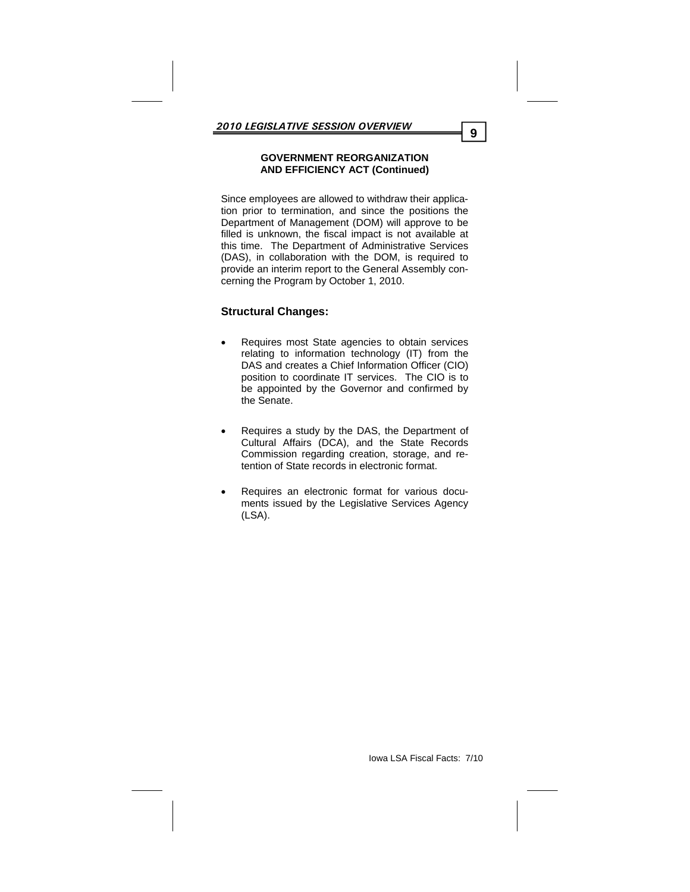## GOVERNMENT REORGANIZATION AND EFFICIENCY ACT (Continued)

Since employees are allowed to withdraw their application prior to termination, and since the positions the Department of Management (DOM) will approve to be filled is unknown, the fiscal impact is not available at this time. The Department of Administrative Services (DAS), in collaboration with the DOM, is required to provide an interim report to the General Assembly concerning the Program by October 1, 2010.

### Structural Changes:

- Requires most State agencies to obtain services relating to information technology (IT) from the DAS and creates a Chief Information Officer (CIO) position to coordinate IT services. The CIO is to be appointed by the Governor and confirmed by the Senate.
- Requires a study by the DAS, the Department of Cultural Affairs (DCA), and the State Records Commission regarding creation, storage, and retention of State records in electronic format.
- Requires an electronic format for various documents issued by the Legislative Services Agency (LSA).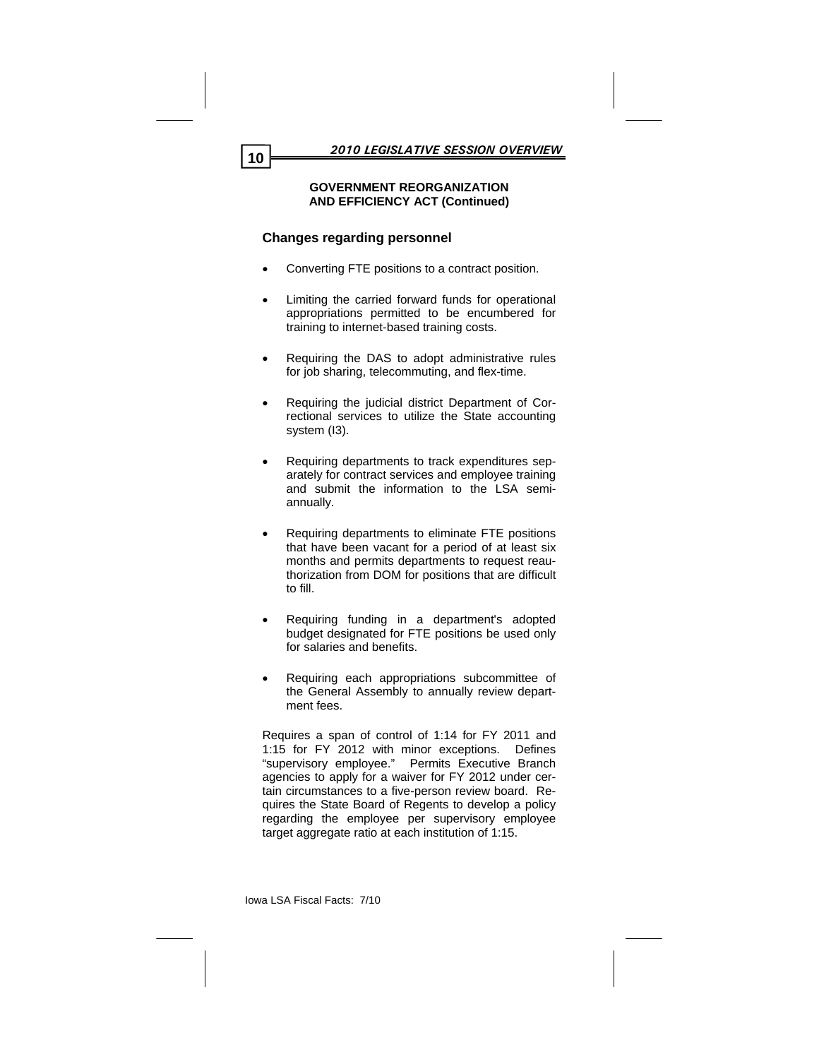**GOVERNMENT REORGANIZATION AND EFFICIENCY ACT (Continued)**

### Changes regarding personnel

- Converting FTE positions to a contract position.
- Limiting the carried forward funds for operational appropriations permitted to be encumbered for training to internet-based training costs.
- Requiring the DAS to adopt administrative rules for job sharing, telecommuting, and flex-time.
- Requiring the judicial district Department of Correctional services to utilize the State accounting system (I3).
- Requiring departments to track expenditures separately for contract services and employee training and submit the information to the LSA semi-annually.
- Requiring departments to eliminate FTE positions that have been vacant for a period of at least six months and permits departments to request reauthorization from DOM for positions that are difficult to fill.
- Requiring funding in a department's adopted budget designated for FTE positions be used only for salaries and benefits.
- Requiring each appropriations subcommittee of the General Assembly to annually review department fees.

Requires a span of control of 1:14 for FY 2011 and 1:15 for FY 2012 with minor exceptions. Defines "supervisory employee." Permits Executive Branch agencies to apply for a waiver for FY 2012 under certain circumstances to a five-person review board. Requires the State Board of Regents to develop a policy regarding the employee per supervisory employee target aggregate ratio at each institution of 1:15.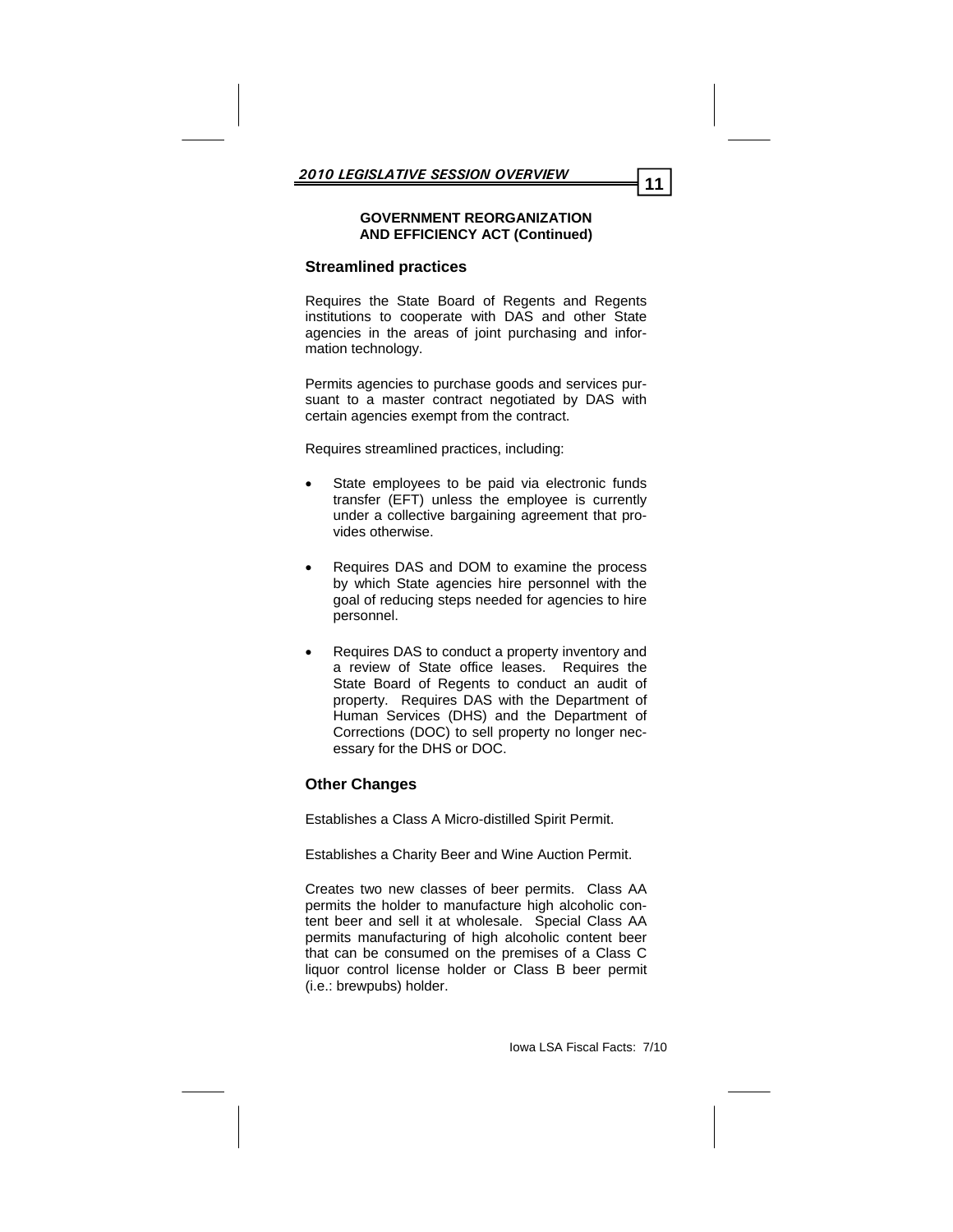## GOVERNMENT REORGANIZATION AND EFFICIENCY ACT (Continued)

### Streamlined practices

Requires the State Board of Regents and Regents institutions to cooperate with DAS and other State agencies in the areas of joint purchasing and information technology.

Permits agencies to purchase goods and services pursuant to a master contract negotiated by DAS with certain agencies exempt from the contract.

Requires streamlined practices, including:

- State employees to be paid via electronic funds transfer (EFT) unless the employee is currently under a collective bargaining agreement that provides otherwise.
- Requires DAS and DOM to examine the process by which State agencies hire personnel with the goal of reducing steps needed for agencies to hire personnel.
- Requires DAS to conduct a property inventory and a review of State office leases. Requires the State Board of Regents to conduct an audit of property. Requires DAS with the Department of Human Services (DHS) and the Department of Corrections (DOC) to sell property no longer necessary for the DHS or DOC.

### Other Changes

Establishes a Class A Micro-distilled Spirit Permit.

Establishes a Charity Beer and Wine Auction Permit.

Creates two new classes of beer permits. Class AA permits the holder to manufacture high alcoholic content beer and sell it at wholesale. Special Class AA permits manufacturing of high alcoholic content beer that can be consumed on the premises of a Class C liquor control license holder or Class B beer permit (i.e.: brewpubs) holder.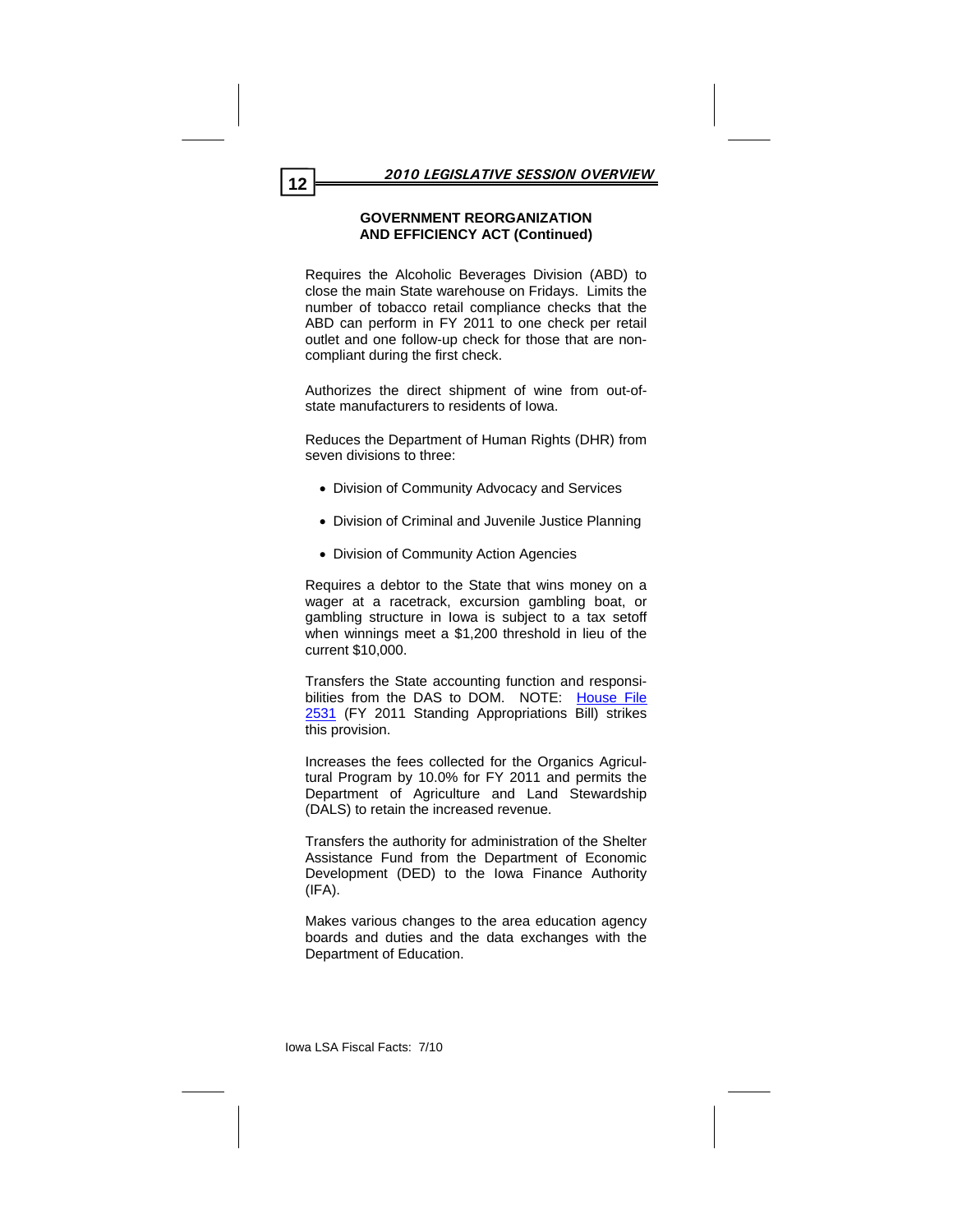## GOVERNMENT REORGANIZATION AND EFFICIENCY ACT (Continued)

Requires the Alcoholic Beverages Division (ABD) to close the main State warehouse on Fridays. Limits the number of tobacco retail compliance checks that the ABD can perform in FY 2011 to one check per retail outlet and one follow-up check for those that are non-compliant during the first check.

Authorizes the direct shipment of wine from out-of-state manufacturers to residents of Iowa.

Reduces the Department of Human Rights (DHR) from seven divisions to three:

- Division of Community Advocacy and Services
- Division of Criminal and Juvenile Justice Planning
- Division of Community Action Agencies

Requires a debtor to the State that wins money on a wager at a racetrack, excursion gambling boat, or gambling structure in Iowa is subject to a tax setoff when winnings meet a $1,200 threshold in lieu of the current $10,000.

Transfers the State accounting function and responsibilities from the DAS to DOM. NOTE: House File 2531 (FY 2011 Standing Appropriations Bill) strikes this provision.

Increases the fees collected for the Organics Agricultural Program by 10.0% for FY 2011 and permits the Department of Agriculture and Land Stewardship (DALS) to retain the increased revenue.

Transfers the authority for administration of the Shelter Assistance Fund from the Department of Economic Development (DED) to the Iowa Finance Authority (IFA).

Makes various changes to the area education agency boards and duties and the data exchanges with the Department of Education.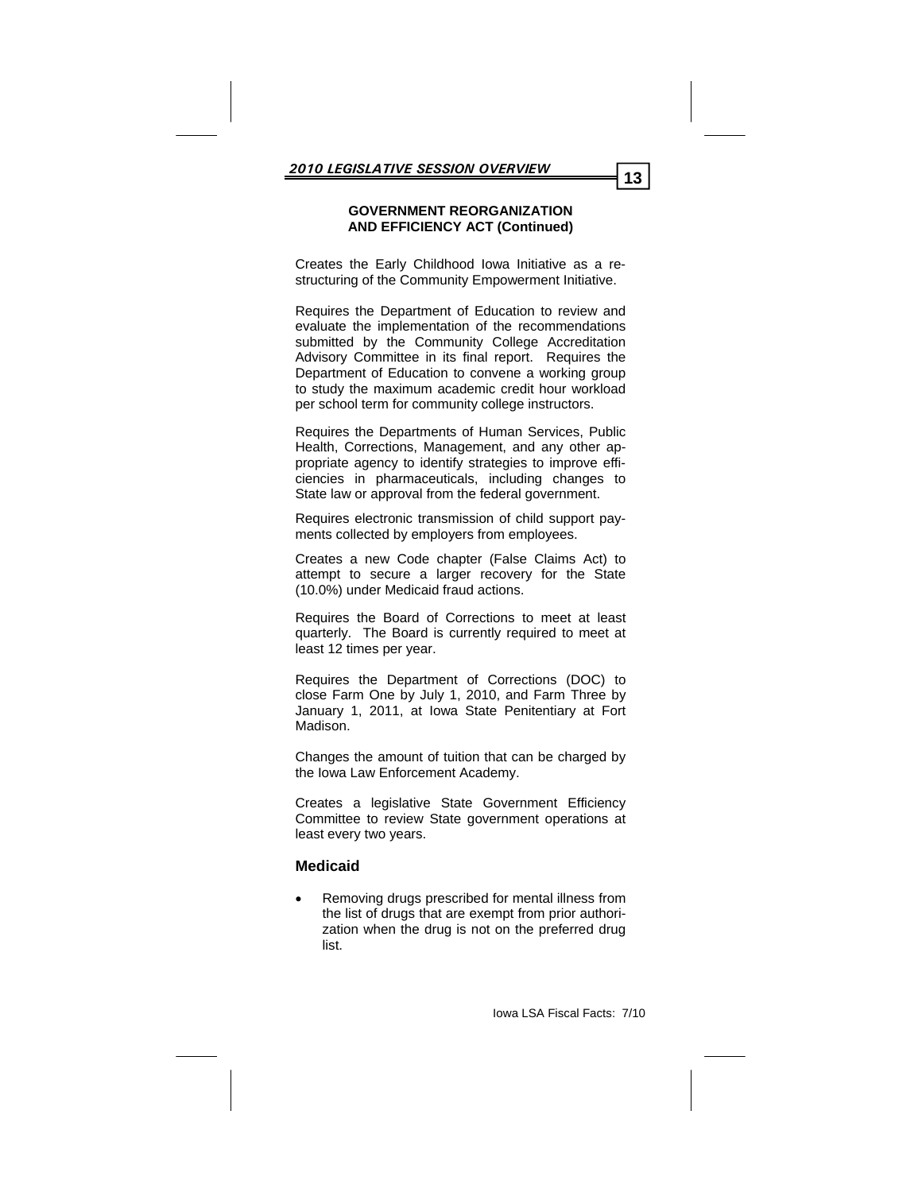### GOVERNMENT REORGANIZATION AND EFFICIENCY ACT (Continued)

Creates the Early Childhood Iowa Initiative as a restructuring of the Community Empowerment Initiative.

Requires the Department of Education to review and evaluate the implementation of the recommendations submitted by the Community College Accreditation Advisory Committee in its final report. Requires the Department of Education to convene a working group to study the maximum academic credit hour workload per school term for community college instructors.

Requires the Departments of Human Services, Public Health, Corrections, Management, and any other appropriate agency to identify strategies to improve efficiencies in pharmaceuticals, including changes to State law or approval from the federal government.

Requires electronic transmission of child support payments collected by employers from employees.

Creates a new Code chapter (False Claims Act) to attempt to secure a larger recovery for the State (10.0%) under Medicaid fraud actions.

Requires the Board of Corrections to meet at least quarterly. The Board is currently required to meet at least 12 times per year.

Requires the Department of Corrections (DOC) to close Farm One by July 1, 2010, and Farm Three by January 1, 2011, at Iowa State Penitentiary at Fort Madison.

Changes the amount of tuition that can be charged by the Iowa Law Enforcement Academy.

Creates a legislative State Government Efficiency Committee to review State government operations at least every two years.

### Medicaid

- Removing drugs prescribed for mental illness from the list of drugs that are exempt from prior authorization when the drug is not on the preferred drug list.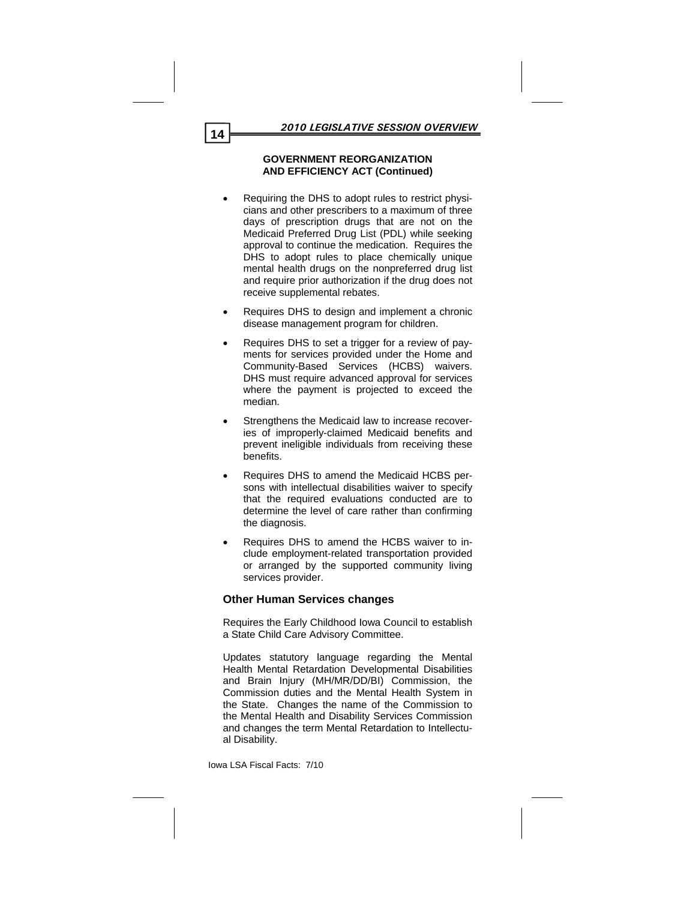**GOVERNMENT REORGANIZATION AND EFFICIENCY ACT (Continued)**

- Requiring the DHS to adopt rules to restrict physicians and other prescribers to a maximum of three days of prescription drugs that are not on the Medicaid Preferred Drug List (PDL) while seeking approval to continue the medication. Requires the DHS to adopt rules to place chemically unique mental health drugs on the nonpreferred drug list and require prior authorization if the drug does not receive supplemental rebates.
- Requires DHS to design and implement a chronic disease management program for children.
- Requires DHS to set a trigger for a review of payments for services provided under the Home and Community-Based Services (HCBS) waivers. DHS must require advanced approval for services where the payment is projected to exceed the median.
- Strengthens the Medicaid law to increase recoveries of improperly-claimed Medicaid benefits and prevent ineligible individuals from receiving these benefits.
- Requires DHS to amend the Medicaid HCBS persons with intellectual disabilities waiver to specify that the required evaluations conducted are to determine the level of care rather than confirming the diagnosis.
- Requires DHS to amend the HCBS waiver to include employment-related transportation provided or arranged by the supported community living services provider.

### Other Human Services changes

Requires the Early Childhood Iowa Council to establish a State Child Care Advisory Committee.

Updates statutory language regarding the Mental Health Mental Retardation Developmental Disabilities and Brain Injury (MH/MR/DD/BI) Commission, the Commission duties and the Mental Health System in the State. Changes the name of the Commission to the Mental Health and Disability Services Commission and changes the term Mental Retardation to Intellectual Disability.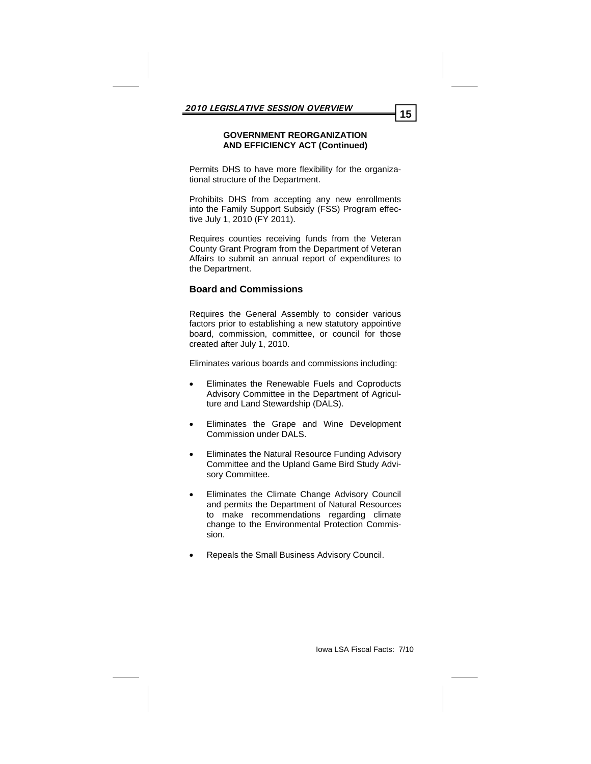### GOVERNMENT REORGANIZATION AND EFFICIENCY ACT (Continued)

Permits DHS to have more flexibility for the organizational structure of the Department.

Prohibits DHS from accepting any new enrollments into the Family Support Subsidy (FSS) Program effective July 1, 2010 (FY 2011).

Requires counties receiving funds from the Veteran County Grant Program from the Department of Veteran Affairs to submit an annual report of expenditures to the Department.

## Board and Commissions

Requires the General Assembly to consider various factors prior to establishing a new statutory appointive board, commission, committee, or council for those created after July 1, 2010.

Eliminates various boards and commissions including:

- Eliminates the Renewable Fuels and Coproducts Advisory Committee in the Department of Agriculture and Land Stewardship (DALS).
- Eliminates the Grape and Wine Development Commission under DALS.
- Eliminates the Natural Resource Funding Advisory Committee and the Upland Game Bird Study Advisory Committee.
- Eliminates the Climate Change Advisory Council and permits the Department of Natural Resources to make recommendations regarding climate change to the Environmental Protection Commission.
- Repeals the Small Business Advisory Council.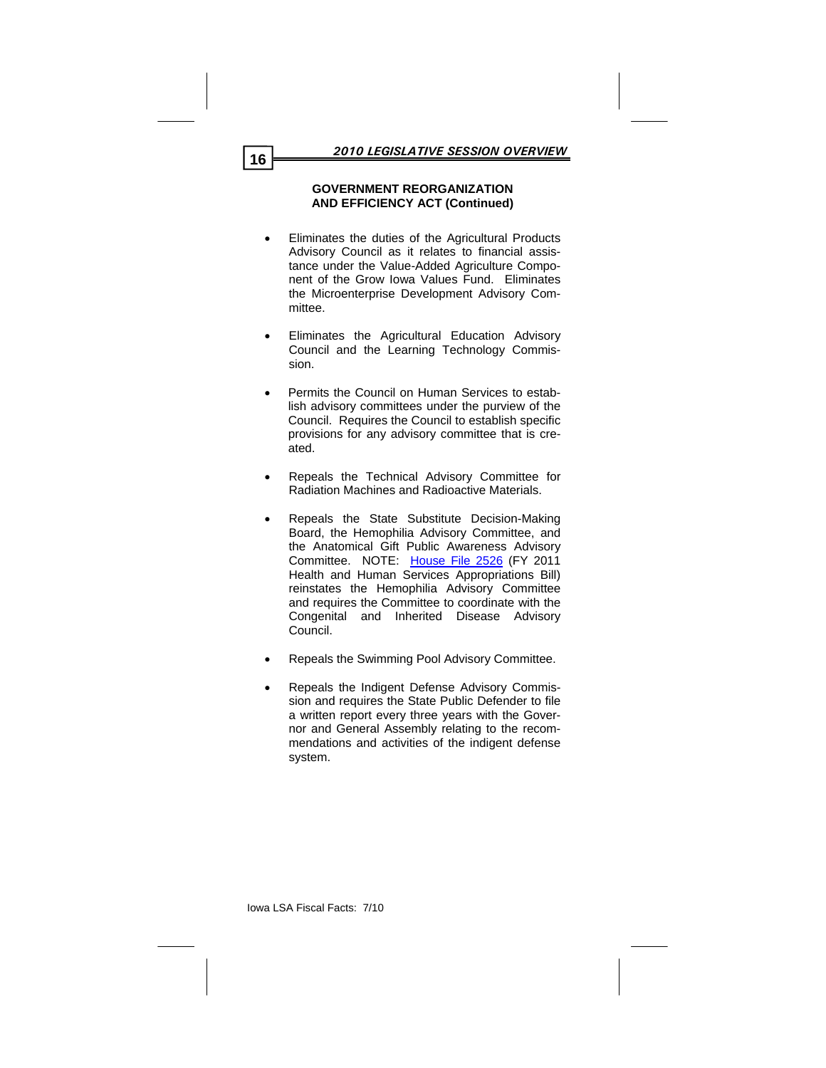### GOVERNMENT REORGANIZATION AND EFFICIENCY ACT (Continued)

- Eliminates the duties of the Agricultural Products Advisory Council as it relates to financial assistance under the Value-Added Agriculture Component of the Grow Iowa Values Fund. Eliminates the Microenterprise Development Advisory Committee.

- Eliminates the Agricultural Education Advisory Council and the Learning Technology Commission.

- Permits the Council on Human Services to establish advisory committees under the purview of the Council. Requires the Council to establish specific provisions for any advisory committee that is created.

- Repeals the Technical Advisory Committee for Radiation Machines and Radioactive Materials.

- Repeals the State Substitute Decision-Making Board, the Hemophilia Advisory Committee, and the Anatomical Gift Public Awareness Advisory Committee. NOTE: House File 2526 (FY 2011 Health and Human Services Appropriations Bill) reinstates the Hemophilia Advisory Committee and requires the Committee to coordinate with the Congenital and Inherited Disease Advisory Council.

- Repeals the Swimming Pool Advisory Committee.

- Repeals the Indigent Defense Advisory Commission and requires the State Public Defender to file a written report every three years with the Governor and General Assembly relating to the recommendations and activities of the indigent defense system.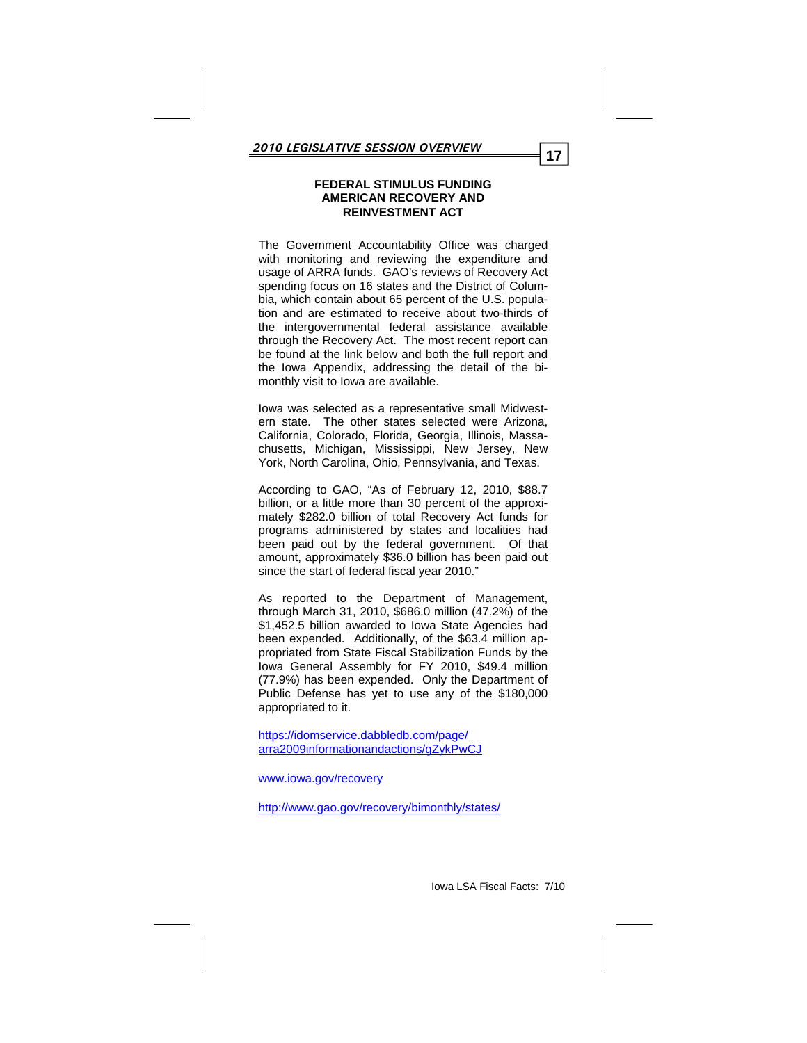## FEDERAL STIMULUS FUNDING AMERICAN RECOVERY AND REINVESTMENT ACT

The Government Accountability Office was charged with monitoring and reviewing the expenditure and usage of ARRA funds. GAO's reviews of Recovery Act spending focus on 16 states and the District of Columbia, which contain about 65 percent of the U.S. population and are estimated to receive about two-thirds of the intergovernmental federal assistance available through the Recovery Act. The most recent report can be found at the link below and both the full report and the Iowa Appendix, addressing the detail of the bimonthly visit to Iowa are available.

Iowa was selected as a representative small Midwestern state. The other states selected were Arizona, California, Colorado, Florida, Georgia, Illinois, Massachusetts, Michigan, Mississippi, New Jersey, New York, North Carolina, Ohio, Pennsylvania, and Texas.

According to GAO, "As of February 12, 2010, $88.7 billion, or a little more than 30 percent of the approximately $282.0 billion of total Recovery Act funds for programs administered by states and localities had been paid out by the federal government. Of that amount, approximately $36.0 billion has been paid out since the start of federal fiscal year 2010."

As reported to the Department of Management, through March 31, 2010, $686.0 million (47.2%) of the $1,452.5 billion awarded to Iowa State Agencies had been expended. Additionally, of the $63.4 million appropriated from State Fiscal Stabilization Funds by the Iowa General Assembly for FY 2010, $49.4 million (77.9%) has been expended. Only the Department of Public Defense has yet to use any of the $180,000 appropriated to it.

https://idomservice.dabbledb.com/page/arra2009informationandactions/gZykPwCJ

www.iowa.gov/recovery

http://www.gao.gov/recovery/bimonthly/states/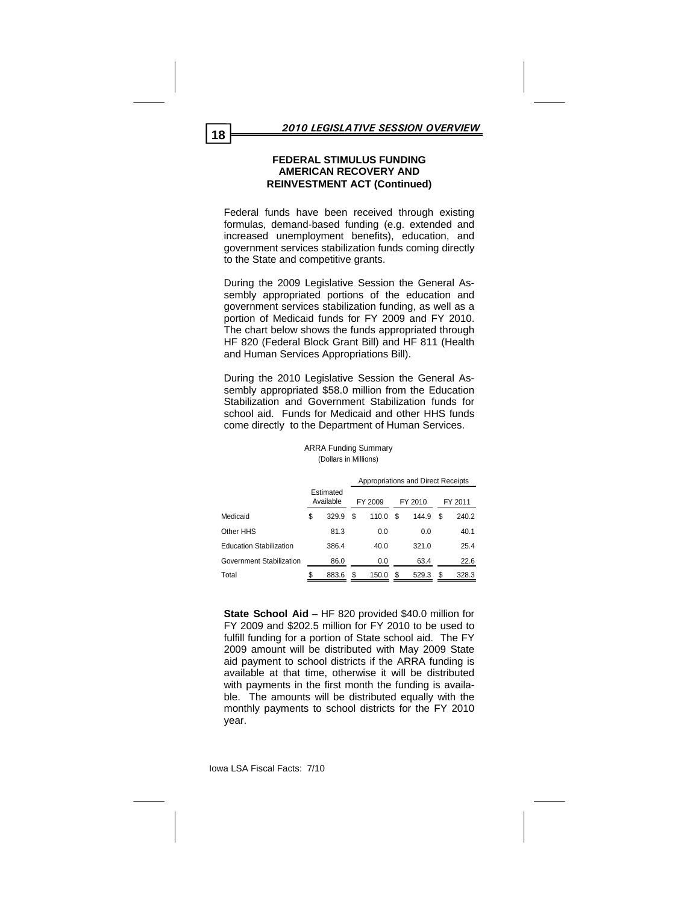## FEDERAL STIMULUS FUNDING AMERICAN RECOVERY AND REINVESTMENT ACT (Continued)

Federal funds have been received through existing formulas, demand-based funding (e.g. extended and increased unemployment benefits), education, and government services stabilization funds coming directly to the State and competitive grants.

During the 2009 Legislative Session the General Assembly appropriated portions of the education and government services stabilization funding, as well as a portion of Medicaid funds for FY 2009 and FY 2010. The chart below shows the funds appropriated through HF 820 (Federal Block Grant Bill) and HF 811 (Health and Human Services Appropriations Bill).

During the 2010 Legislative Session the General Assembly appropriated $58.0 million from the Education Stabilization and Government Stabilization funds for school aid. Funds for Medicaid and other HHS funds come directly to the Department of Human Services.

ARRA Funding Summary
(Dollars in Millions)

| | Estimated Available | Appropriations and Direct Receipts | | |
|---|---|---|---|---|
| | | FY 2009 | FY 2010 | FY 2011 |
| Medicaid | $ 329.9 | $ 110.0 | $ 144.9 | $ 240.2 |
| Other HHS | 81.3 | 0.0 | 0.0 | 40.1 |
| Education Stabilization | 386.4 | 40.0 | 321.0 | 25.4 |
| Government Stabilization | 86.0 | 0.0 | 63.4 | 22.6 |
| Total | $ 883.6 | $ 150.0 | $ 529.3 | $ 328.3 |

**State School Aid** – HF 820 provided $40.0 million for FY 2009 and $202.5 million for FY 2010 to be used to fulfill funding for a portion of State school aid. The FY 2009 amount will be distributed with May 2009 State aid payment to school districts if the ARRA funding is available at that time, otherwise it will be distributed with payments in the first month the funding is available. The amounts will be distributed equally with the monthly payments to school districts for the FY 2010 year.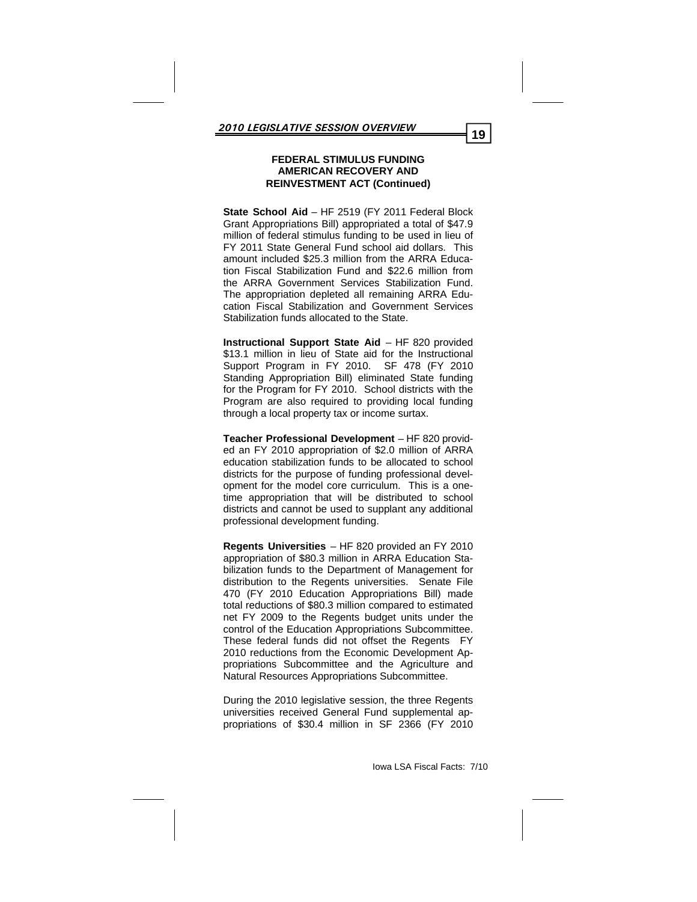## FEDERAL STIMULUS FUNDING AMERICAN RECOVERY AND REINVESTMENT ACT (Continued)

**State School Aid** – HF 2519 (FY 2011 Federal Block Grant Appropriations Bill) appropriated a total of $47.9 million of federal stimulus funding to be used in lieu of FY 2011 State General Fund school aid dollars. This amount included $25.3 million from the ARRA Education Fiscal Stabilization Fund and $22.6 million from the ARRA Government Services Stabilization Fund. The appropriation depleted all remaining ARRA Education Fiscal Stabilization and Government Services Stabilization funds allocated to the State.

**Instructional Support State Aid** – HF 820 provided $13.1 million in lieu of State aid for the Instructional Support Program in FY 2010. SF 478 (FY 2010 Standing Appropriation Bill) eliminated State funding for the Program for FY 2010. School districts with the Program are also required to providing local funding through a local property tax or income surtax.

**Teacher Professional Development** – HF 820 provided an FY 2010 appropriation of $2.0 million of ARRA education stabilization funds to be allocated to school districts for the purpose of funding professional development for the model core curriculum. This is a one-time appropriation that will be distributed to school districts and cannot be used to supplant any additional professional development funding.

**Regents Universities** – HF 820 provided an FY 2010 appropriation of $80.3 million in ARRA Education Stabilization funds to the Department of Management for distribution to the Regents universities. Senate File 470 (FY 2010 Education Appropriations Bill) made total reductions of $80.3 million compared to estimated net FY 2009 to the Regents budget units under the control of the Education Appropriations Subcommittee. These federal funds did not offset the Regents FY 2010 reductions from the Economic Development Appropriations Subcommittee and the Agriculture and Natural Resources Appropriations Subcommittee.

During the 2010 legislative session, the three Regents universities received General Fund supplemental appropriations of $30.4 million in SF 2366 (FY 2010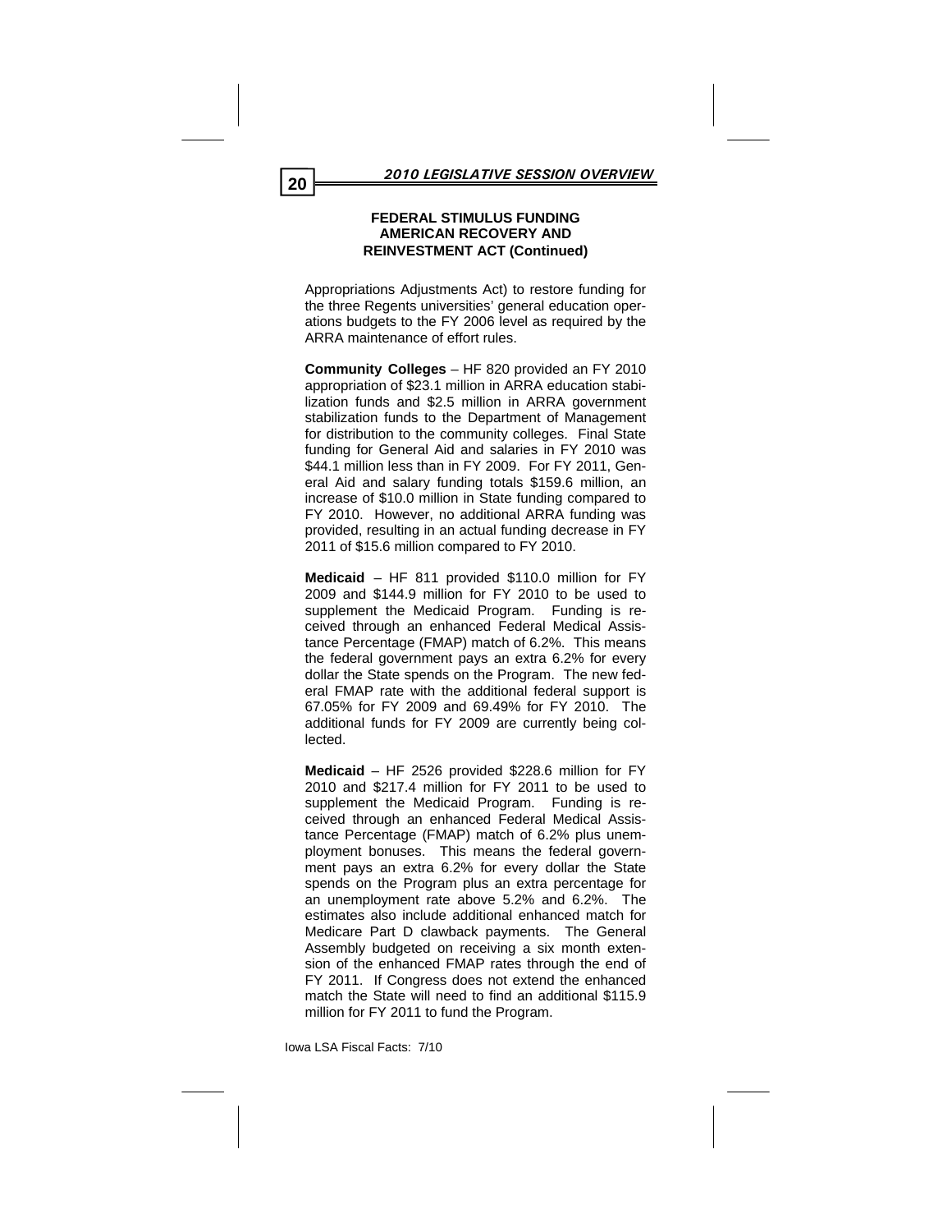## FEDERAL STIMULUS FUNDING AMERICAN RECOVERY AND REINVESTMENT ACT (Continued)

Appropriations Adjustments Act) to restore funding for the three Regents universities' general education operations budgets to the FY 2006 level as required by the ARRA maintenance of effort rules.

**Community Colleges** – HF 820 provided an FY 2010 appropriation of $23.1 million in ARRA education stabilization funds and $2.5 million in ARRA government stabilization funds to the Department of Management for distribution to the community colleges. Final State funding for General Aid and salaries in FY 2010 was $44.1 million less than in FY 2009. For FY 2011, General Aid and salary funding totals $159.6 million, an increase of $10.0 million in State funding compared to FY 2010. However, no additional ARRA funding was provided, resulting in an actual funding decrease in FY 2011 of $15.6 million compared to FY 2010.

**Medicaid** – HF 811 provided $110.0 million for FY 2009 and $144.9 million for FY 2010 to be used to supplement the Medicaid Program. Funding is received through an enhanced Federal Medical Assistance Percentage (FMAP) match of 6.2%. This means the federal government pays an extra 6.2% for every dollar the State spends on the Program. The new federal FMAP rate with the additional federal support is 67.05% for FY 2009 and 69.49% for FY 2010. The additional funds for FY 2009 are currently being collected.

**Medicaid** – HF 2526 provided $228.6 million for FY 2010 and $217.4 million for FY 2011 to be used to supplement the Medicaid Program. Funding is received through an enhanced Federal Medical Assistance Percentage (FMAP) match of 6.2% plus unemployment bonuses. This means the federal government pays an extra 6.2% for every dollar the State spends on the Program plus an extra percentage for an unemployment rate above 5.2% and 6.2%. The estimates also include additional enhanced match for Medicare Part D clawback payments. The General Assembly budgeted on receiving a six month extension of the enhanced FMAP rates through the end of FY 2011. If Congress does not extend the enhanced match the State will need to find an additional $115.9 million for FY 2011 to fund the Program.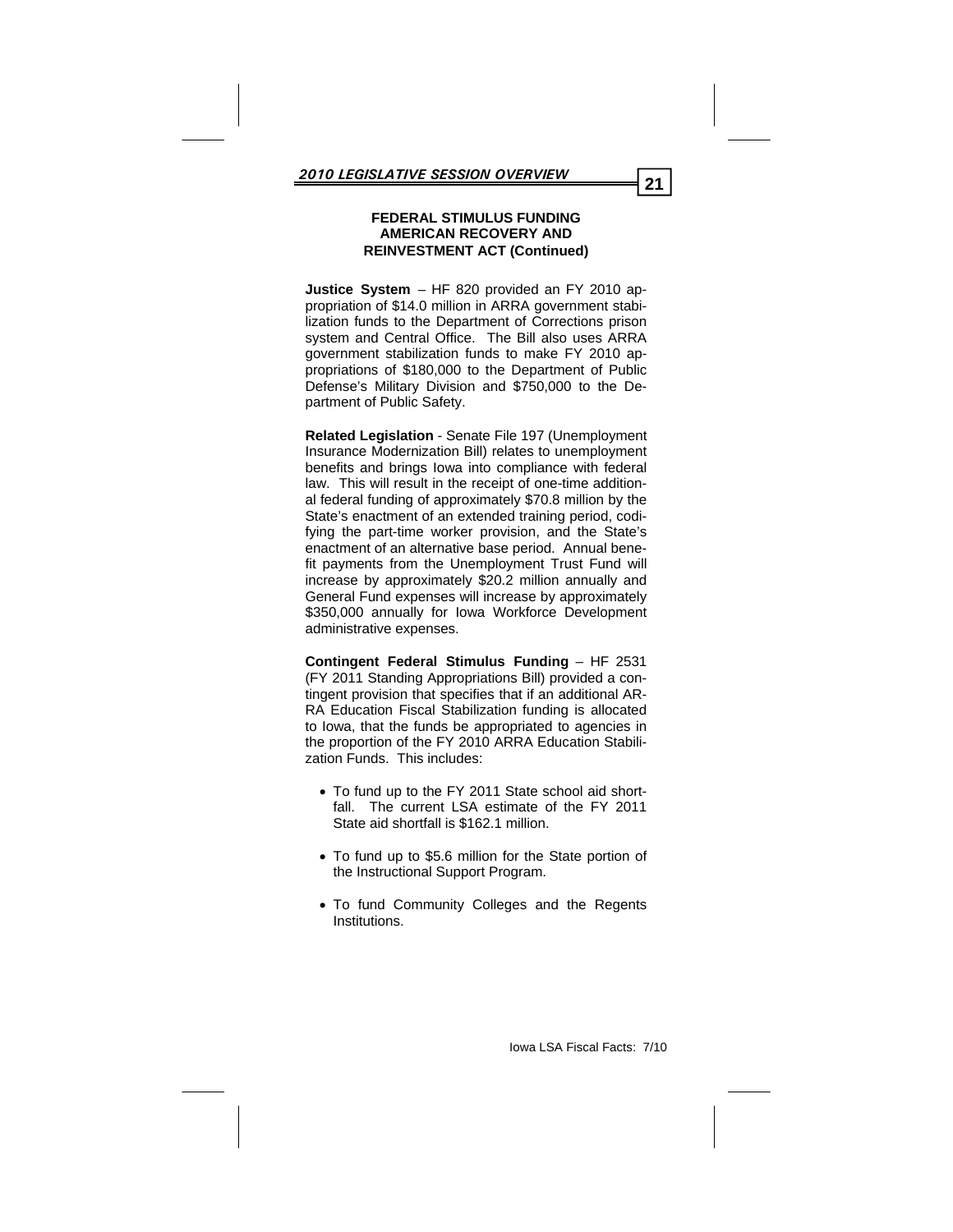## FEDERAL STIMULUS FUNDING AMERICAN RECOVERY AND REINVESTMENT ACT (Continued)

**Justice System** – HF 820 provided an FY 2010 appropriation of $14.0 million in ARRA government stabilization funds to the Department of Corrections prison system and Central Office. The Bill also uses ARRA government stabilization funds to make FY 2010 appropriations of $180,000 to the Department of Public Defense's Military Division and $750,000 to the Department of Public Safety.

**Related Legislation** - Senate File 197 (Unemployment Insurance Modernization Bill) relates to unemployment benefits and brings Iowa into compliance with federal law. This will result in the receipt of one-time additional federal funding of approximately $70.8 million by the State's enactment of an extended training period, codifying the part-time worker provision, and the State's enactment of an alternative base period. Annual benefit payments from the Unemployment Trust Fund will increase by approximately $20.2 million annually and General Fund expenses will increase by approximately $350,000 annually for Iowa Workforce Development administrative expenses.

**Contingent Federal Stimulus Funding** – HF 2531 (FY 2011 Standing Appropriations Bill) provided a contingent provision that specifies that if an additional ARRA Education Fiscal Stabilization funding is allocated to Iowa, that the funds be appropriated to agencies in the proportion of the FY 2010 ARRA Education Stabilization Funds. This includes:

- To fund up to the FY 2011 State school aid shortfall. The current LSA estimate of the FY 2011 State aid shortfall is $162.1 million.
- To fund up to $5.6 million for the State portion of the Instructional Support Program.
- To fund Community Colleges and the Regents Institutions.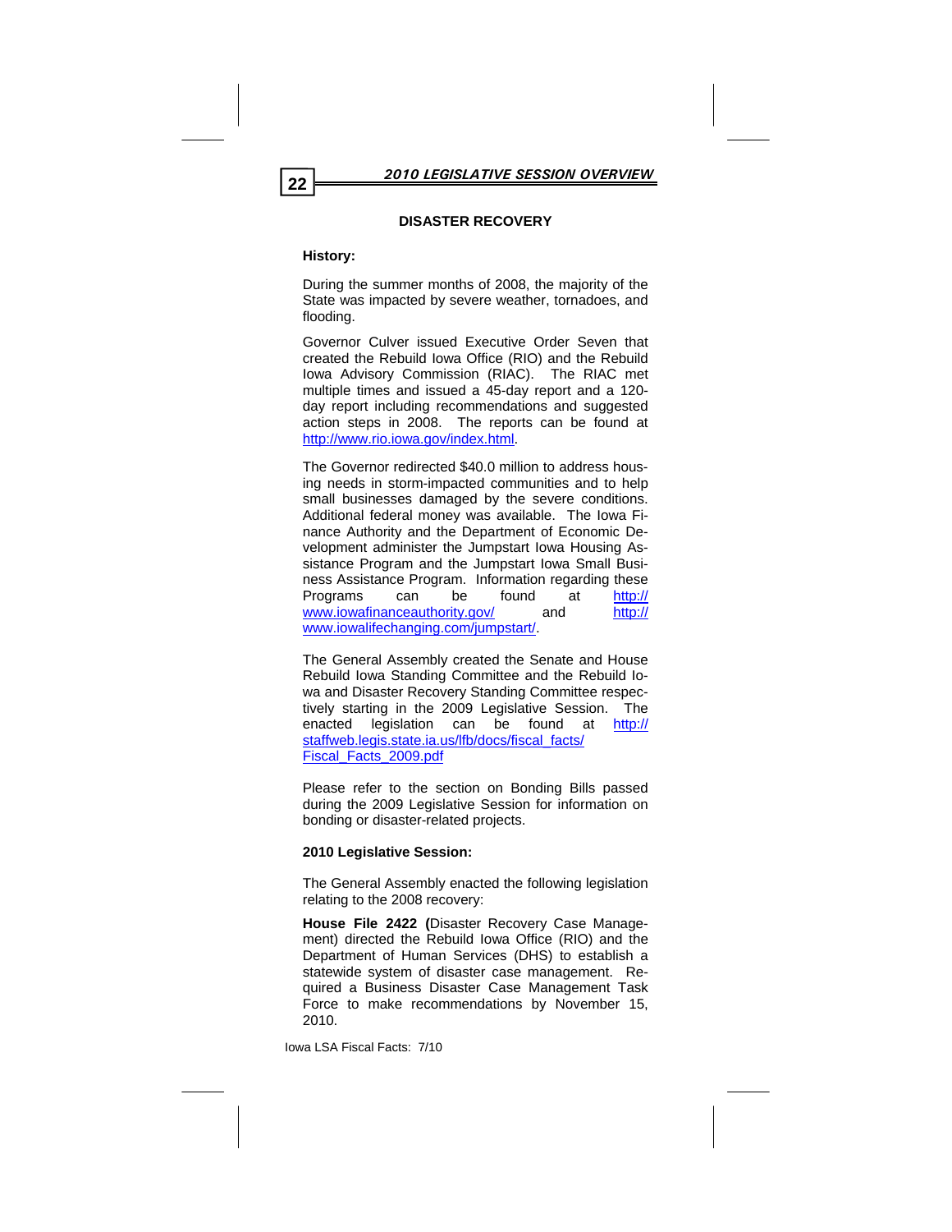## DISASTER RECOVERY

**History:**

During the summer months of 2008, the majority of the State was impacted by severe weather, tornadoes, and flooding.

Governor Culver issued Executive Order Seven that created the Rebuild Iowa Office (RIO) and the Rebuild Iowa Advisory Commission (RIAC). The RIAC met multiple times and issued a 45-day report and a 120-day report including recommendations and suggested action steps in 2008. The reports can be found at http://www.rio.iowa.gov/index.html.

The Governor redirected $40.0 million to address housing needs in storm-impacted communities and to help small businesses damaged by the severe conditions. Additional federal money was available. The Iowa Finance Authority and the Department of Economic Development administer the Jumpstart Iowa Housing Assistance Program and the Jumpstart Iowa Small Business Assistance Program. Information regarding these Programs can be found at http://www.iowafinanceauthority.gov/ and http://www.iowalifechanging.com/jumpstart/.

The General Assembly created the Senate and House Rebuild Iowa Standing Committee and the Rebuild Iowa and Disaster Recovery Standing Committee respectively starting in the 2009 Legislative Session. The enacted legislation can be found at http://staffweb.legis.state.ia.us/lfb/docs/fiscal_facts/Fiscal_Facts_2009.pdf

Please refer to the section on Bonding Bills passed during the 2009 Legislative Session for information on bonding or disaster-related projects.

**2010 Legislative Session:**

The General Assembly enacted the following legislation relating to the 2008 recovery:

**House File 2422 (**Disaster Recovery Case Management) directed the Rebuild Iowa Office (RIO) and the Department of Human Services (DHS) to establish a statewide system of disaster case management. Required a Business Disaster Case Management Task Force to make recommendations by November 15, 2010.

Iowa LSA Fiscal Facts: 7/10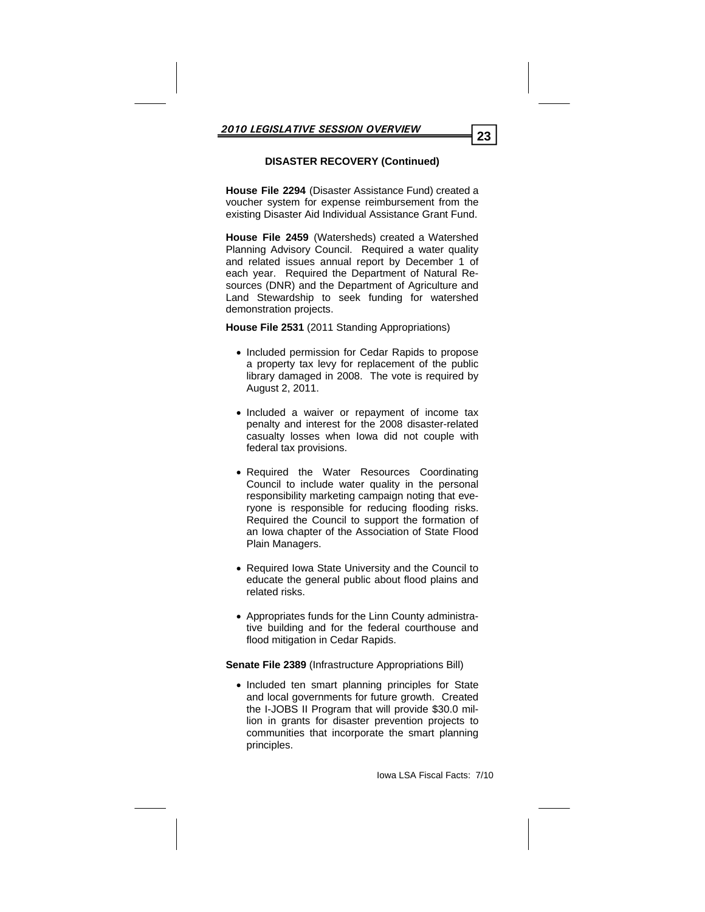### DISASTER RECOVERY (Continued)

**House File 2294** (Disaster Assistance Fund) created a voucher system for expense reimbursement from the existing Disaster Aid Individual Assistance Grant Fund.

**House File 2459** (Watersheds) created a Watershed Planning Advisory Council. Required a water quality and related issues annual report by December 1 of each year. Required the Department of Natural Resources (DNR) and the Department of Agriculture and Land Stewardship to seek funding for watershed demonstration projects.

**House File 2531** (2011 Standing Appropriations)

- Included permission for Cedar Rapids to propose a property tax levy for replacement of the public library damaged in 2008. The vote is required by August 2, 2011.
- Included a waiver or repayment of income tax penalty and interest for the 2008 disaster-related casualty losses when Iowa did not couple with federal tax provisions.
- Required the Water Resources Coordinating Council to include water quality in the personal responsibility marketing campaign noting that everyone is responsible for reducing flooding risks. Required the Council to support the formation of an Iowa chapter of the Association of State Flood Plain Managers.
- Required Iowa State University and the Council to educate the general public about flood plains and related risks.
- Appropriates funds for the Linn County administrative building and for the federal courthouse and flood mitigation in Cedar Rapids.

**Senate File 2389** (Infrastructure Appropriations Bill)

- Included ten smart planning principles for State and local governments for future growth. Created the I-JOBS II Program that will provide $30.0 million in grants for disaster prevention projects to communities that incorporate the smart planning principles.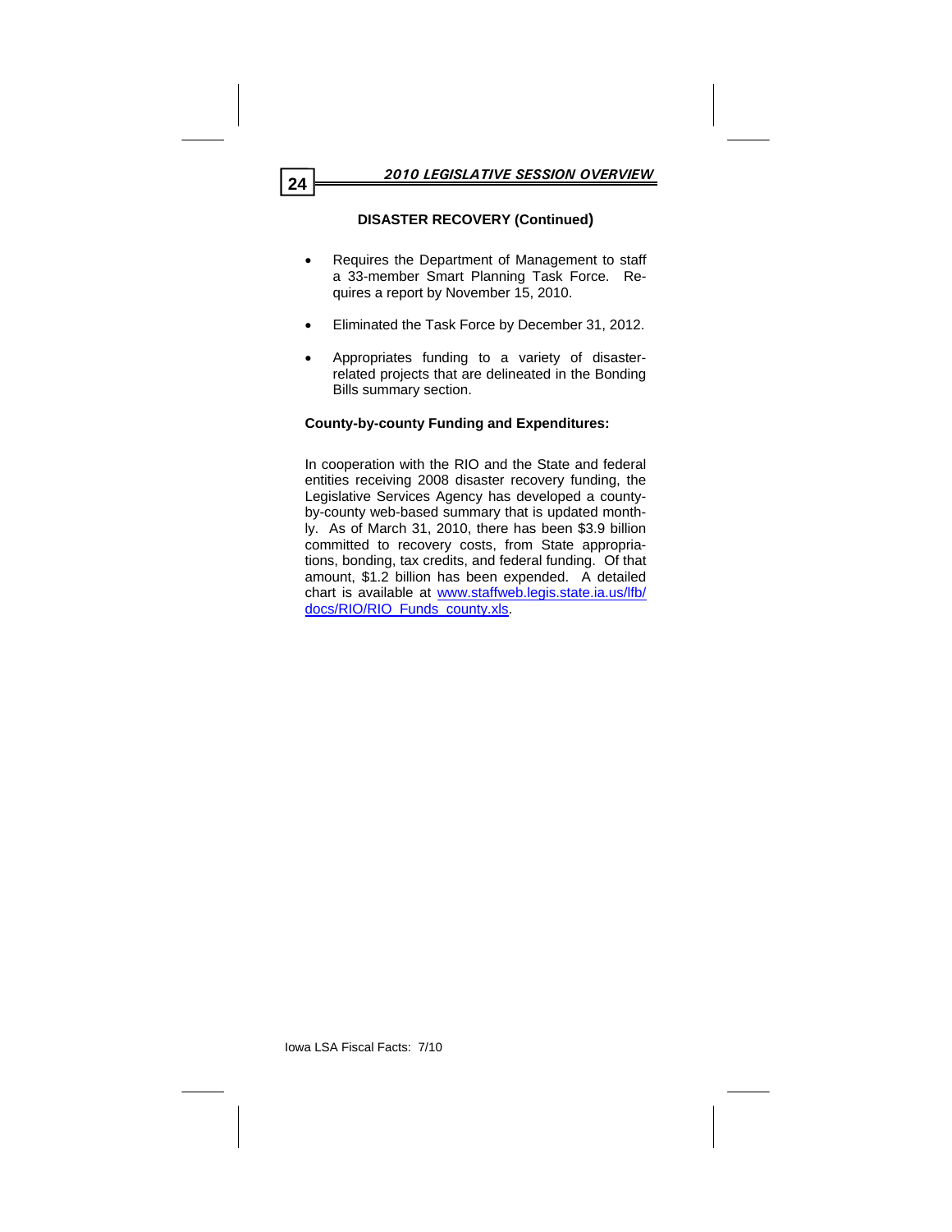### DISASTER RECOVERY (Continued)

- Requires the Department of Management to staff a 33-member Smart Planning Task Force. Requires a report by November 15, 2010.
- Eliminated the Task Force by December 31, 2012.
- Appropriates funding to a variety of disaster-related projects that are delineated in the Bonding Bills summary section.

**County-by-county Funding and Expenditures:**

In cooperation with the RIO and the State and federal entities receiving 2008 disaster recovery funding, the Legislative Services Agency has developed a county-by-county web-based summary that is updated monthly. As of March 31, 2010, there has been $3.9 billion committed to recovery costs, from State appropriations, bonding, tax credits, and federal funding. Of that amount, $1.2 billion has been expended. A detailed chart is available at [www.staffweb.legis.state.ia.us/lfb/docs/RIO/RIO_Funds_county.xls](www.staffweb.legis.state.ia.us/lfb/docs/RIO/RIO_Funds_county.xls).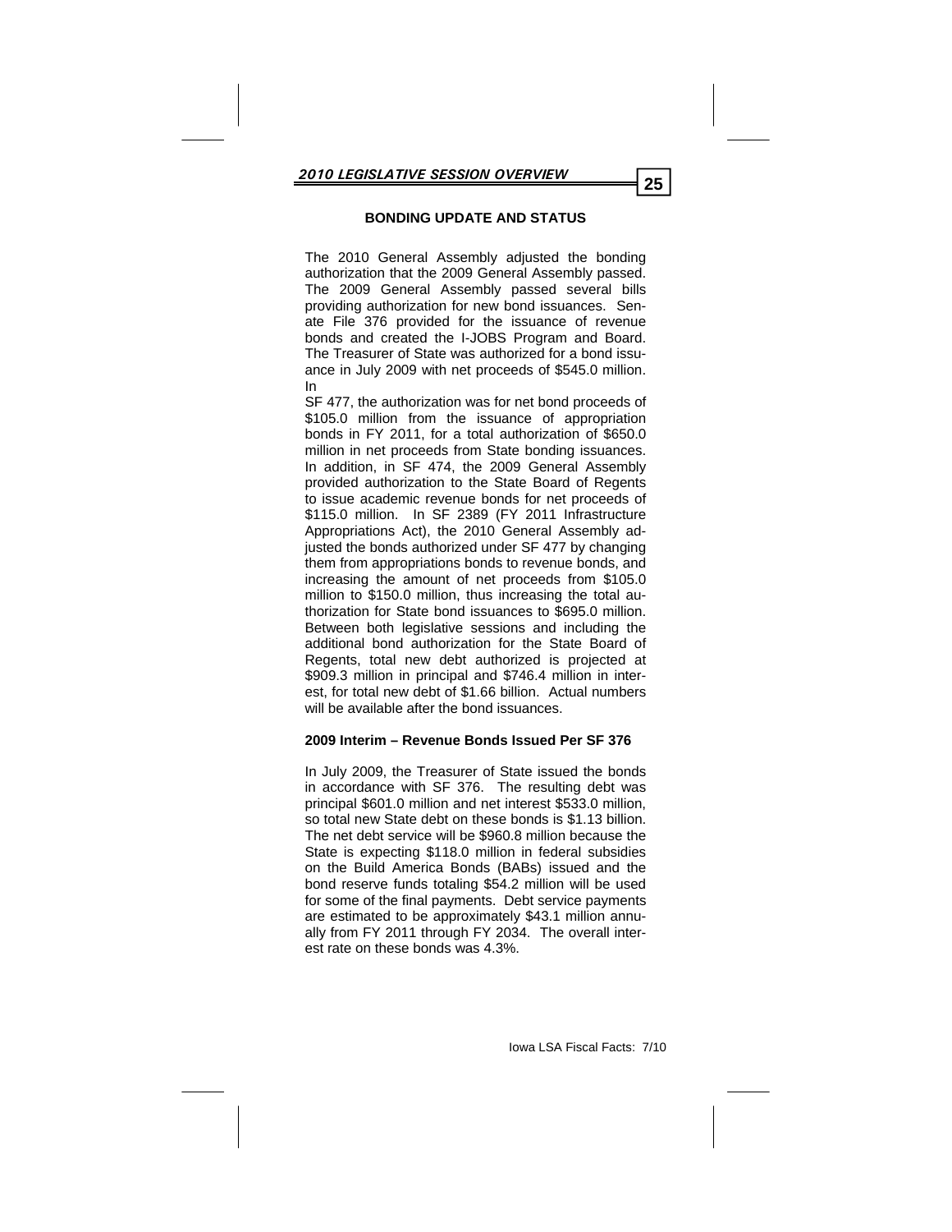## BONDING UPDATE AND STATUS

The 2010 General Assembly adjusted the bonding authorization that the 2009 General Assembly passed. The 2009 General Assembly passed several bills providing authorization for new bond issuances. Senate File 376 provided for the issuance of revenue bonds and created the I-JOBS Program and Board. The Treasurer of State was authorized for a bond issuance in July 2009 with net proceeds of $545.0 million. In SF 477, the authorization was for net bond proceeds of $105.0 million from the issuance of appropriation bonds in FY 2011, for a total authorization of $650.0 million in net proceeds from State bonding issuances. In addition, in SF 474, the 2009 General Assembly provided authorization to the State Board of Regents to issue academic revenue bonds for net proceeds of $115.0 million. In SF 2389 (FY 2011 Infrastructure Appropriations Act), the 2010 General Assembly adjusted the bonds authorized under SF 477 by changing them from appropriations bonds to revenue bonds, and increasing the amount of net proceeds from $105.0 million to $150.0 million, thus increasing the total authorization for State bond issuances to $695.0 million. Between both legislative sessions and including the additional bond authorization for the State Board of Regents, total new debt authorized is projected at $909.3 million in principal and $746.4 million in interest, for total new debt of $1.66 billion. Actual numbers will be available after the bond issuances.

### 2009 Interim – Revenue Bonds Issued Per SF 376

In July 2009, the Treasurer of State issued the bonds in accordance with SF 376. The resulting debt was principal $601.0 million and net interest $533.0 million, so total new State debt on these bonds is $1.13 billion. The net debt service will be $960.8 million because the State is expecting $118.0 million in federal subsidies on the Build America Bonds (BABs) issued and the bond reserve funds totaling $54.2 million will be used for some of the final payments. Debt service payments are estimated to be approximately $43.1 million annually from FY 2011 through FY 2034. The overall interest rate on these bonds was 4.3%.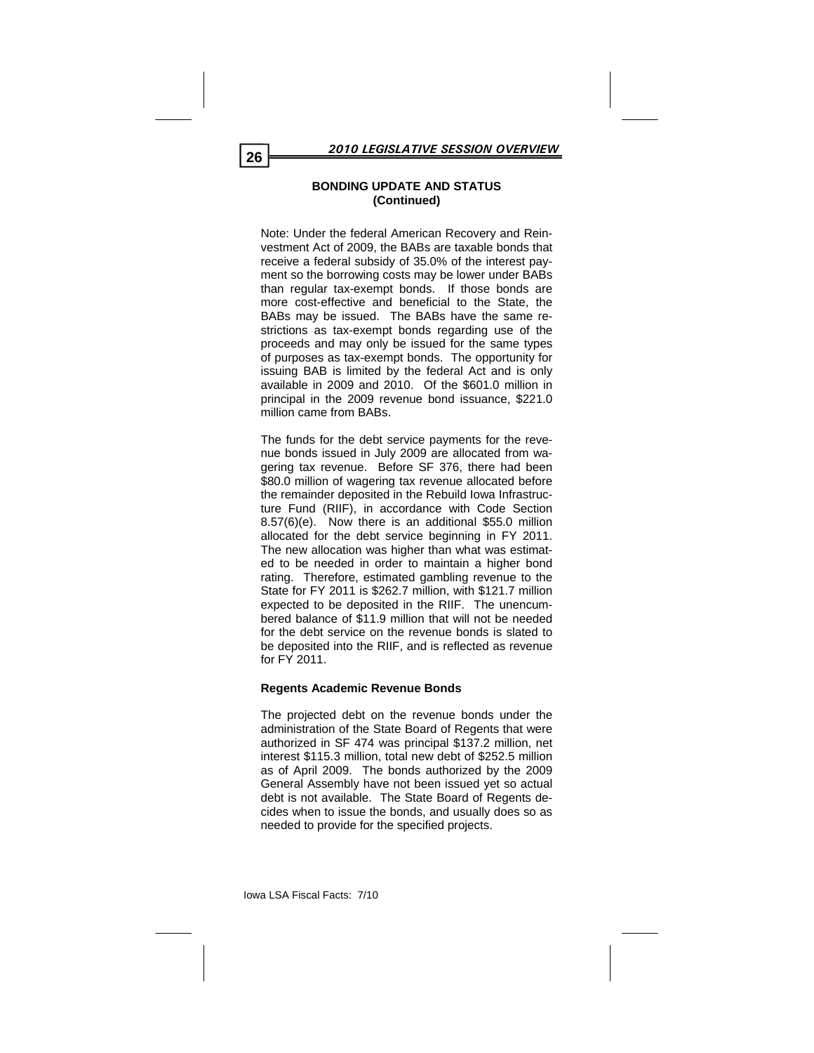## BONDING UPDATE AND STATUS (Continued)

Note: Under the federal American Recovery and Reinvestment Act of 2009, the BABs are taxable bonds that receive a federal subsidy of 35.0% of the interest payment so the borrowing costs may be lower under BABs than regular tax-exempt bonds. If those bonds are more cost-effective and beneficial to the State, the BABs may be issued. The BABs have the same restrictions as tax-exempt bonds regarding use of the proceeds and may only be issued for the same types of purposes as tax-exempt bonds. The opportunity for issuing BAB is limited by the federal Act and is only available in 2009 and 2010. Of the $601.0 million in principal in the 2009 revenue bond issuance, $221.0 million came from BABs.

The funds for the debt service payments for the revenue bonds issued in July 2009 are allocated from wagering tax revenue. Before SF 376, there had been $80.0 million of wagering tax revenue allocated before the remainder deposited in the Rebuild Iowa Infrastructure Fund (RIIF), in accordance with Code Section 8.57(6)(e). Now there is an additional $55.0 million allocated for the debt service beginning in FY 2011. The new allocation was higher than what was estimated to be needed in order to maintain a higher bond rating. Therefore, estimated gambling revenue to the State for FY 2011 is $262.7 million, with $121.7 million expected to be deposited in the RIIF. The unencumbered balance of $11.9 million that will not be needed for the debt service on the revenue bonds is slated to be deposited into the RIIF, and is reflected as revenue for FY 2011.

**Regents Academic Revenue Bonds**

The projected debt on the revenue bonds under the administration of the State Board of Regents that were authorized in SF 474 was principal $137.2 million, net interest $115.3 million, total new debt of $252.5 million as of April 2009. The bonds authorized by the 2009 General Assembly have not been issued yet so actual debt is not available. The State Board of Regents decides when to issue the bonds, and usually does so as needed to provide for the specified projects.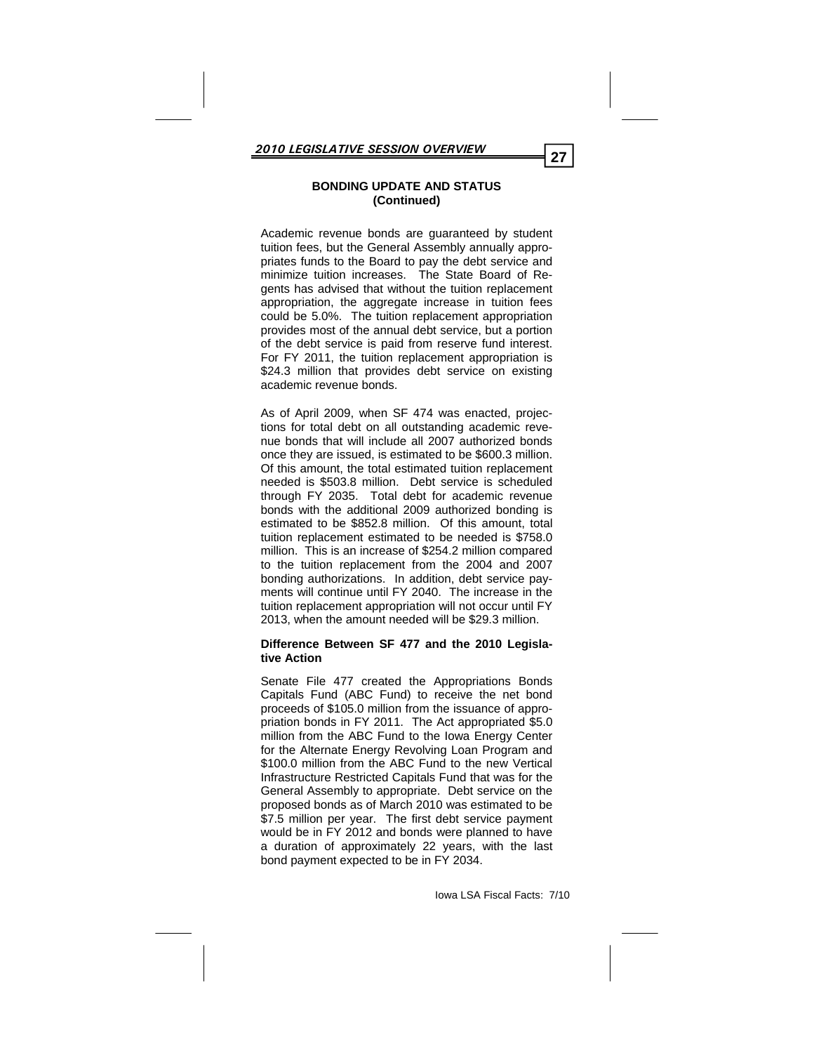## BONDING UPDATE AND STATUS (Continued)

Academic revenue bonds are guaranteed by student tuition fees, but the General Assembly annually appropriates funds to the Board to pay the debt service and minimize tuition increases. The State Board of Regents has advised that without the tuition replacement appropriation, the aggregate increase in tuition fees could be 5.0%. The tuition replacement appropriation provides most of the annual debt service, but a portion of the debt service is paid from reserve fund interest. For FY 2011, the tuition replacement appropriation is $24.3 million that provides debt service on existing academic revenue bonds.

As of April 2009, when SF 474 was enacted, projections for total debt on all outstanding academic revenue bonds that will include all 2007 authorized bonds once they are issued, is estimated to be $600.3 million. Of this amount, the total estimated tuition replacement needed is $503.8 million. Debt service is scheduled through FY 2035. Total debt for academic revenue bonds with the additional 2009 authorized bonding is estimated to be $852.8 million. Of this amount, total tuition replacement estimated to be needed is $758.0 million. This is an increase of $254.2 million compared to the tuition replacement from the 2004 and 2007 bonding authorizations. In addition, debt service payments will continue until FY 2040. The increase in the tuition replacement appropriation will not occur until FY 2013, when the amount needed will be $29.3 million.

**Difference Between SF 477 and the 2010 Legislative Action**

Senate File 477 created the Appropriations Bonds Capitals Fund (ABC Fund) to receive the net bond proceeds of $105.0 million from the issuance of appropriation bonds in FY 2011. The Act appropriated $5.0 million from the ABC Fund to the Iowa Energy Center for the Alternate Energy Revolving Loan Program and $100.0 million from the ABC Fund to the new Vertical Infrastructure Restricted Capitals Fund that was for the General Assembly to appropriate. Debt service on the proposed bonds as of March 2010 was estimated to be $7.5 million per year. The first debt service payment would be in FY 2012 and bonds were planned to have a duration of approximately 22 years, with the last bond payment expected to be in FY 2034.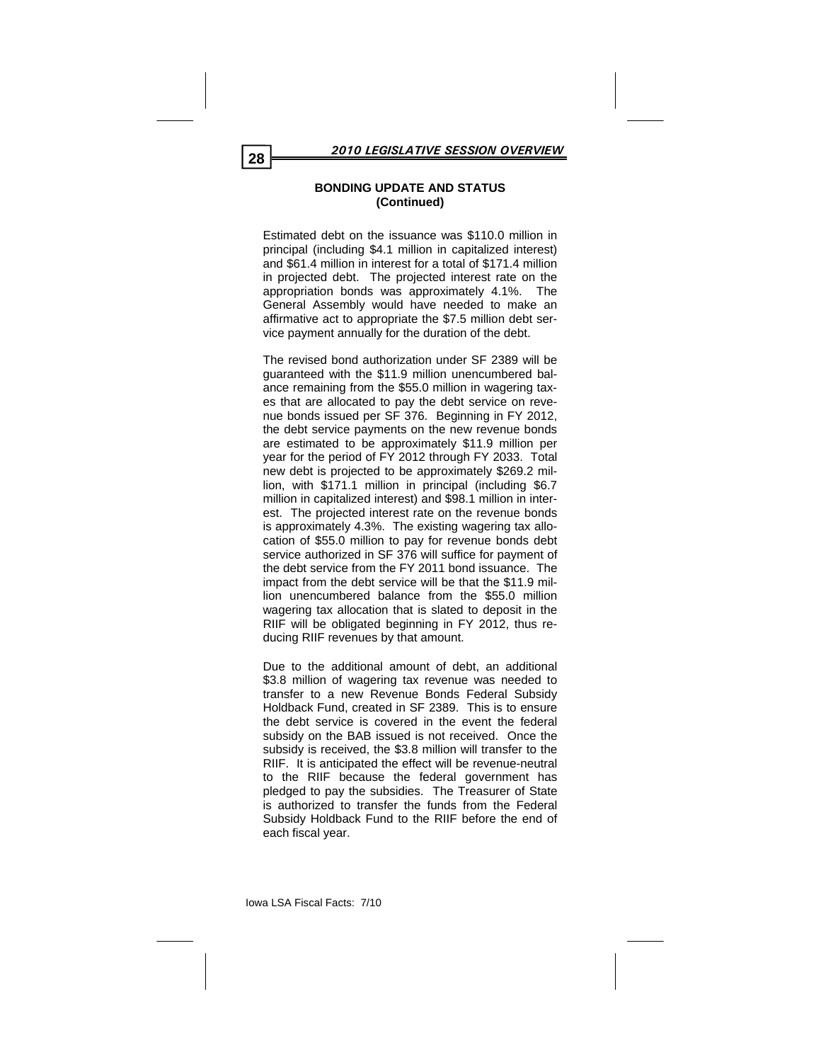## BONDING UPDATE AND STATUS (Continued)

Estimated debt on the issuance was $110.0 million in principal (including $4.1 million in capitalized interest) and $61.4 million in interest for a total of $171.4 million in projected debt. The projected interest rate on the appropriation bonds was approximately 4.1%. The General Assembly would have needed to make an affirmative act to appropriate the $7.5 million debt service payment annually for the duration of the debt.

The revised bond authorization under SF 2389 will be guaranteed with the $11.9 million unencumbered balance remaining from the $55.0 million in wagering taxes that are allocated to pay the debt service on revenue bonds issued per SF 376. Beginning in FY 2012, the debt service payments on the new revenue bonds are estimated to be approximately $11.9 million per year for the period of FY 2012 through FY 2033. Total new debt is projected to be approximately $269.2 million, with $171.1 million in principal (including $6.7 million in capitalized interest) and $98.1 million in interest. The projected interest rate on the revenue bonds is approximately 4.3%. The existing wagering tax allocation of $55.0 million to pay for revenue bonds debt service authorized in SF 376 will suffice for payment of the debt service from the FY 2011 bond issuance. The impact from the debt service will be that the $11.9 million unencumbered balance from the $55.0 million wagering tax allocation that is slated to deposit in the RIIF will be obligated beginning in FY 2012, thus reducing RIIF revenues by that amount.

Due to the additional amount of debt, an additional $3.8 million of wagering tax revenue was needed to transfer to a new Revenue Bonds Federal Subsidy Holdback Fund, created in SF 2389. This is to ensure the debt service is covered in the event the federal subsidy on the BAB issued is not received. Once the subsidy is received, the $3.8 million will transfer to the RIIF. It is anticipated the effect will be revenue-neutral to the RIIF because the federal government has pledged to pay the subsidies. The Treasurer of State is authorized to transfer the funds from the Federal Subsidy Holdback Fund to the RIIF before the end of each fiscal year.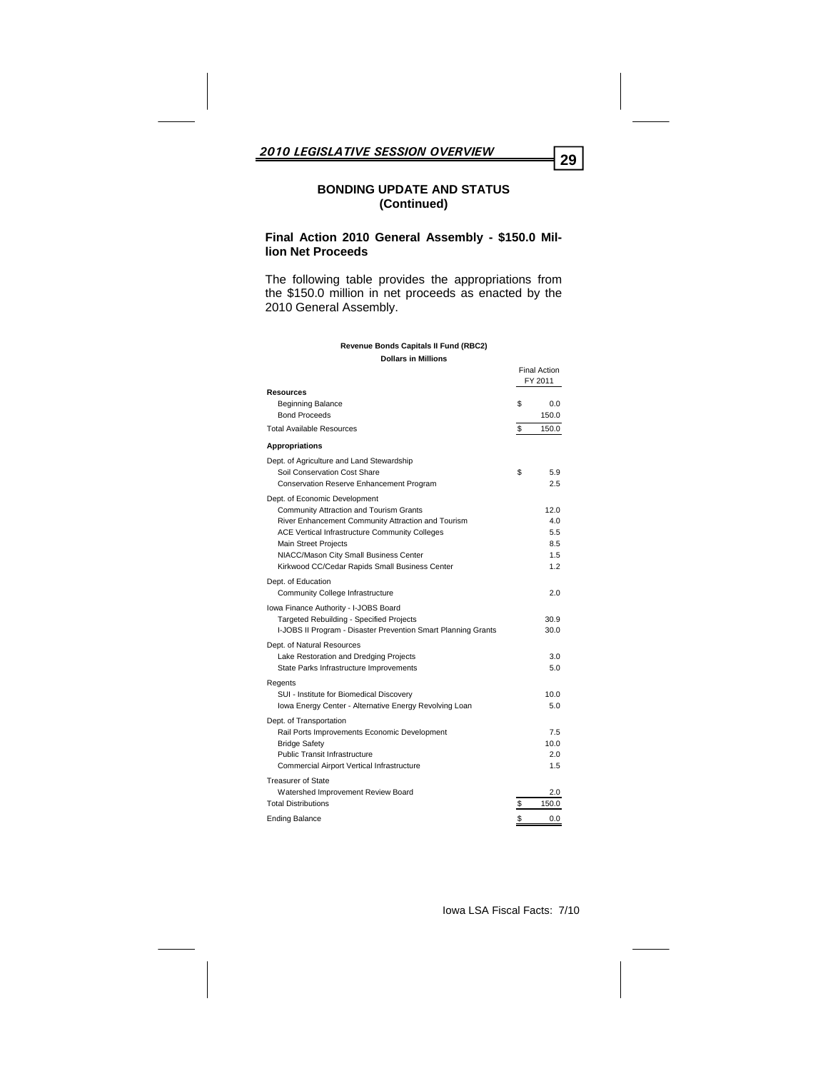## BONDING UPDATE AND STATUS (Continued)

### Final Action 2010 General Assembly - $150.0 Million Net Proceeds

The following table provides the appropriations from the $150.0 million in net proceeds as enacted by the 2010 General Assembly.

**Revenue Bonds Capitals II Fund (RBC2)**
**Dollars in Millions**

| | Final Action FY 2011 |
|---|---|
| **Resources** | |
| Beginning Balance | $ 0.0 |
| Bond Proceeds | 150.0 |
| Total Available Resources | $ 150.0 |
| **Appropriations** | |
| Dept. of Agriculture and Land Stewardship | |
| Soil Conservation Cost Share | $ 5.9 |
| Conservation Reserve Enhancement Program | 2.5 |
| Dept. of Economic Development | |
| Community Attraction and Tourism Grants | 12.0 |
| River Enhancement Community Attraction and Tourism | 4.0 |
| ACE Vertical Infrastructure Community Colleges | 5.5 |
| Main Street Projects | 8.5 |
| NIACC/Mason City Small Business Center | 1.5 |
| Kirkwood CC/Cedar Rapids Small Business Center | 1.2 |
| Dept. of Education | |
| Community College Infrastructure | 2.0 |
| Iowa Finance Authority - I-JOBS Board | |
| Targeted Rebuilding - Specified Projects | 30.9 |
| I-JOBS II Program - Disaster Prevention Smart Planning Grants | 30.0 |
| Dept. of Natural Resources | |
| Lake Restoration and Dredging Projects | 3.0 |
| State Parks Infrastructure Improvements | 5.0 |
| Regents | |
| SUI - Institute for Biomedical Discovery | 10.0 |
| Iowa Energy Center - Alternative Energy Revolving Loan | 5.0 |
| Dept. of Transportation | |
| Rail Ports Improvements Economic Development | 7.5 |
| Bridge Safety | 10.0 |
| Public Transit Infrastructure | 2.0 |
| Commercial Airport Vertical Infrastructure | 1.5 |
| Treasurer of State | |
| Watershed Improvement Review Board | 2.0 |
| Total Distributions | $ 150.0 |
| Ending Balance | $ 0.0 |

Iowa LSA Fiscal Facts: 7/10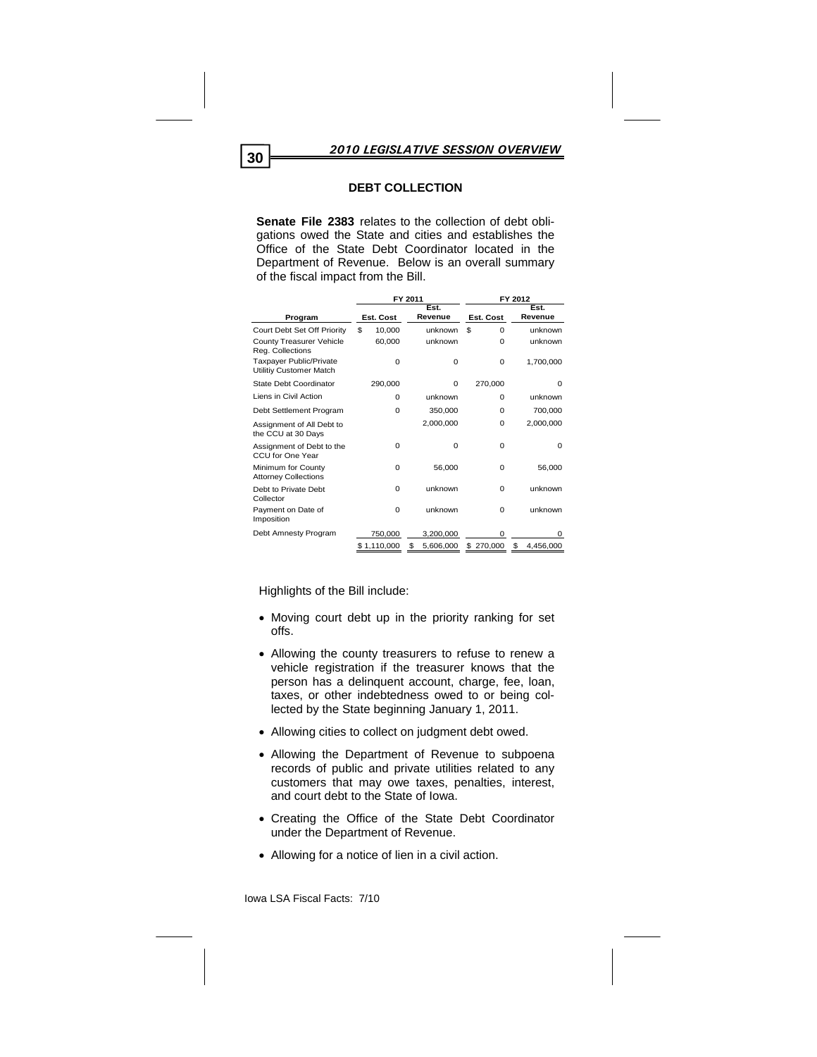## DEBT COLLECTION

**Senate File 2383** relates to the collection of debt obligations owed the State and cities and establishes the Office of the State Debt Coordinator located in the Department of Revenue. Below is an overall summary of the fiscal impact from the Bill.

| | FY 2011 | | FY 2012 | |
|---|---|---|---|---|
| Program | Est. Cost | Est. Revenue | Est. Cost | Est. Revenue |
| Court Debt Set Off Priority | $ 10,000 | unknown | $ 0 | unknown |
| County Treasurer Vehicle Reg. Collections | 60,000 | unknown | 0 | unknown |
| Taxpayer Public/Private Utilitiy Customer Match | 0 | 0 | 0 | 1,700,000 |
| State Debt Coordinator | 290,000 | 0 | 270,000 | 0 |
| Liens in Civil Action | 0 | unknown | 0 | unknown |
| Debt Settlement Program | 0 | 350,000 | 0 | 700,000 |
| Assignment of All Debt to the CCU at 30 Days | | 2,000,000 | 0 | 2,000,000 |
| Assignment of Debt to the CCU for One Year | 0 | 0 | 0 | 0 |
| Minimum for County Attorney Collections | 0 | 56,000 | 0 | 56,000 |
| Debt to Private Debt Collector | 0 | unknown | 0 | unknown |
| Payment on Date of Imposition | 0 | unknown | 0 | unknown |
| Debt Amnesty Program | 750,000 | 3,200,000 | 0 | 0 |
| | $ 1,110,000 | $ 5,606,000 | $ 270,000 | $ 4,456,000 |

Highlights of the Bill include:

- Moving court debt up in the priority ranking for set offs.
- Allowing the county treasurers to refuse to renew a vehicle registration if the treasurer knows that the person has a delinquent account, charge, fee, loan, taxes, or other indebtedness owed to or being collected by the State beginning January 1, 2011.
- Allowing cities to collect on judgment debt owed.
- Allowing the Department of Revenue to subpoena records of public and private utilities related to any customers that may owe taxes, penalties, interest, and court debt to the State of Iowa.
- Creating the Office of the State Debt Coordinator under the Department of Revenue.
- Allowing for a notice of lien in a civil action.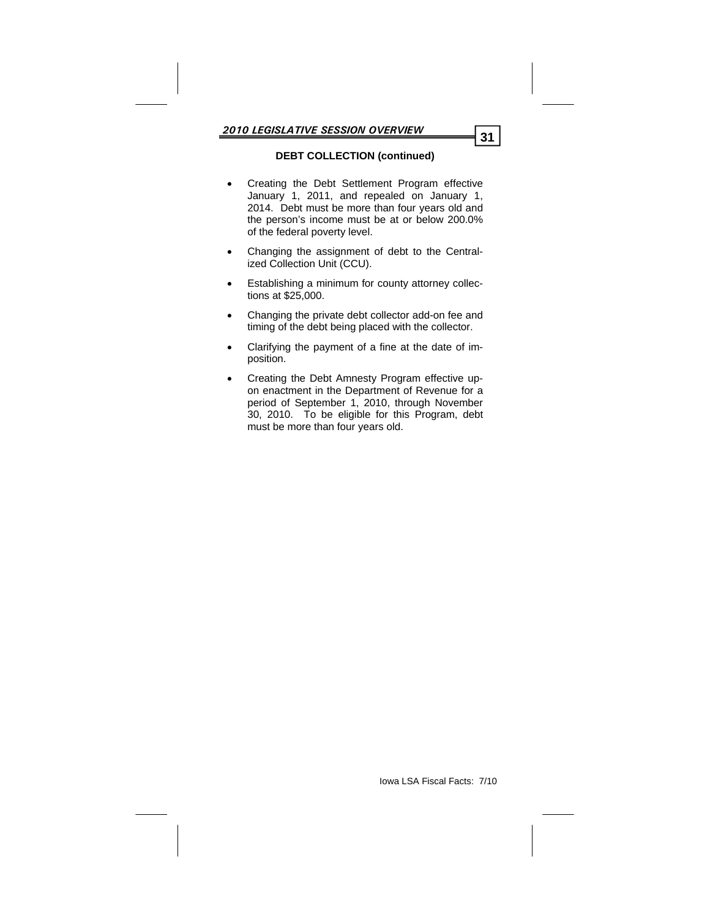**DEBT COLLECTION (continued)**

- Creating the Debt Settlement Program effective January 1, 2011, and repealed on January 1, 2014. Debt must be more than four years old and the person's income must be at or below 200.0% of the federal poverty level.
- Changing the assignment of debt to the Centralized Collection Unit (CCU).
- Establishing a minimum for county attorney collections at $25,000.
- Changing the private debt collector add-on fee and timing of the debt being placed with the collector.
- Clarifying the payment of a fine at the date of imposition.
- Creating the Debt Amnesty Program effective upon enactment in the Department of Revenue for a period of September 1, 2010, through November 30, 2010. To be eligible for this Program, debt must be more than four years old.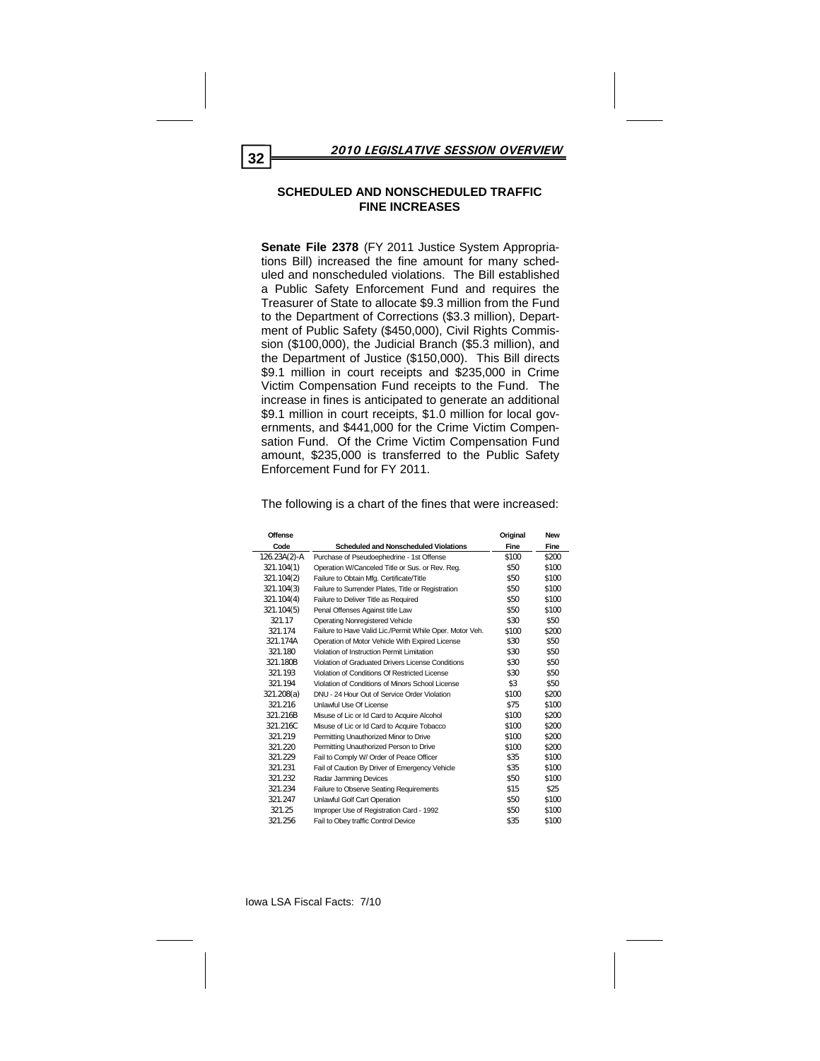## SCHEDULED AND NONSCHEDULED TRAFFIC FINE INCREASES

**Senate File 2378** (FY 2011 Justice System Appropriations Bill) increased the fine amount for many scheduled and nonscheduled violations. The Bill established a Public Safety Enforcement Fund and requires the Treasurer of State to allocate $9.3 million from the Fund to the Department of Corrections ($3.3 million), Department of Public Safety ($450,000), Civil Rights Commission ($100,000), the Judicial Branch ($5.3 million), and the Department of Justice ($150,000). This Bill directs $9.1 million in court receipts and $235,000 in Crime Victim Compensation Fund receipts to the Fund. The increase in fines is anticipated to generate an additional $9.1 million in court receipts, $1.0 million for local governments, and $441,000 for the Crime Victim Compensation Fund. Of the Crime Victim Compensation Fund amount, $235,000 is transferred to the Public Safety Enforcement Fund for FY 2011.

The following is a chart of the fines that were increased:

| Offense Code | Scheduled and Nonscheduled Violations | Original Fine | New Fine |
|---|---|---|---|
| 126.23A(2)-A | Purchase of Pseudoephedrine - 1st Offense | $100 | $200 |
| 321.104(1) | Operation W/Canceled Title or Sus. or Rev. Reg. | $50 | $100 |
| 321.104(2) | Failure to Obtain Mfg. Certificate/Title | $50 | $100 |
| 321.104(3) | Failure to Surrender Plates, Title or Registration | $50 | $100 |
| 321.104(4) | Failure to Deliver Title as Required | $50 | $100 |
| 321.104(5) | Penal Offenses Against title Law | $50 | $100 |
| 321.17 | Operating Nonregistered Vehicle | $30 | $50 |
| 321.174 | Failure to Have Valid Lic./Permit While Oper. Motor Veh. | $100 | $200 |
| 321.174A | Operation of Motor Vehicle With Expired License | $30 | $50 |
| 321.180 | Violation of Instruction Permit Limitation | $30 | $50 |
| 321.180B | Violation of Graduated Drivers License Conditions | $30 | $50 |
| 321.193 | Violation of Conditions Of Restricted License | $30 | $50 |
| 321.194 | Violation of Conditions of Minors School License | $3 | $50 |
| 321.208(a) | DNU - 24 Hour Out of Service Order Violation | $100 | $200 |
| 321.216 | Unlawful Use Of License | $75 | $100 |
| 321.216B | Misuse of Lic or Id Card to Acquire Alcohol | $100 | $200 |
| 321.216C | Misuse of Lic or Id Card to Acquire Tobacco | $100 | $200 |
| 321.219 | Permitting Unauthorized Minor to Drive | $100 | $200 |
| 321.220 | Permitting Unauthorized Person to Drive | $100 | $200 |
| 321.229 | Fail to Comply W/ Order of Peace Officer | $35 | $100 |
| 321.231 | Fail of Caution By Driver of Emergency Vehicle | $35 | $100 |
| 321.232 | Radar Jamming Devices | $50 | $100 |
| 321.234 | Failure to Observe Seating Requirements | $15 | $25 |
| 321.247 | Unlawful Golf Cart Operation | $50 | $100 |
| 321.25 | Improper Use of Registration Card - 1992 | $50 | $100 |
| 321.256 | Fail to Obey traffic Control Device | $35 | $100 |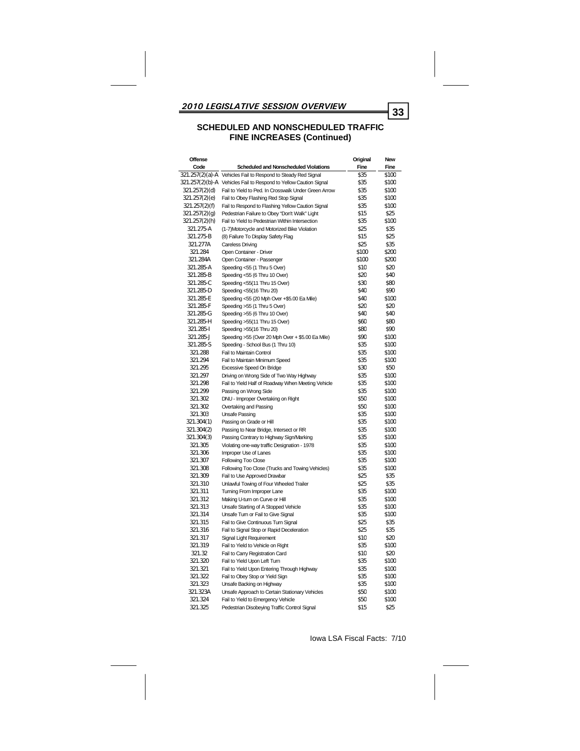## SCHEDULED AND NONSCHEDULED TRAFFIC FINE INCREASES (Continued)

| Offense Code | Scheduled and Nonscheduled Violations | Original Fine | New Fine |
|---|---|---|---|
| 321.257(2)(a)-A | Vehicles Fail to Respond to Steady Red Signal | $35 | $100 |
| 321.257(2)(b)-A | Vehicles Fail to Respond to Yellow Caution Signal | $35 | $100 |
| 321.257(2)(d) | Fail to Yield to Ped. In Crosswalk Under Green Arrow | $35 | $100 |
| 321.257(2)(e) | Fail to Obey Flashing Red Stop Signal | $35 | $100 |
| 321.257(2)(f) | Fail to Respond to Flashing Yellow Caution Signal | $35 | $100 |
| 321.257(2)(g) | Pedestrian Failure to Obey "Don't Walk" Light | $15 | $25 |
| 321.257(2)(h) | Fail to Yield to Pedestrian Within Intersection | $35 | $100 |
| 321.275-A | (1-7)Motorcycle and Motorized Bike Violation | $25 | $35 |
| 321.275-B | (8) Failure To Display Safety Flag | $15 | $25 |
| 321.277A | Careless Driving | $25 | $35 |
| 321.284 | Open Container - Driver | $100 | $200 |
| 321.284A | Open Container - Passenger | $100 | $200 |
| 321.285-A | Speeding <55 (1 Thru 5 Over) | $10 | $20 |
| 321.285-B | Speeding <55 (6 Thru 10 Over) | $20 | $40 |
| 321.285-C | Speeding <55(11 Thru 15 Over) | $30 | $80 |
| 321.285-D | Speeding <55(16 Thru 20) | $40 | $90 |
| 321.285-E | Speeding <55 (20 Mph Over +$5.00 Ea Mile) | $40 | $100 |
| 321.285-F | Speeding >55 (1 Thru 5 Over) | $20 | $20 |
| 321.285-G | Speeding >55 (6 Thru 10 Over) | $40 | $40 |
| 321.285-H | Speeding >55(11 Thru 15 Over) | $60 | $80 |
| 321.285-I | Speeding >55(16 Thru 20) | $80 | $90 |
| 321.285-J | Speeding >55 (Over 20 Mph Over + $5.00 Ea Mile) | $90 | $100 |
| 321.285-S | Speeding - School Bus (1 Thru 10) | $35 | $100 |
| 321.288 | Fail to Maintain Control | $35 | $100 |
| 321.294 | Fail to Maintain Minimum Speed | $35 | $100 |
| 321.295 | Excessive Speed On Bridge | $30 | $50 |
| 321.297 | Driving on Wrong Side of Two Way Highway | $35 | $100 |
| 321.298 | Fail to Yield Half of Roadway When Meeting Vehicle | $35 | $100 |
| 321.299 | Passing on Wrong Side | $35 | $100 |
| 321.302 | DNU - Improper Overtaking on Right | $50 | $100 |
| 321.302 | Overtaking and Passing | $50 | $100 |
| 321.303 | Unsafe Passing | $35 | $100 |
| 321.304(1) | Passing on Grade or Hill | $35 | $100 |
| 321.304(2) | Passing to Near Bridge, Intersect or RR | $35 | $100 |
| 321.304(3) | Passing Contrary to Highway Sign/Marking | $35 | $100 |
| 321.305 | Violating one-way traffic Designation - 1978 | $35 | $100 |
| 321.306 | Improper Use of Lanes | $35 | $100 |
| 321.307 | Following Too Close | $35 | $100 |
| 321.308 | Following Too Close (Trucks and Towing Vehicles) | $35 | $100 |
| 321.309 | Fail to Use Approved Drawbar | $25 | $35 |
| 321.310 | Unlawful Towing of Four Wheeled Trailer | $25 | $35 |
| 321.311 | Turning From Improper Lane | $35 | $100 |
| 321.312 | Making U-turn on Curve or Hill | $35 | $100 |
| 321.313 | Unsafe Starting of A Stopped Vehicle | $35 | $100 |
| 321.314 | Unsafe Turn or Fail to Give Signal | $35 | $100 |
| 321.315 | Fail to Give Continuous Turn Signal | $25 | $35 |
| 321.316 | Fail to Signal Stop or Rapid Deceleration | $25 | $35 |
| 321.317 | Signal Light Requirement | $10 | $20 |
| 321.319 | Fail to Yield to Vehicle on Right | $35 | $100 |
| 321.32 | Fail to Carry Registration Card | $10 | $20 |
| 321.320 | Fail to Yield Upon Left Turn | $35 | $100 |
| 321.321 | Fail to Yield Upon Entering Through Highway | $35 | $100 |
| 321.322 | Fail to Obey Stop or Yield Sign | $35 | $100 |
| 321.323 | Unsafe Backing on Highway | $35 | $100 |
| 321.323A | Unsafe Approach to Certain Stationary Vehicles | $50 | $100 |
| 321.324 | Fail to Yield to Emergency Vehicle | $50 | $100 |
| 321.325 | Pedestrian Disobeying Traffic Control Signal | $15 | $25 |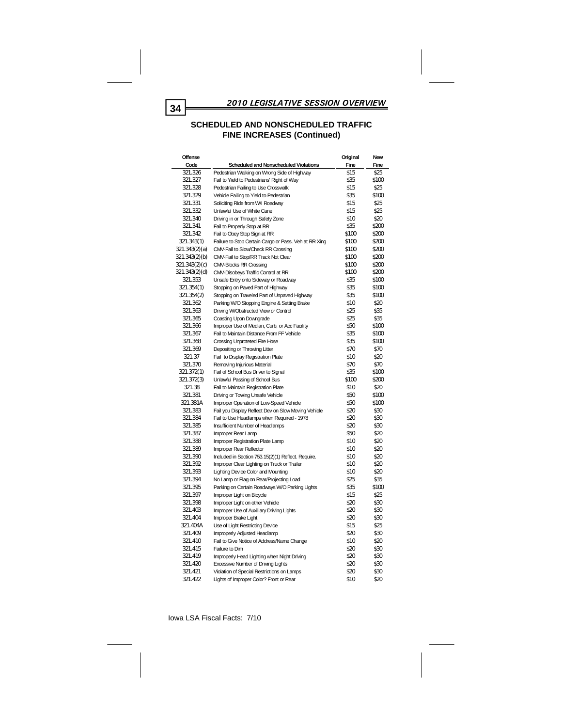## SCHEDULED AND NONSCHEDULED TRAFFIC FINE INCREASES (Continued)

| Offense Code | Scheduled and Nonscheduled Violations | Original Fine | New Fine |
|---|---|---|---|
| 321.326 | Pedestrian Walking on Wrong Side of Highway | $15 | $25 |
| 321.327 | Fail to Yield to Pedestrians' Right of Way | $35 | $100 |
| 321.328 | Pedestrian Failing to Use Crosswalk | $15 | $25 |
| 321.329 | Vehicle Failing to Yield to Pedestrian | $35 | $100 |
| 321.331 | Soliciting Ride from W/I Roadway | $15 | $25 |
| 321.332 | Unlawful Use of White Cane | $15 | $25 |
| 321.340 | Driving in or Through Safety Zone | $10 | $20 |
| 321.341 | Fail to Properly Stop at RR | $35 | $200 |
| 321.342 | Fail to Obey Stop Sign at RR | $100 | $200 |
| 321.343(1) | Failure to Stop Certain Cargo or Pass. Veh at RR Xing | $100 | $200 |
| 321.343(2)(a) | CMV-Fail to Slow/Check RR Crossing | $100 | $200 |
| 321.343(2)(b) | CMV-Fail to Stop/RR Track Not Clear | $100 | $200 |
| 321.343(2)(c) | CMV-Blocks RR Crossing | $100 | $200 |
| 321.343(2)(d) | CMV-Disobeys Traffic Control at RR | $100 | $200 |
| 321.353 | Unsafe Entry onto Sideway or Roadway | $35 | $100 |
| 321.354(1) | Stopping on Paved Part of Highway | $35 | $100 |
| 321.354(2) | Stopping on Traveled Part of Unpaved Highway | $35 | $100 |
| 321.362 | Parking W/O Stopping Engine & Setting Brake | $10 | $20 |
| 321.363 | Driving W/Obstructed View or Control | $25 | $35 |
| 321.365 | Coasting Upon Downgrade | $25 | $35 |
| 321.366 | Improper Use of Median, Curb, or Acc Facility | $50 | $100 |
| 321.367 | Fail to Maintain Distance From FF Vehicle | $35 | $100 |
| 321.368 | Crossing Unproteted Fire Hose | $35 | $100 |
| 321.369 | Depositing or Throwing Litter | $70 | $70 |
| 321.37 | Fail to Display Registration Plate | $10 | $20 |
| 321.370 | Removing Injurious Material | $70 | $70 |
| 321.372(1) | Fail of School Bus Driver to Signal | $35 | $100 |
| 321.372(3) | Unlawful Passing of School Bus | $100 | $200 |
| 321.38 | Fail to Maintain Registration Plate | $10 | $20 |
| 321.381 | Driving or Towing Unsafe Vehicle | $50 | $100 |
| 321.381A | Improper Operation of Low-Speed Vehicle | $50 | $100 |
| 321.383 | Fail you Display Reflect Dev on Slow Moving Vehicle | $20 | $30 |
| 321.384 | Fail to Use Headlamps when Required - 1978 | $20 | $30 |
| 321.385 | Insufficient Number of Headlamps | $20 | $30 |
| 321.387 | Improper Rear Lamp | $50 | $20 |
| 321.388 | Improper Registration Plate Lamp | $10 | $20 |
| 321.389 | Improper Rear Reflector | $10 | $20 |
| 321.390 | Included in Section 753.15(2)(1) Reflect. Require. | $10 | $20 |
| 321.392 | Improper Clear Lighting on Truck or Trailer | $10 | $20 |
| 321.393 | Lighting Device Color and Mounting | $10 | $20 |
| 321.394 | No Lamp or Flag on Rear/Projecting Load | $25 | $35 |
| 321.395 | Parking on Certain Roadways W/O Parking Lights | $35 | $100 |
| 321.397 | Improper Light on Bicycle | $15 | $25 |
| 321.398 | Improper Light on other Vehicle | $20 | $30 |
| 321.403 | Improper Use of Auxiliary Driving Lights | $20 | $30 |
| 321.404 | Improper Brake Light | $20 | $30 |
| 321.404A | Use of Light Restricting Device | $15 | $25 |
| 321.409 | Improperly Adjusted Headlamp | $20 | $30 |
| 321.410 | Fail to Give Notice of Address/Name Change | $10 | $20 |
| 321.415 | Failure to Dim | $20 | $30 |
| 321.419 | Improperly Head Lighting when Night Driving | $20 | $30 |
| 321.420 | Excessive Number of Driving Lights | $20 | $30 |
| 321.421 | Violation of Special Restrictions on Lamps | $20 | $30 |
| 321.422 | Lights of Improper Color? Front or Rear | $10 | $20 |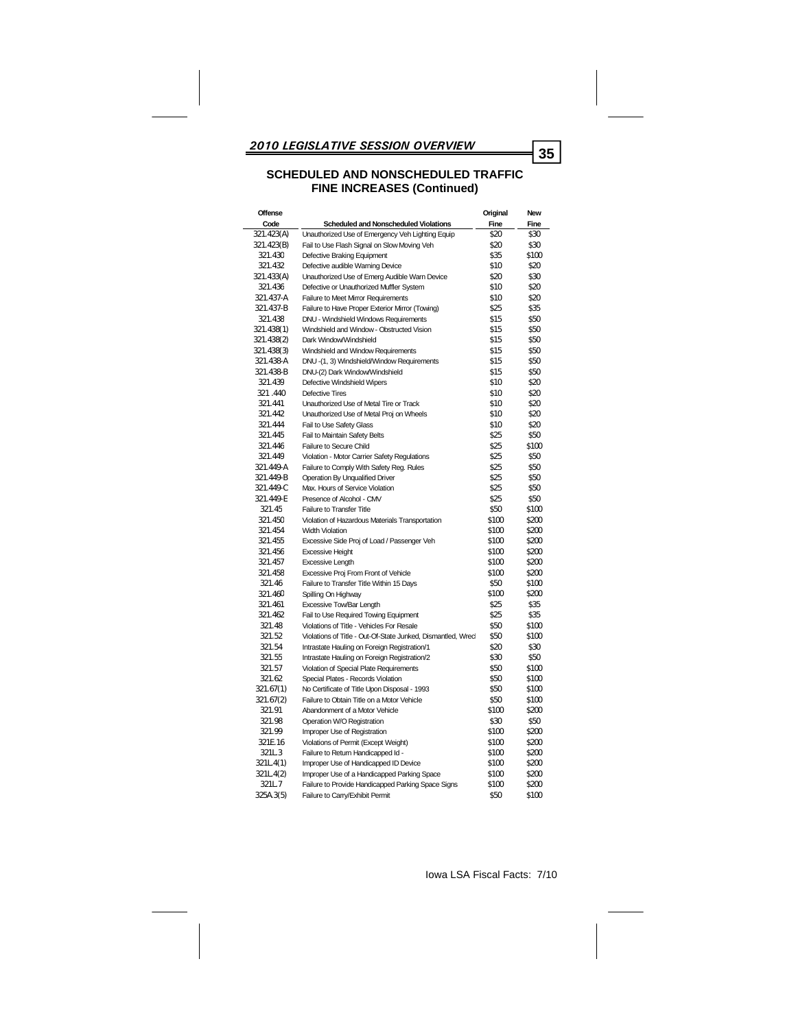## SCHEDULED AND NONSCHEDULED TRAFFIC FINE INCREASES (Continued)

| Offense Code | Scheduled and Nonscheduled Violations | Original Fine | New Fine |
|---|---|---|---|
| 321.423(A) | Unauthorized Use of Emergency Veh Lighting Equip | $20 | $30 |
| 321.423(B) | Fail to Use Flash Signal on Slow Moving Veh | $20 | $30 |
| 321.430 | Defective Braking Equipment | $35 | $100 |
| 321.432 | Defective audible Warning Device | $10 | $20 |
| 321.433(A) | Unauthorized Use of Emerg Audible Warn Device | $20 | $30 |
| 321.436 | Defective or Unauthorized Muffler System | $10 | $20 |
| 321.437-A | Failure to Meet Mirror Requirements | $10 | $20 |
| 321.437-B | Failure to Have Proper Exterior Mirror (Towing) | $25 | $35 |
| 321.438 | DNU - Windshield Windows Requirements | $15 | $50 |
| 321.438(1) | Windshield and Window - Obstructed Vision | $15 | $50 |
| 321.438(2) | Dark Window/Windshield | $15 | $50 |
| 321.438(3) | Windshield and Window Requirements | $15 | $50 |
| 321.438-A | DNU -(1, 3) Windshield/Window Requirements | $15 | $50 |
| 321.438-B | DNU-(2) Dark Window/Windshield | $15 | $50 |
| 321.439 | Defective Windshield Wipers | $10 | $20 |
| 321 .440 | Defective Tires | $10 | $20 |
| 321.441 | Unauthorized Use of Metal Tire or Track | $10 | $20 |
| 321.442 | Unauthorized Use of Metal Proj on Wheels | $10 | $20 |
| 321.444 | Fail to Use Safety Glass | $10 | $20 |
| 321.445 | Fail to Maintain Safety Belts | $25 | $50 |
| 321.446 | Failure to Secure Child | $25 | $100 |
| 321.449 | Violation - Motor Carrier Safety Regulations | $25 | $50 |
| 321.449-A | Failure to Comply With Safety Reg. Rules | $25 | $50 |
| 321.449-B | Operation By Unqualified Driver | $25 | $50 |
| 321.449-C | Max. Hours of Service Violation | $25 | $50 |
| 321.449-E | Presence of Alcohol - CMV | $25 | $50 |
| 321.45 | Failure to Transfer Title | $50 | $100 |
| 321.450 | Violation of Hazardous Materials Transportation | $100 | $200 |
| 321.454 | Width Violation | $100 | $200 |
| 321.455 | Excessive Side Proj of Load / Passenger Veh | $100 | $200 |
| 321.456 | Excessive Height | $100 | $200 |
| 321.457 | Excessive Length | $100 | $200 |
| 321.458 | Excessive Proj From Front of Vehicle | $100 | $200 |
| 321.46 | Failure to Transfer Title Within 15 Days | $50 | $100 |
| 321.460 | Spilling On Highway | $100 | $200 |
| 321.461 | Excessive Tow/Bar Length | $25 | $35 |
| 321.462 | Fail to Use Required Towing Equipment | $25 | $35 |
| 321.48 | Violations of Title - Vehicles For Resale | $50 | $100 |
| 321.52 | Violations of Title - Out-Of-State Junked, Dismantled, Wrecl | $50 | $100 |
| 321.54 | Intrastate Hauling on Foreign Registration/1 | $20 | $30 |
| 321.55 | Intrastate Hauling on Foreign Registration/2 | $30 | $50 |
| 321.57 | Violation of Special Plate Requirements | $50 | $100 |
| 321.62 | Special Plates - Records Violation | $50 | $100 |
| 321.67(1) | No Certificate of Title Upon Disposal - 1993 | $50 | $100 |
| 321.67(2) | Failure to Obtain Title on a Motor Vehicle | $50 | $100 |
| 321.91 | Abandonment of a Motor Vehicle | $100 | $200 |
| 321.98 | Operation W/O Registration | $30 | $50 |
| 321.99 | Improper Use of Registration | $100 | $200 |
| 321E.16 | Violations of Permit (Except Weight) | $100 | $200 |
| 321L.3 | Failure to Return Handicapped Id - | $100 | $200 |
| 321L.4(1) | Improper Use of Handicapped ID Device | $100 | $200 |
| 321L.4(2) | Improper Use of a Handicapped Parking Space | $100 | $200 |
| 321L.7 | Failure to Provide Handicapped Parking Space Signs | $100 | $200 |
| 325A.3(5) | Failure to Carry/Exhibit Permit | $50 | $100 |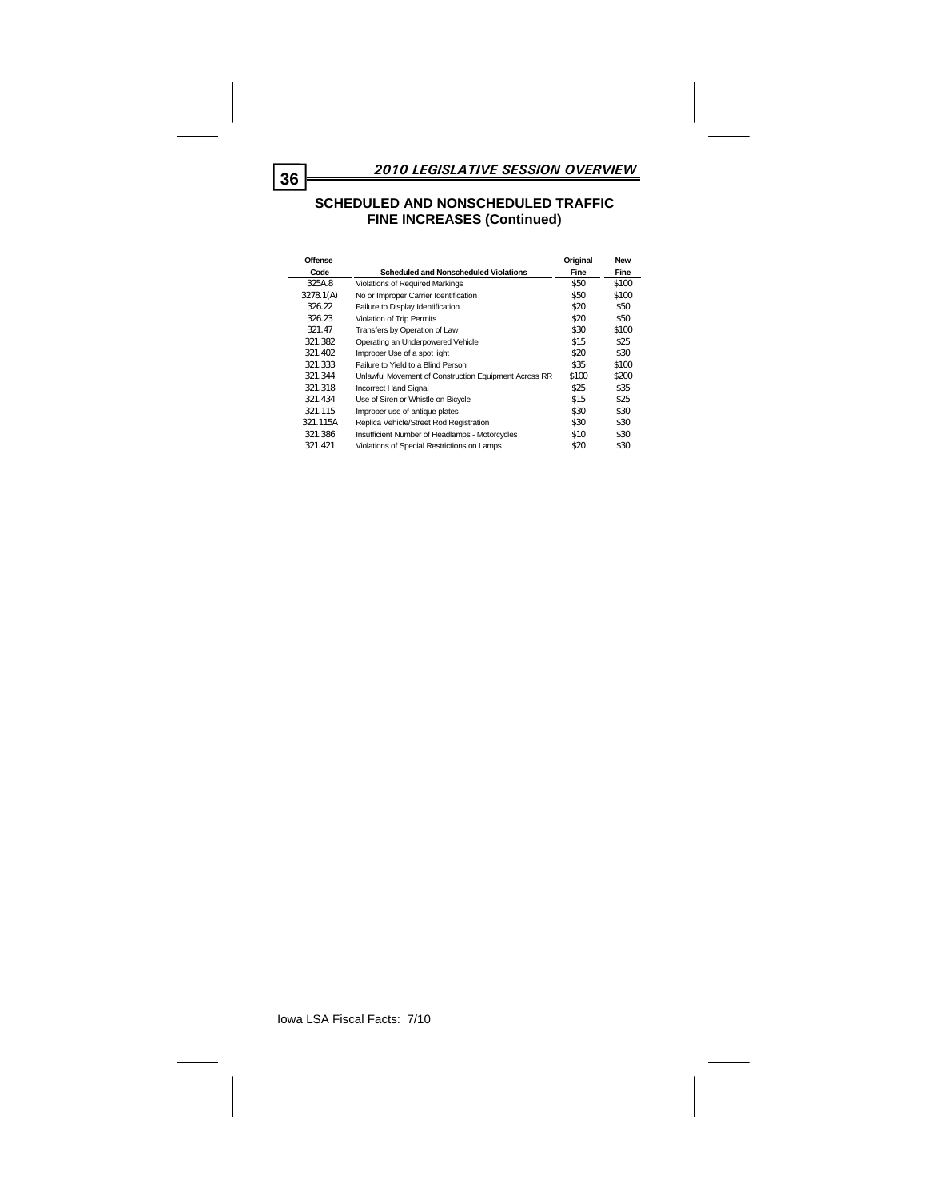## SCHEDULED AND NONSCHEDULED TRAFFIC FINE INCREASES (Continued)

| Offense Code | Scheduled and Nonscheduled Violations | Original Fine | New Fine |
|---|---|---|---|
| 325A.8 | Violations of Required Markings | $50 | $100 |
| 3278.1(A) | No or Improper Carrier Identification | $50 | $100 |
| 326.22 | Failure to Display Identification | $20 | $50 |
| 326.23 | Violation of Trip Permits | $20 | $50 |
| 321.47 | Transfers by Operation of Law | $30 | $100 |
| 321.382 | Operating an Underpowered Vehicle | $15 | $25 |
| 321.402 | Improper Use of a spot light | $20 | $30 |
| 321.333 | Failure to Yield to a Blind Person | $35 | $100 |
| 321.344 | Unlawful Movement of Construction Equipment Across RR | $100 | $200 |
| 321.318 | Incorrect Hand Signal | $25 | $35 |
| 321.434 | Use of Siren or Whistle on Bicycle | $15 | $25 |
| 321.115 | Improper use of antique plates | $30 | $30 |
| 321.115A | Replica Vehicle/Street Rod Registration | $30 | $30 |
| 321.386 | Insufficient Number of Headlamps - Motorcycles | $10 | $30 |
| 321.421 | Violations of Special Restrictions on Lamps | $20 | $30 |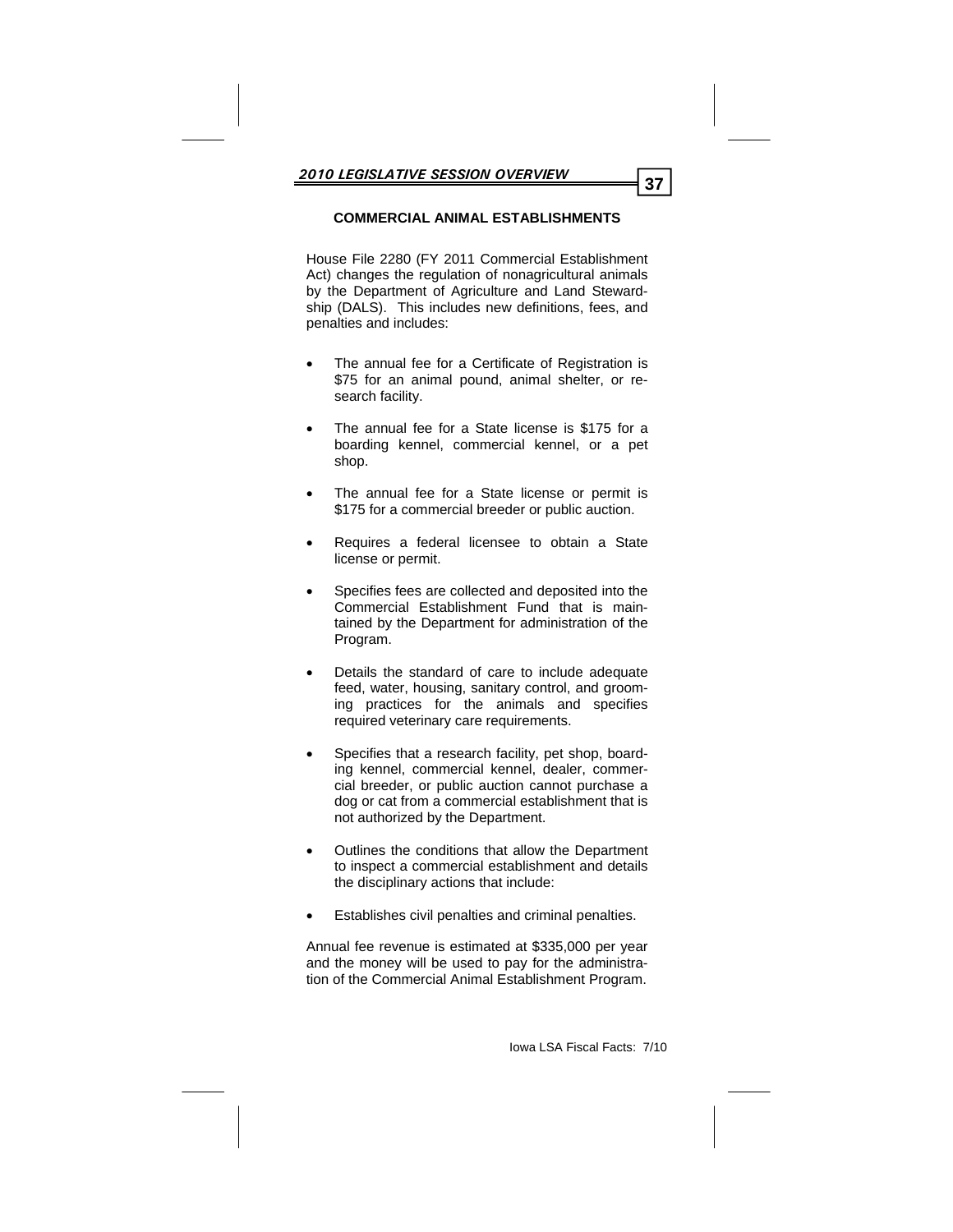## COMMERCIAL ANIMAL ESTABLISHMENTS

House File 2280 (FY 2011 Commercial Establishment Act) changes the regulation of nonagricultural animals by the Department of Agriculture and Land Stewardship (DALS). This includes new definitions, fees, and penalties and includes:

- The annual fee for a Certificate of Registration is $75 for an animal pound, animal shelter, or research facility.
- The annual fee for a State license is $175 for a boarding kennel, commercial kennel, or a pet shop.
- The annual fee for a State license or permit is $175 for a commercial breeder or public auction.
- Requires a federal licensee to obtain a State license or permit.
- Specifies fees are collected and deposited into the Commercial Establishment Fund that is maintained by the Department for administration of the Program.
- Details the standard of care to include adequate feed, water, housing, sanitary control, and grooming practices for the animals and specifies required veterinary care requirements.
- Specifies that a research facility, pet shop, boarding kennel, commercial kennel, dealer, commercial breeder, or public auction cannot purchase a dog or cat from a commercial establishment that is not authorized by the Department.
- Outlines the conditions that allow the Department to inspect a commercial establishment and details the disciplinary actions that include:
- Establishes civil penalties and criminal penalties.

Annual fee revenue is estimated at $335,000 per year and the money will be used to pay for the administration of the Commercial Animal Establishment Program.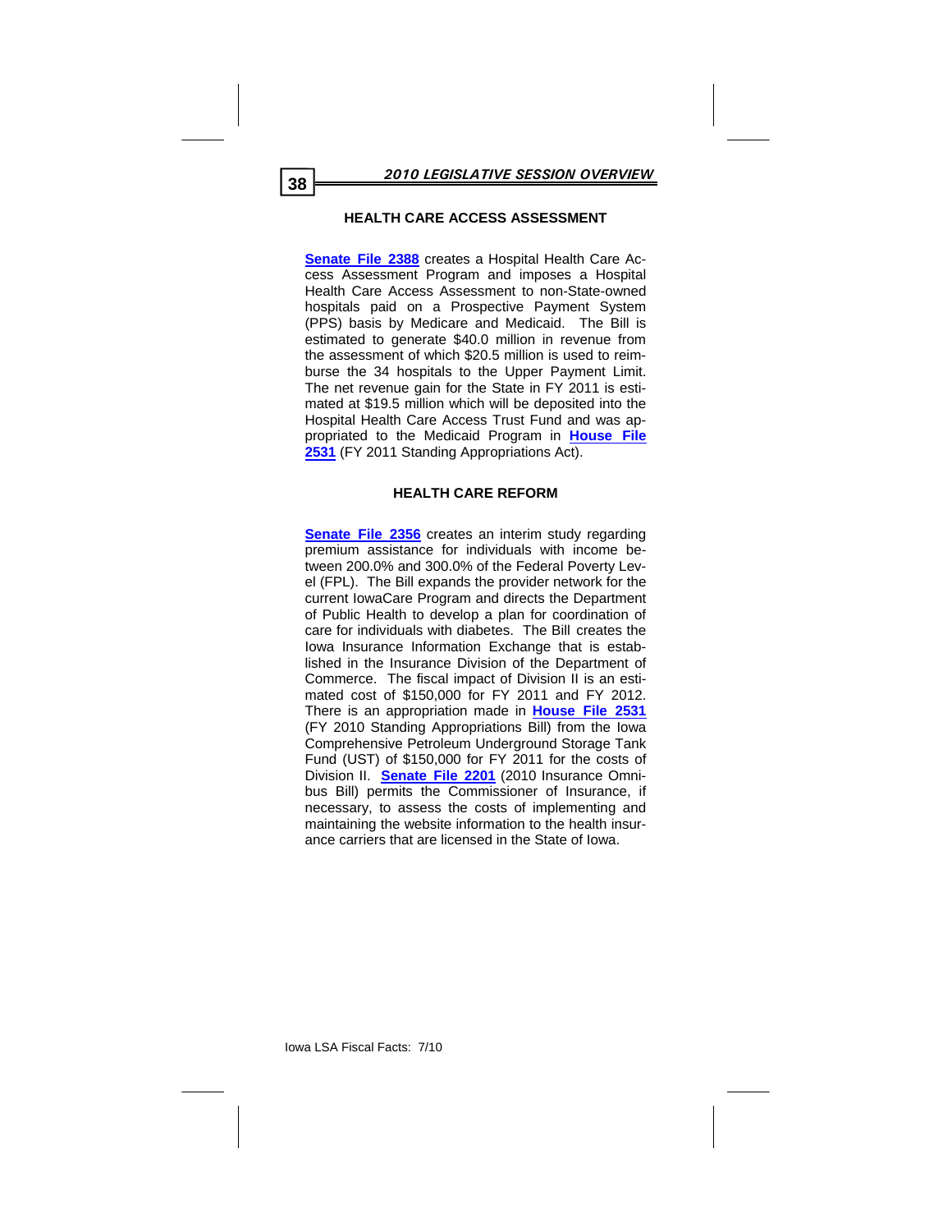## HEALTH CARE ACCESS ASSESSMENT

**Senate File 2388** creates a Hospital Health Care Access Assessment Program and imposes a Hospital Health Care Access Assessment to non-State-owned hospitals paid on a Prospective Payment System (PPS) basis by Medicare and Medicaid. The Bill is estimated to generate $40.0 million in revenue from the assessment of which $20.5 million is used to reimburse the 34 hospitals to the Upper Payment Limit. The net revenue gain for the State in FY 2011 is estimated at $19.5 million which will be deposited into the Hospital Health Care Access Trust Fund and was appropriated to the Medicaid Program in **House File 2531** (FY 2011 Standing Appropriations Act).

## HEALTH CARE REFORM

**Senate File 2356** creates an interim study regarding premium assistance for individuals with income between 200.0% and 300.0% of the Federal Poverty Level (FPL). The Bill expands the provider network for the current IowaCare Program and directs the Department of Public Health to develop a plan for coordination of care for individuals with diabetes. The Bill creates the Iowa Insurance Information Exchange that is established in the Insurance Division of the Department of Commerce. The fiscal impact of Division II is an estimated cost of $150,000 for FY 2011 and FY 2012. There is an appropriation made in **House File 2531** (FY 2010 Standing Appropriations Bill) from the Iowa Comprehensive Petroleum Underground Storage Tank Fund (UST) of $150,000 for FY 2011 for the costs of Division II. **Senate File 2201** (2010 Insurance Omnibus Bill) permits the Commissioner of Insurance, if necessary, to assess the costs of implementing and maintaining the website information to the health insurance carriers that are licensed in the State of Iowa.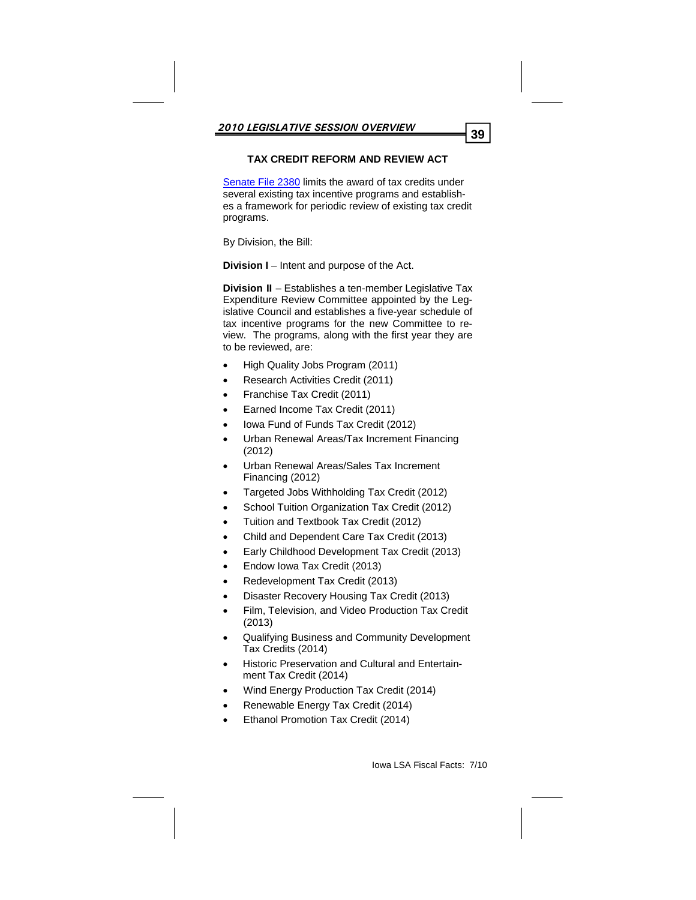## TAX CREDIT REFORM AND REVIEW ACT

[Senate File 2380](#) limits the award of tax credits under several existing tax incentive programs and establishes a framework for periodic review of existing tax credit programs.

By Division, the Bill:

**Division I** – Intent and purpose of the Act.

**Division II** – Establishes a ten-member Legislative Tax Expenditure Review Committee appointed by the Legislative Council and establishes a five-year schedule of tax incentive programs for the new Committee to review. The programs, along with the first year they are to be reviewed, are:

- High Quality Jobs Program (2011)
- Research Activities Credit (2011)
- Franchise Tax Credit (2011)
- Earned Income Tax Credit (2011)
- Iowa Fund of Funds Tax Credit (2012)
- Urban Renewal Areas/Tax Increment Financing (2012)
- Urban Renewal Areas/Sales Tax Increment Financing (2012)
- Targeted Jobs Withholding Tax Credit (2012)
- School Tuition Organization Tax Credit (2012)
- Tuition and Textbook Tax Credit (2012)
- Child and Dependent Care Tax Credit (2013)
- Early Childhood Development Tax Credit (2013)
- Endow Iowa Tax Credit (2013)
- Redevelopment Tax Credit (2013)
- Disaster Recovery Housing Tax Credit (2013)
- Film, Television, and Video Production Tax Credit (2013)
- Qualifying Business and Community Development Tax Credits (2014)
- Historic Preservation and Cultural and Entertainment Tax Credit (2014)
- Wind Energy Production Tax Credit (2014)
- Renewable Energy Tax Credit (2014)
- Ethanol Promotion Tax Credit (2014)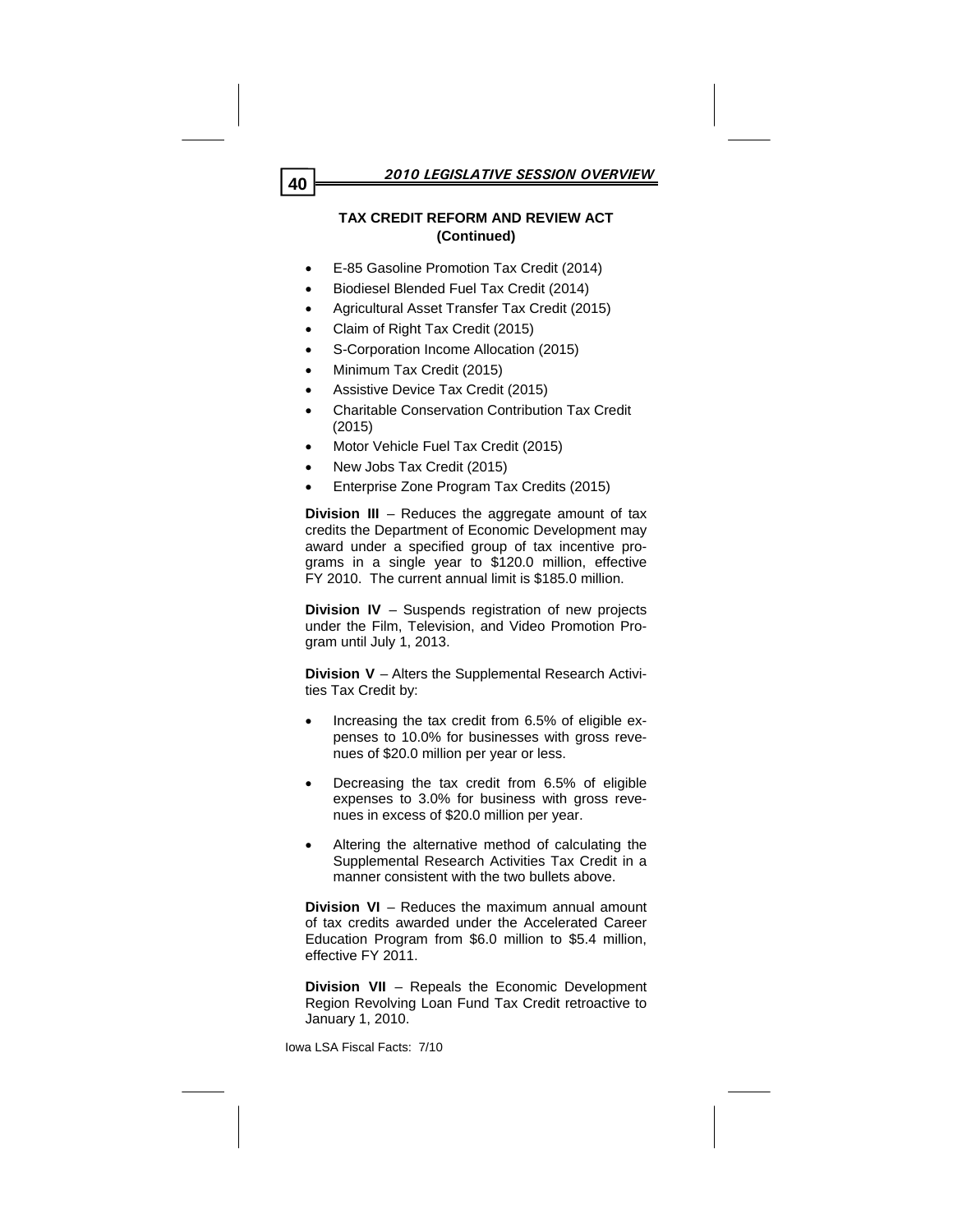## TAX CREDIT REFORM AND REVIEW ACT (Continued)

- E-85 Gasoline Promotion Tax Credit (2014)
- Biodiesel Blended Fuel Tax Credit (2014)
- Agricultural Asset Transfer Tax Credit (2015)
- Claim of Right Tax Credit (2015)
- S-Corporation Income Allocation (2015)
- Minimum Tax Credit (2015)
- Assistive Device Tax Credit (2015)
- Charitable Conservation Contribution Tax Credit (2015)
- Motor Vehicle Fuel Tax Credit (2015)
- New Jobs Tax Credit (2015)
- Enterprise Zone Program Tax Credits (2015)

**Division III** – Reduces the aggregate amount of tax credits the Department of Economic Development may award under a specified group of tax incentive programs in a single year to $120.0 million, effective FY 2010. The current annual limit is $185.0 million.

**Division IV** – Suspends registration of new projects under the Film, Television, and Video Promotion Program until July 1, 2013.

**Division V** – Alters the Supplemental Research Activities Tax Credit by:

- Increasing the tax credit from 6.5% of eligible expenses to 10.0% for businesses with gross revenues of $20.0 million per year or less.
- Decreasing the tax credit from 6.5% of eligible expenses to 3.0% for business with gross revenues in excess of $20.0 million per year.
- Altering the alternative method of calculating the Supplemental Research Activities Tax Credit in a manner consistent with the two bullets above.

**Division VI** – Reduces the maximum annual amount of tax credits awarded under the Accelerated Career Education Program from $6.0 million to $5.4 million, effective FY 2011.

**Division VII** – Repeals the Economic Development Region Revolving Loan Fund Tax Credit retroactive to January 1, 2010.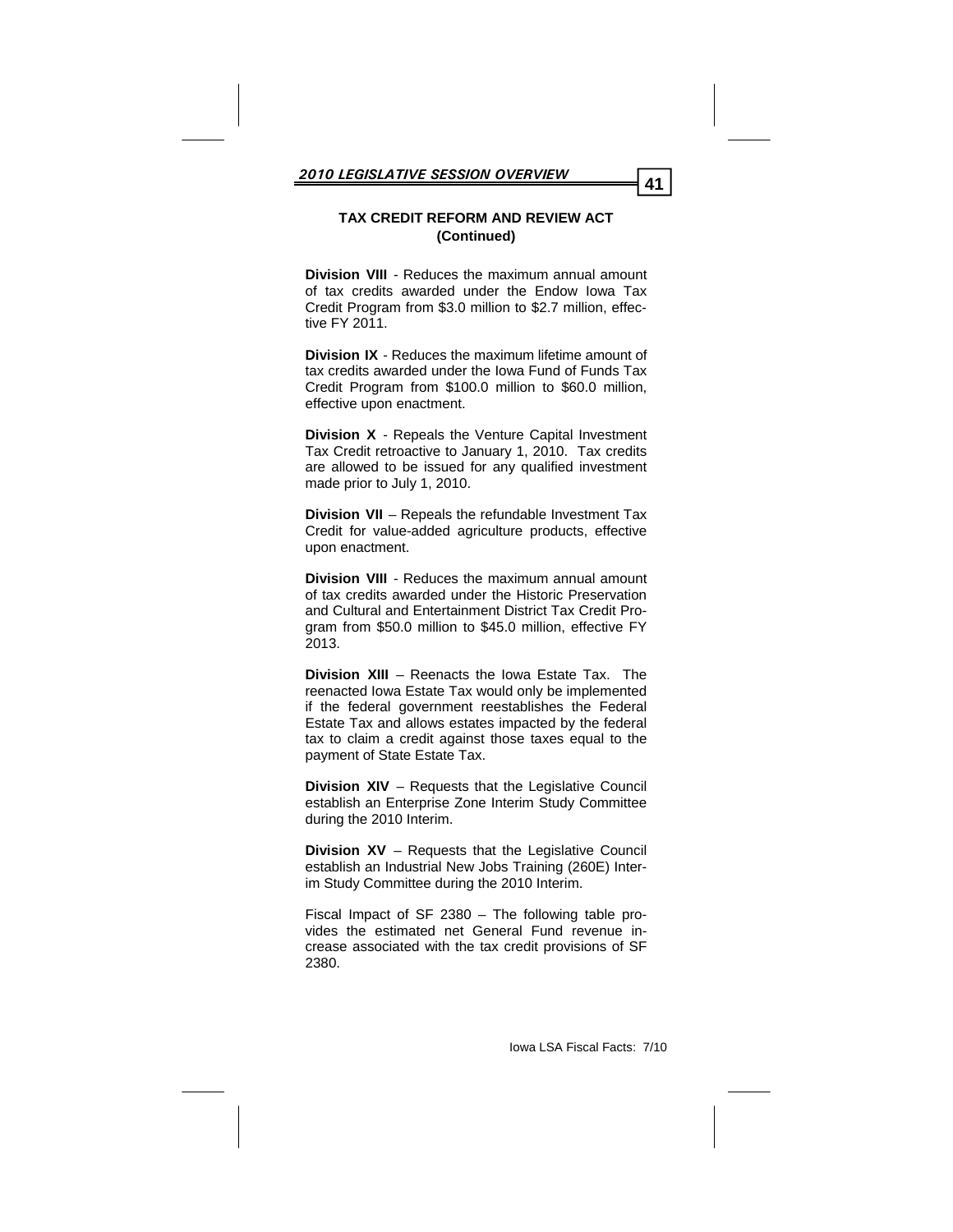## TAX CREDIT REFORM AND REVIEW ACT (Continued)

**Division VIII** - Reduces the maximum annual amount of tax credits awarded under the Endow Iowa Tax Credit Program from $3.0 million to $2.7 million, effective FY 2011.

**Division IX** - Reduces the maximum lifetime amount of tax credits awarded under the Iowa Fund of Funds Tax Credit Program from $100.0 million to $60.0 million, effective upon enactment.

**Division X** - Repeals the Venture Capital Investment Tax Credit retroactive to January 1, 2010. Tax credits are allowed to be issued for any qualified investment made prior to July 1, 2010.

**Division VII** – Repeals the refundable Investment Tax Credit for value-added agriculture products, effective upon enactment.

**Division VIII** - Reduces the maximum annual amount of tax credits awarded under the Historic Preservation and Cultural and Entertainment District Tax Credit Program from $50.0 million to $45.0 million, effective FY 2013.

**Division XIII** – Reenacts the Iowa Estate Tax. The reenacted Iowa Estate Tax would only be implemented if the federal government reestablishes the Federal Estate Tax and allows estates impacted by the federal tax to claim a credit against those taxes equal to the payment of State Estate Tax.

**Division XIV** – Requests that the Legislative Council establish an Enterprise Zone Interim Study Committee during the 2010 Interim.

**Division XV** – Requests that the Legislative Council establish an Industrial New Jobs Training (260E) Interim Study Committee during the 2010 Interim.

Fiscal Impact of SF 2380 – The following table provides the estimated net General Fund revenue increase associated with the tax credit provisions of SF 2380.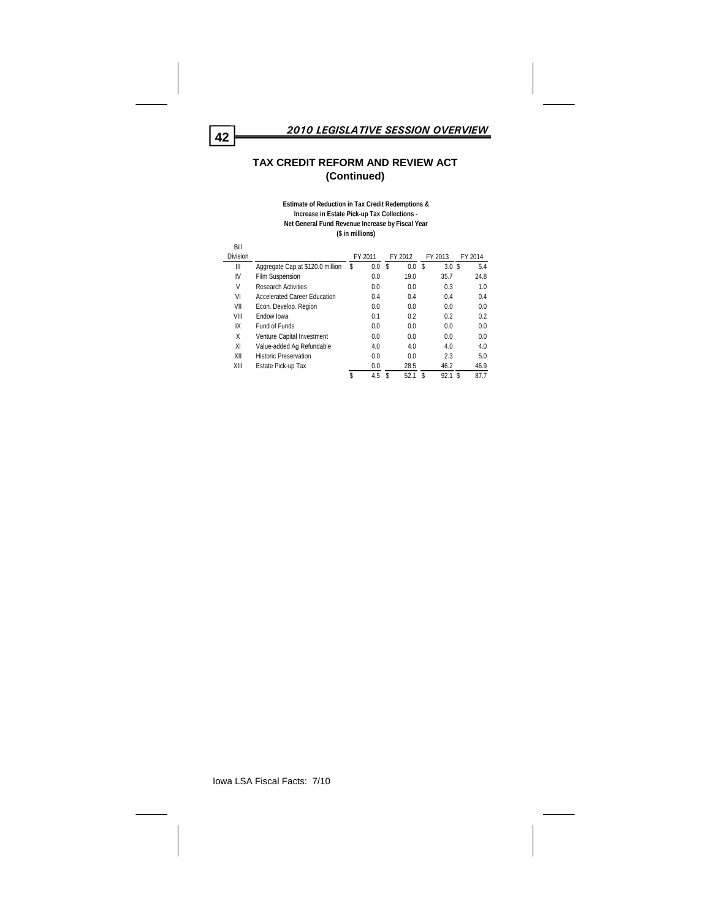## TAX CREDIT REFORM AND REVIEW ACT (Continued)

**Estimate of Reduction in Tax Credit Redemptions & Increase in Estate Pick-up Tax Collections - Net General Fund Revenue Increase by Fiscal Year**
**($ in millions)**

| Bill Division | | FY 2011 | FY 2012 | FY 2013 | FY 2014 |
|---|---|---|---|---|---|
| III | Aggregate Cap at $120.0 million | $ 0.0 | $ 0.0 | $ 3.0 | $ 5.4 |
| IV | Film Suspension | 0.0 | 19.0 | 35.7 | 24.8 |
| V | Research Activities | 0.0 | 0.0 | 0.3 | 1.0 |
| VI | Accelerated Career Education | 0.4 | 0.4 | 0.4 | 0.4 |
| VII | Econ. Develop. Region | 0.0 | 0.0 | 0.0 | 0.0 |
| VIII | Endow Iowa | 0.1 | 0.2 | 0.2 | 0.2 |
| IX | Fund of Funds | 0.0 | 0.0 | 0.0 | 0.0 |
| X | Venture Capital Investment | 0.0 | 0.0 | 0.0 | 0.0 |
| XI | Value-added Ag Refundable | 4.0 | 4.0 | 4.0 | 4.0 |
| XII | Historic Preservation | 0.0 | 0.0 | 2.3 | 5.0 |
| XIII | Estate Pick-up Tax | 0.0 | 28.5 | 46.2 | 46.9 |
| | | $ 4.5 | $ 52.1 | $ 92.1 | $ 87.7 |

Iowa LSA Fiscal Facts: 7/10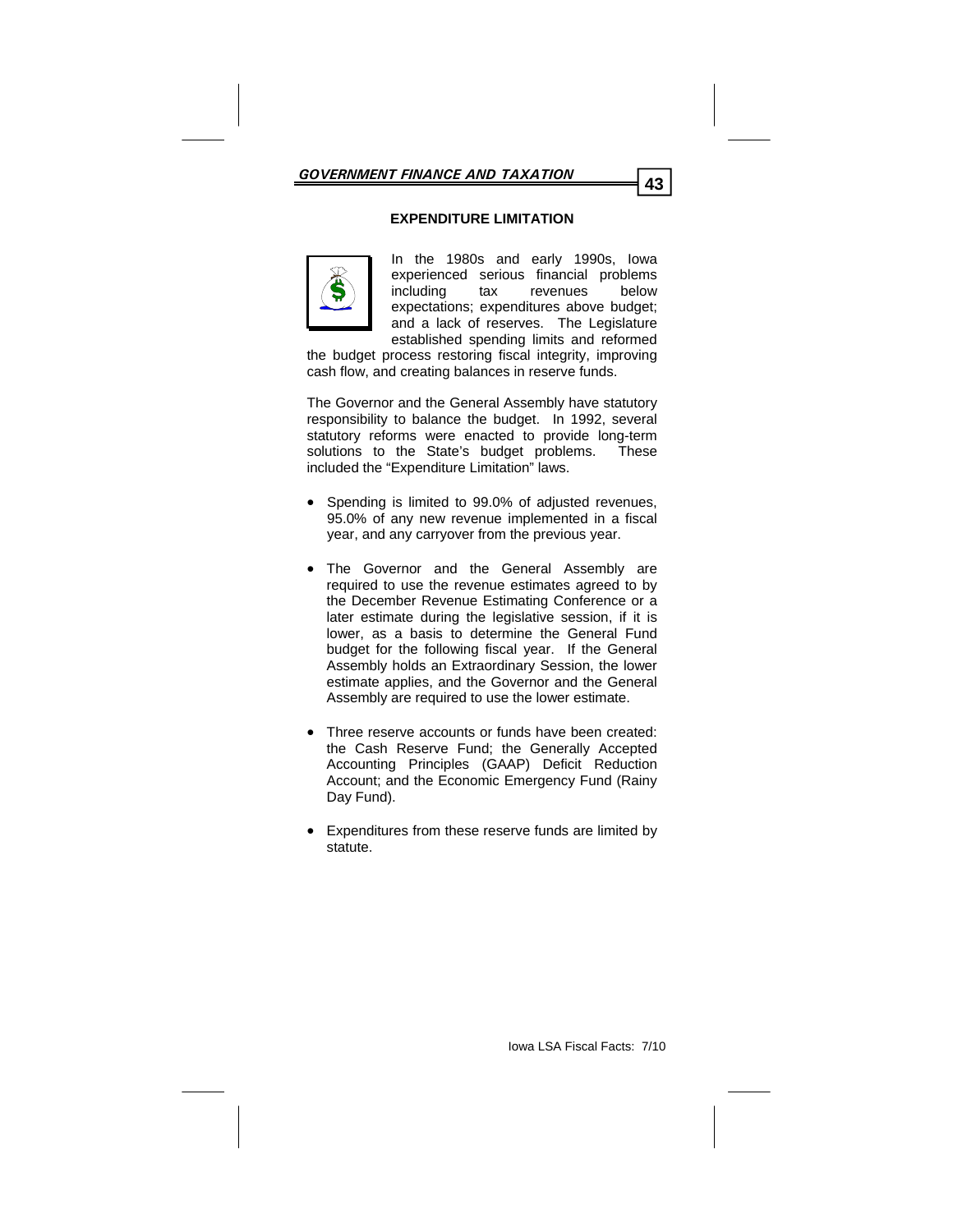## EXPENDITURE LIMITATION

In the 1980s and early 1990s, Iowa experienced serious financial problems including tax revenues below expectations; expenditures above budget; and a lack of reserves. The Legislature established spending limits and reformed the budget process restoring fiscal integrity, improving cash flow, and creating balances in reserve funds.

The Governor and the General Assembly have statutory responsibility to balance the budget. In 1992, several statutory reforms were enacted to provide long-term solutions to the State's budget problems. These included the "Expenditure Limitation" laws.

- Spending is limited to 99.0% of adjusted revenues, 95.0% of any new revenue implemented in a fiscal year, and any carryover from the previous year.
- The Governor and the General Assembly are required to use the revenue estimates agreed to by the December Revenue Estimating Conference or a later estimate during the legislative session, if it is lower, as a basis to determine the General Fund budget for the following fiscal year. If the General Assembly holds an Extraordinary Session, the lower estimate applies, and the Governor and the General Assembly are required to use the lower estimate.
- Three reserve accounts or funds have been created: the Cash Reserve Fund; the Generally Accepted Accounting Principles (GAAP) Deficit Reduction Account; and the Economic Emergency Fund (Rainy Day Fund).
- Expenditures from these reserve funds are limited by statute.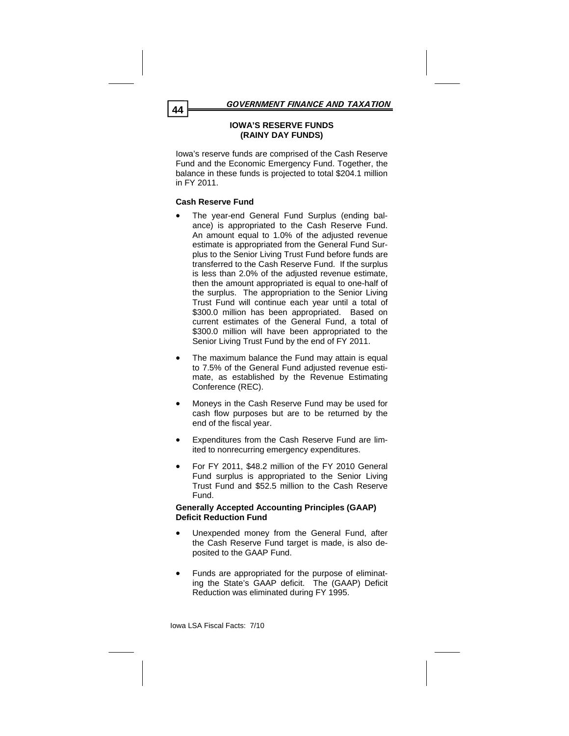## IOWA'S RESERVE FUNDS (RAINY DAY FUNDS)

Iowa's reserve funds are comprised of the Cash Reserve Fund and the Economic Emergency Fund. Together, the balance in these funds is projected to total $204.1 million in FY 2011.

**Cash Reserve Fund**

- The year-end General Fund Surplus (ending balance) is appropriated to the Cash Reserve Fund. An amount equal to 1.0% of the adjusted revenue estimate is appropriated from the General Fund Surplus to the Senior Living Trust Fund before funds are transferred to the Cash Reserve Fund. If the surplus is less than 2.0% of the adjusted revenue estimate, then the amount appropriated is equal to one-half of the surplus. The appropriation to the Senior Living Trust Fund will continue each year until a total of $300.0 million has been appropriated. Based on current estimates of the General Fund, a total of $300.0 million will have been appropriated to the Senior Living Trust Fund by the end of FY 2011.
- The maximum balance the Fund may attain is equal to 7.5% of the General Fund adjusted revenue estimate, as established by the Revenue Estimating Conference (REC).
- Moneys in the Cash Reserve Fund may be used for cash flow purposes but are to be returned by the end of the fiscal year.
- Expenditures from the Cash Reserve Fund are limited to nonrecurring emergency expenditures.
- For FY 2011, $48.2 million of the FY 2010 General Fund surplus is appropriated to the Senior Living Trust Fund and $52.5 million to the Cash Reserve Fund.

**Generally Accepted Accounting Principles (GAAP) Deficit Reduction Fund**

- Unexpended money from the General Fund, after the Cash Reserve Fund target is made, is also deposited to the GAAP Fund.
- Funds are appropriated for the purpose of eliminating the State's GAAP deficit. The (GAAP) Deficit Reduction was eliminated during FY 1995.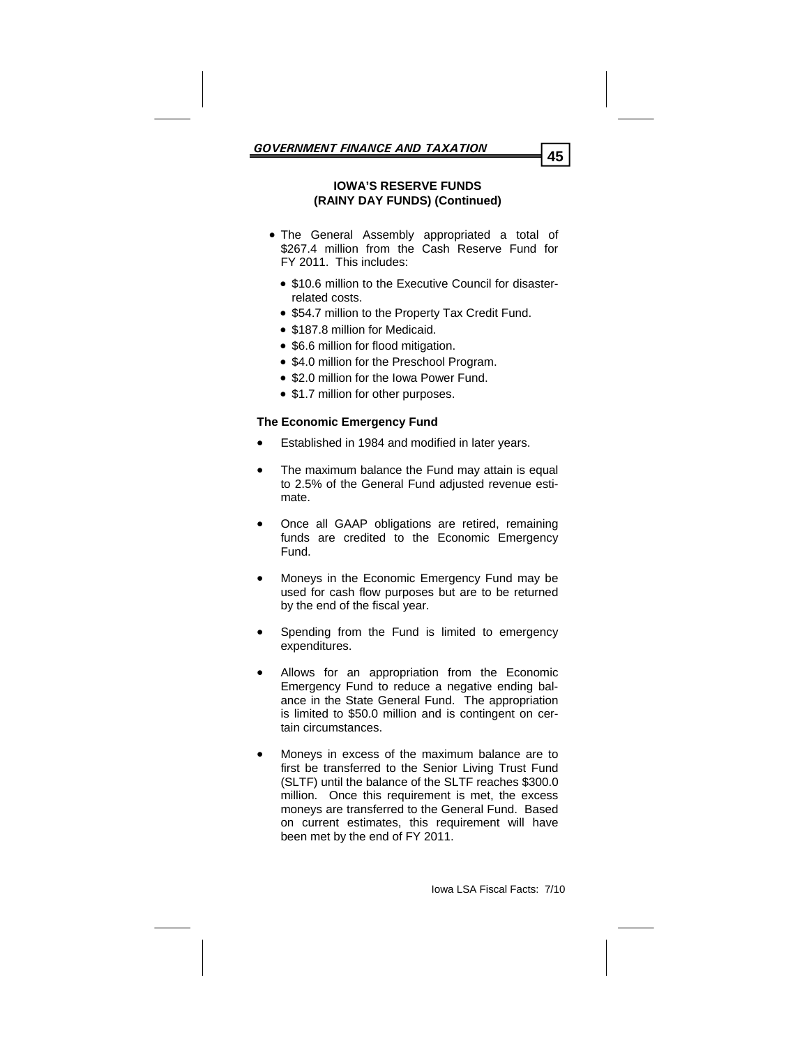## IOWA'S RESERVE FUNDS (RAINY DAY FUNDS) (Continued)

- The General Assembly appropriated a total of $267.4 million from the Cash Reserve Fund for FY 2011. This includes:
  - $10.6 million to the Executive Council for disaster-related costs.
  - $54.7 million to the Property Tax Credit Fund.
  - $187.8 million for Medicaid.
  - $6.6 million for flood mitigation.
  - $4.0 million for the Preschool Program.
  - $2.0 million for the Iowa Power Fund.
  - $1.7 million for other purposes.

**The Economic Emergency Fund**

- Established in 1984 and modified in later years.
- The maximum balance the Fund may attain is equal to 2.5% of the General Fund adjusted revenue estimate.
- Once all GAAP obligations are retired, remaining funds are credited to the Economic Emergency Fund.
- Moneys in the Economic Emergency Fund may be used for cash flow purposes but are to be returned by the end of the fiscal year.
- Spending from the Fund is limited to emergency expenditures.
- Allows for an appropriation from the Economic Emergency Fund to reduce a negative ending balance in the State General Fund. The appropriation is limited to $50.0 million and is contingent on certain circumstances.
- Moneys in excess of the maximum balance are to first be transferred to the Senior Living Trust Fund (SLTF) until the balance of the SLTF reaches $300.0 million. Once this requirement is met, the excess moneys are transferred to the General Fund. Based on current estimates, this requirement will have been met by the end of FY 2011.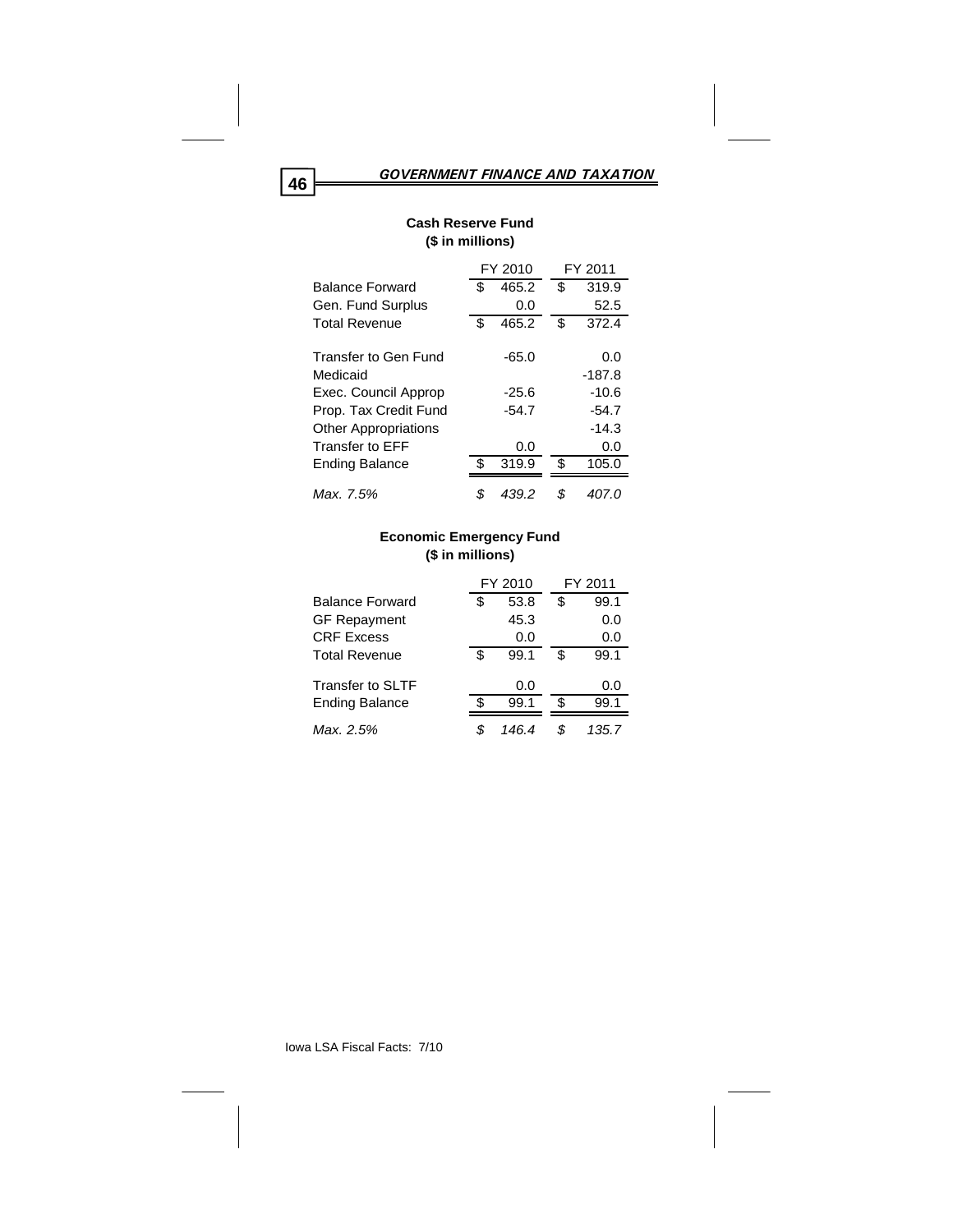**Cash Reserve Fund**
**($ in millions)**

| | FY 2010 | FY 2011 |
|---|---|---|
| Balance Forward | $ 465.2 | $ 319.9 |
| Gen. Fund Surplus | 0.0 | 52.5 |
| Total Revenue | $ 465.2 | $ 372.4 |
| | | |
| Transfer to Gen Fund | -65.0 | 0.0 |
| Medicaid | | -187.8 |
| Exec. Council Approp | -25.6 | -10.6 |
| Prop. Tax Credit Fund | -54.7 | -54.7 |
| Other Appropriations | | -14.3 |
| Transfer to EFF | 0.0 | 0.0 |
| Ending Balance | $ 319.9 | $ 105.0 |
| | | |
| *Max. 7.5%* | *$ 439.2* | *$ 407.0* |

**Economic Emergency Fund**
**($ in millions)**

| | FY 2010 | FY 2011 |
|---|---|---|
| Balance Forward | $ 53.8 | $ 99.1 |
| GF Repayment | 45.3 | 0.0 |
| CRF Excess | 0.0 | 0.0 |
| Total Revenue | $ 99.1 | $ 99.1 |
| | | |
| Transfer to SLTF | 0.0 | 0.0 |
| Ending Balance | $ 99.1 | $ 99.1 |
| *Max. 2.5%* | *$ 146.4* | *$ 135.7* |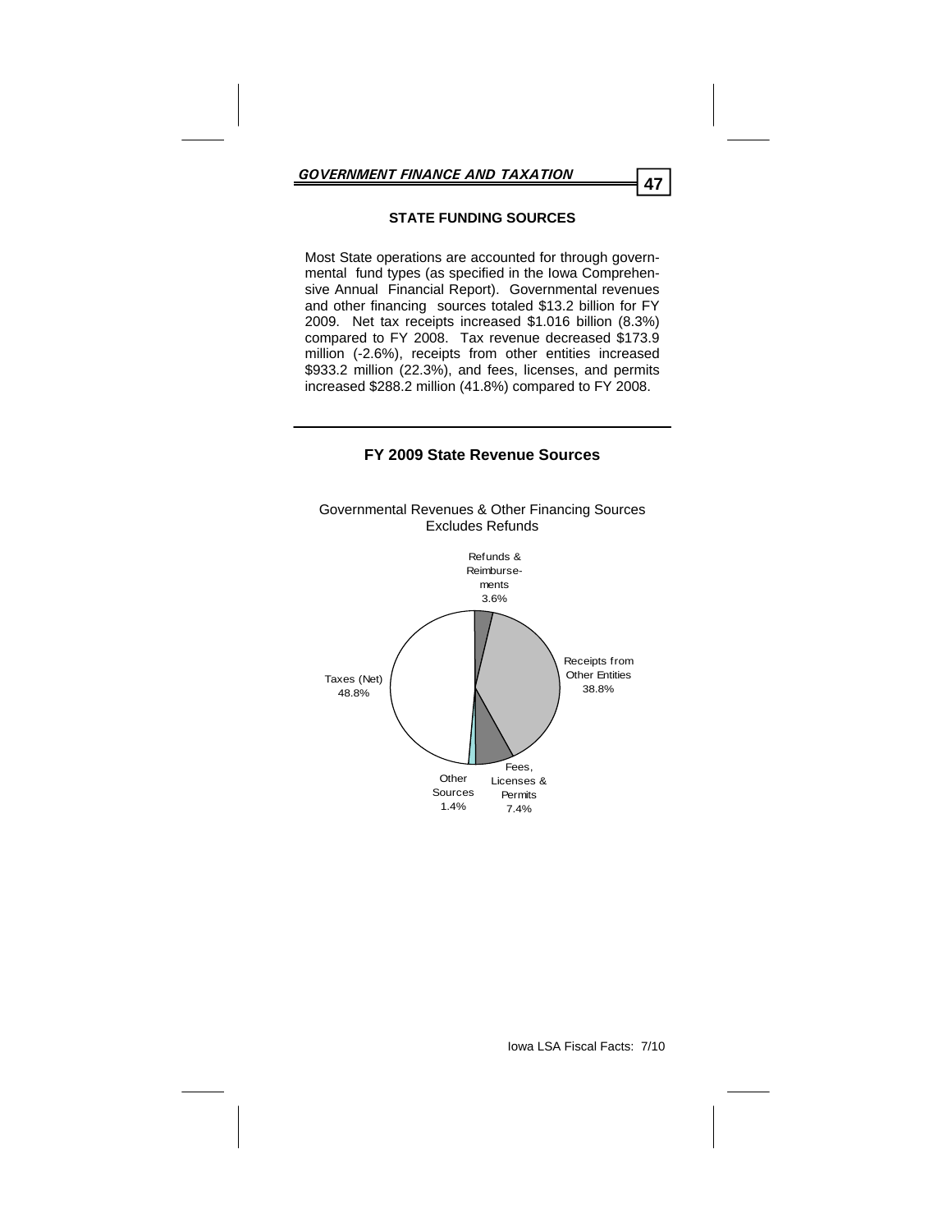## STATE FUNDING SOURCES

Most State operations are accounted for through governmental fund types (as specified in the Iowa Comprehensive Annual Financial Report). Governmental revenues and other financing sources totaled $13.2 billion for FY 2009. Net tax receipts increased $1.016 billion (8.3%) compared to FY 2008. Tax revenue decreased $173.9 million (-2.6%), receipts from other entities increased $933.2 million (22.3%), and fees, licenses, and permits increased $288.2 million (41.8%) compared to FY 2008.

### FY 2009 State Revenue Sources

Governmental Revenues & Other Financing Sources
Excludes Refunds

| Source | Percent |
|---|---|
| Refunds & Reimbursements | 3.6% |
| Receipts from Other Entities | 38.8% |
| Fees, Licenses & Permits | 7.4% |
| Other Sources | 1.4% |
| Taxes (Net) | 48.8% |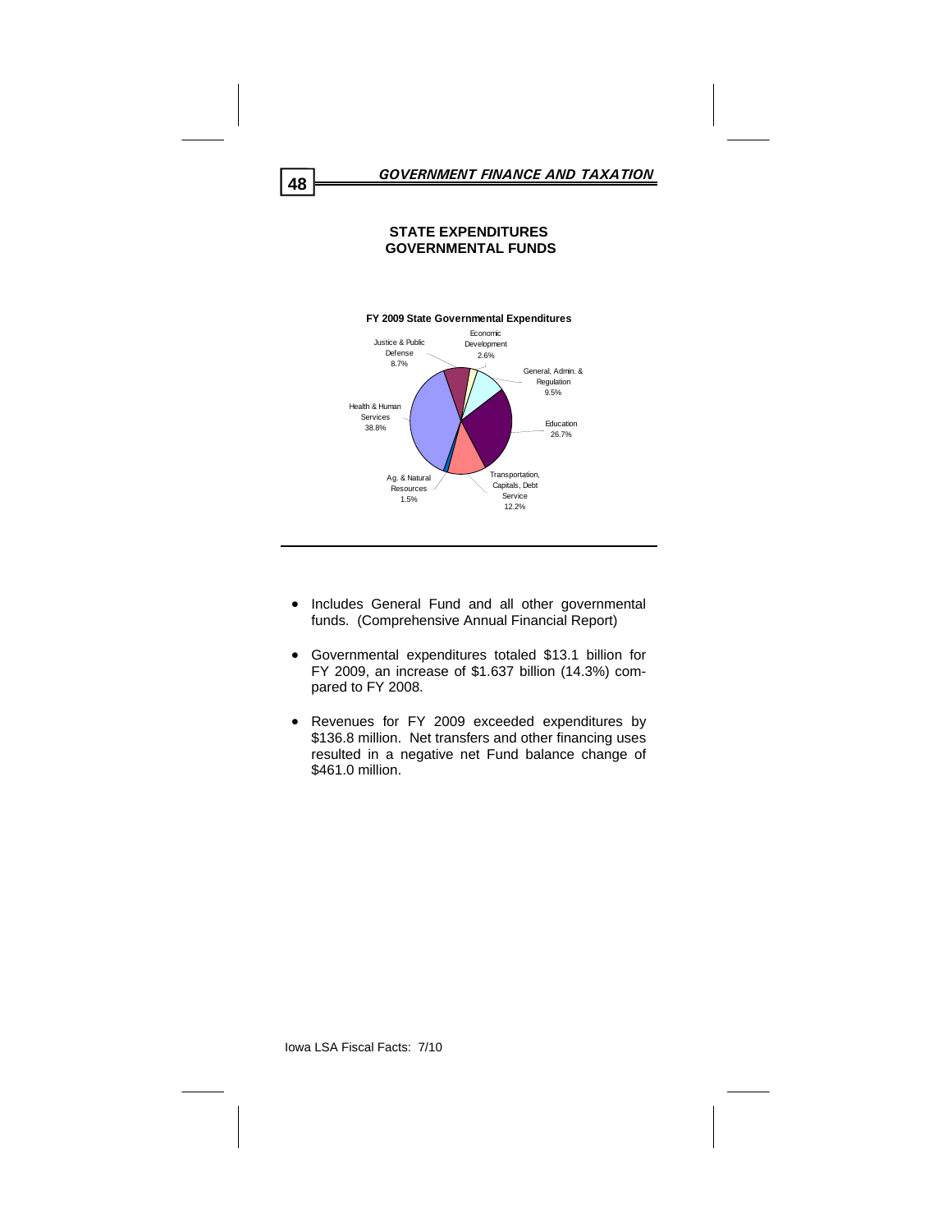## STATE EXPENDITURES GOVERNMENTAL FUNDS

**FY 2009 State Governmental Expenditures**

| Category | Percent |
|---|---|
| Health & Human Services | 38.8% |
| Education | 26.7% |
| Transportation, Capitals, Debt Service | 12.2% |
| General, Admin. & Regulation | 9.5% |
| Justice & Public Defense | 8.7% |
| Economic Development | 2.6% |
| Ag. & Natural Resources | 1.5% |

- Includes General Fund and all other governmental funds. (Comprehensive Annual Financial Report)
- Governmental expenditures totaled $13.1 billion for FY 2009, an increase of $1.637 billion (14.3%) compared to FY 2008.
- Revenues for FY 2009 exceeded expenditures by $136.8 million. Net transfers and other financing uses resulted in a negative net Fund balance change of $461.0 million.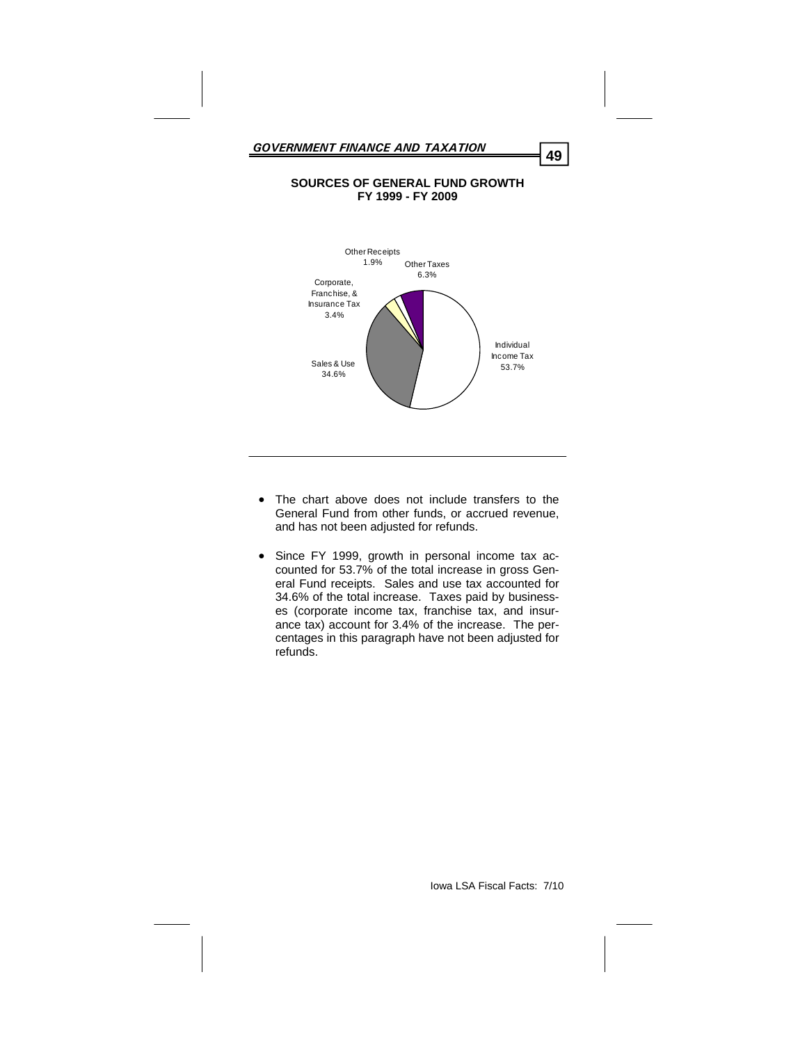## SOURCES OF GENERAL FUND GROWTH
## FY 1999 - FY 2009

Individual Income Tax 53.7%

Sales & Use 34.6%

Corporate, Franchise, & Insurance Tax 3.4%

Other Receipts 1.9%

Other Taxes 6.3%

- The chart above does not include transfers to the General Fund from other funds, or accrued revenue, and has not been adjusted for refunds.
- Since FY 1999, growth in personal income tax accounted for 53.7% of the total increase in gross General Fund receipts. Sales and use tax accounted for 34.6% of the total increase. Taxes paid by businesses (corporate income tax, franchise tax, and insurance tax) account for 3.4% of the increase. The percentages in this paragraph have not been adjusted for refunds.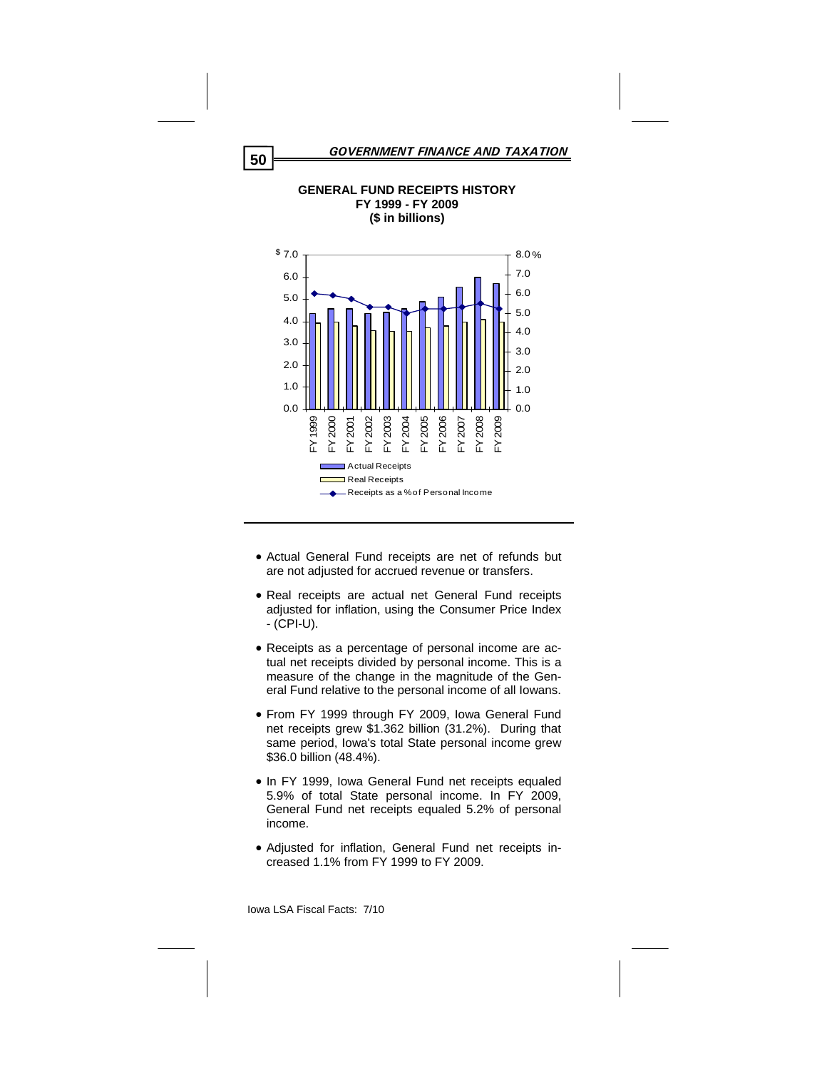## GENERAL FUND RECEIPTS HISTORY
## FY 1999 - FY 2009
## ($ in billions)

- Actual General Fund receipts are net of refunds but are not adjusted for accrued revenue or transfers.
- Real receipts are actual net General Fund receipts adjusted for inflation, using the Consumer Price Index - (CPI-U).
- Receipts as a percentage of personal income are actual net receipts divided by personal income. This is a measure of the change in the magnitude of the General Fund relative to the personal income of all Iowans.
- From FY 1999 through FY 2009, Iowa General Fund net receipts grew $1.362 billion (31.2%). During that same period, Iowa's total State personal income grew $36.0 billion (48.4%).
- In FY 1999, Iowa General Fund net receipts equaled 5.9% of total State personal income. In FY 2009, General Fund net receipts equaled 5.2% of personal income.
- Adjusted for inflation, General Fund net receipts increased 1.1% from FY 1999 to FY 2009.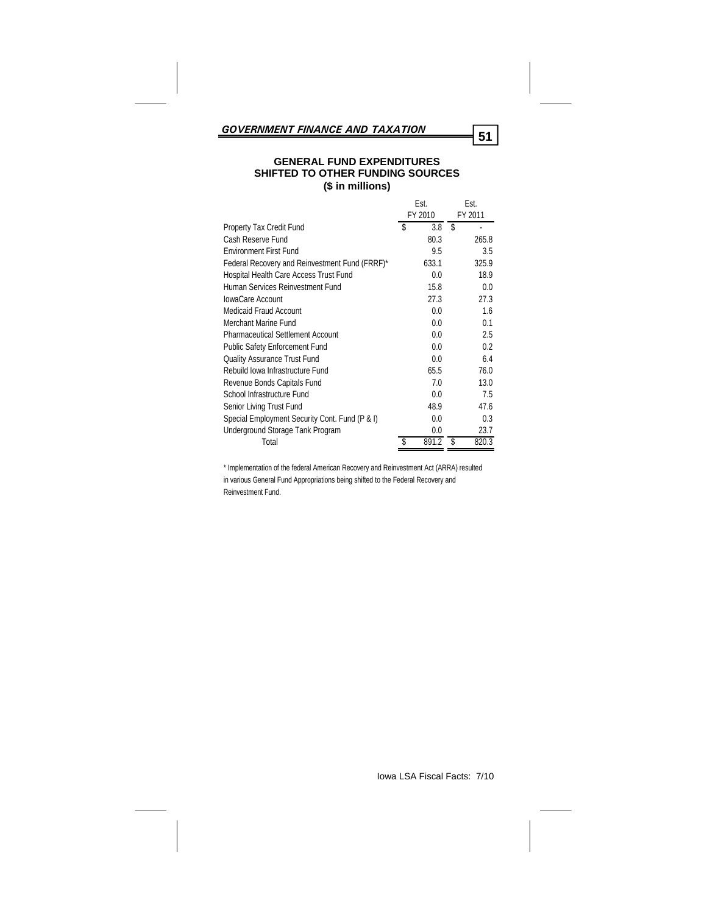## GOVERNMENT FINANCE AND TAXATION

### GENERAL FUND EXPENDITURES SHIFTED TO OTHER FUNDING SOURCES
### ($ in millions)

| | Est. FY 2010 | Est. FY 2011 |
|---|---|---|
| Property Tax Credit Fund | $ 3.8 | $ - |
| Cash Reserve Fund | 80.3 | 265.8 |
| Environment First Fund | 9.5 | 3.5 |
| Federal Recovery and Reinvestment Fund (FRRF)* | 633.1 | 325.9 |
| Hospital Health Care Access Trust Fund | 0.0 | 18.9 |
| Human Services Reinvestment Fund | 15.8 | 0.0 |
| IowaCare Account | 27.3 | 27.3 |
| Medicaid Fraud Account | 0.0 | 1.6 |
| Merchant Marine Fund | 0.0 | 0.1 |
| Pharmaceutical Settlement Account | 0.0 | 2.5 |
| Public Safety Enforcement Fund | 0.0 | 0.2 |
| Quality Assurance Trust Fund | 0.0 | 6.4 |
| Rebuild Iowa Infrastructure Fund | 65.5 | 76.0 |
| Revenue Bonds Capitals Fund | 7.0 | 13.0 |
| School Infrastructure Fund | 0.0 | 7.5 |
| Senior Living Trust Fund | 48.9 | 47.6 |
| Special Employment Security Cont. Fund (P & I) | 0.0 | 0.3 |
| Underground Storage Tank Program | 0.0 | 23.7 |
| Total | $ 891.2 | $ 820.3 |

* Implementation of the federal American Recovery and Reinvestment Act (ARRA) resulted in various General Fund Appropriations being shifted to the Federal Recovery and Reinvestment Fund.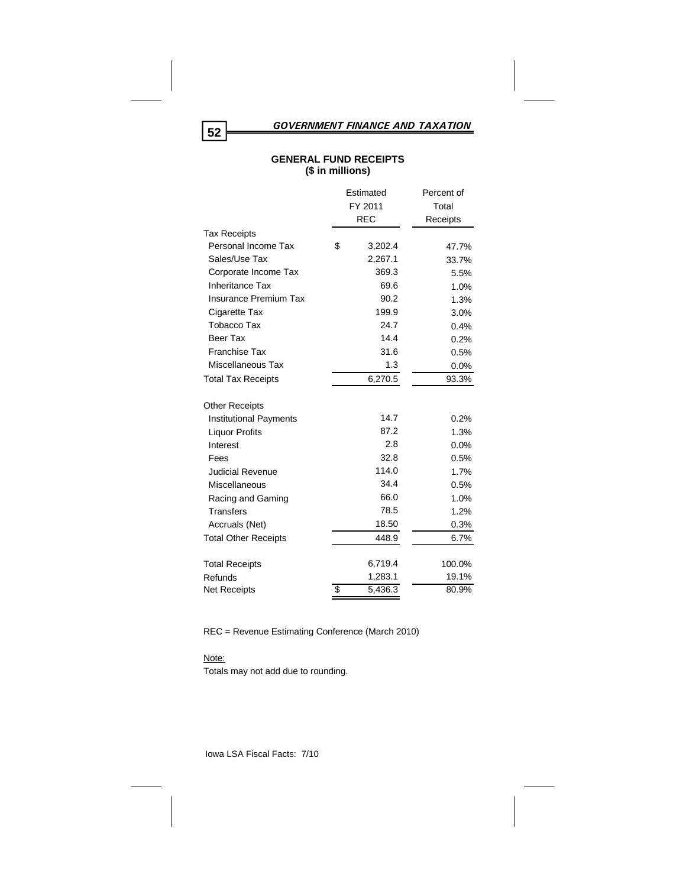## GOVERNMENT FINANCE AND TAXATION

### GENERAL FUND RECEIPTS
**($ in millions)**

| | Estimated FY 2011 REC | Percent of Total Receipts |
|---|---|---|
| Tax Receipts | | |
| Personal Income Tax | $ 3,202.4 | 47.7% |
| Sales/Use Tax | 2,267.1 | 33.7% |
| Corporate Income Tax | 369.3 | 5.5% |
| Inheritance Tax | 69.6 | 1.0% |
| Insurance Premium Tax | 90.2 | 1.3% |
| Cigarette Tax | 199.9 | 3.0% |
| Tobacco Tax | 24.7 | 0.4% |
| Beer Tax | 14.4 | 0.2% |
| Franchise Tax | 31.6 | 0.5% |
| Miscellaneous Tax | 1.3 | 0.0% |
| Total Tax Receipts | 6,270.5 | 93.3% |
| | | |
| Other Receipts | | |
| Institutional Payments | 14.7 | 0.2% |
| Liquor Profits | 87.2 | 1.3% |
| Interest | 2.8 | 0.0% |
| Fees | 32.8 | 0.5% |
| Judicial Revenue | 114.0 | 1.7% |
| Miscellaneous | 34.4 | 0.5% |
| Racing and Gaming | 66.0 | 1.0% |
| Transfers | 78.5 | 1.2% |
| Accruals (Net) | 18.50 | 0.3% |
| Total Other Receipts | 448.9 | 6.7% |
| | | |
| Total Receipts | 6,719.4 | 100.0% |
| Refunds | 1,283.1 | 19.1% |
| Net Receipts | $ 5,436.3 | 80.9% |

REC = Revenue Estimating Conference (March 2010)

Note:
Totals may not add due to rounding.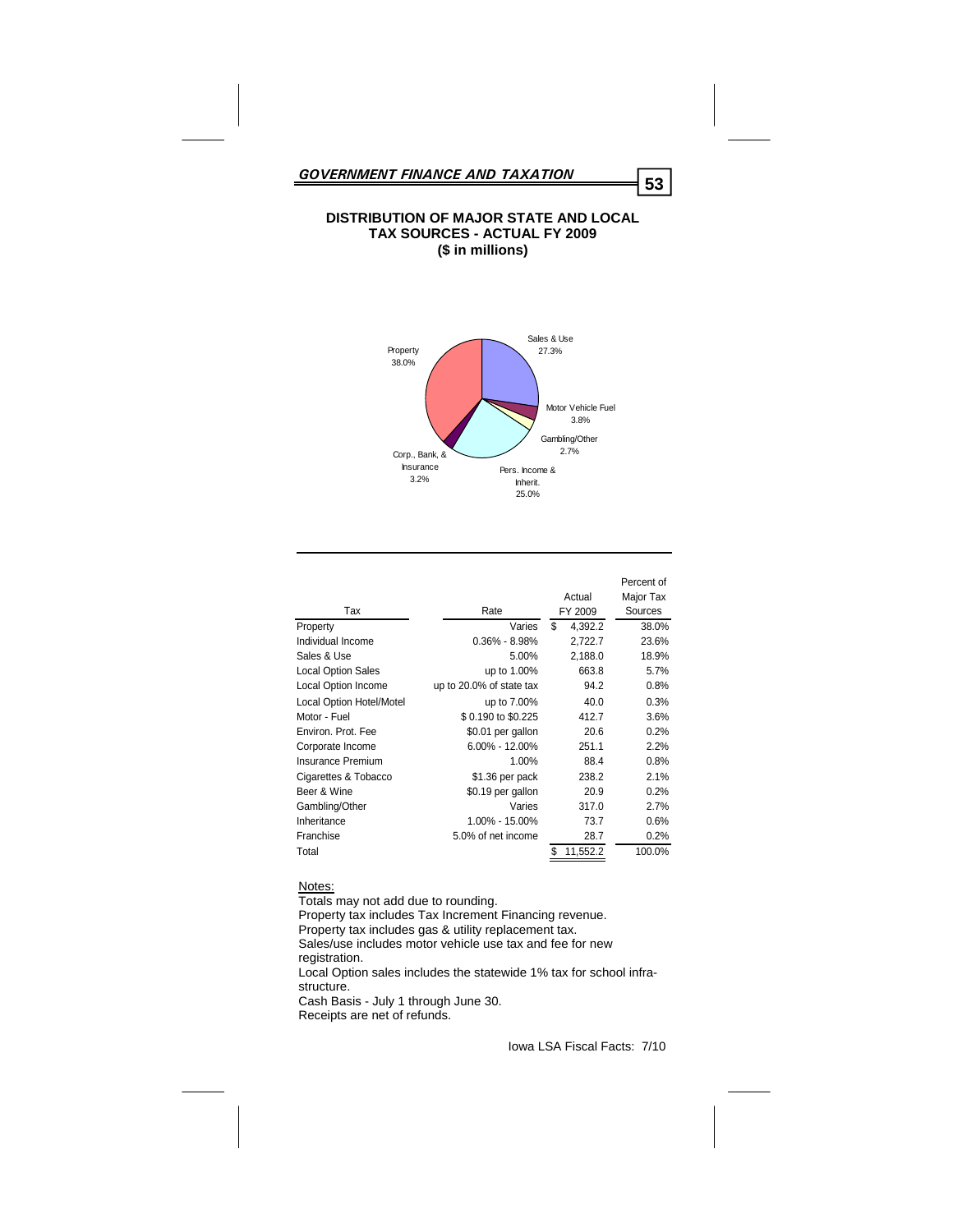## GOVERNMENT FINANCE AND TAXATION

### DISTRIBUTION OF MAJOR STATE AND LOCAL TAX SOURCES - ACTUAL FY 2009
### ($ in millions)

Property 38.0%

Sales & Use 27.3%

Motor Vehicle Fuel 3.8%

Gambling/Other 2.7%

Pers. Income & Inherit. 25.0%

Corp., Bank, & Insurance 3.2%

| Tax | Rate | Actual FY 2009 | Percent of Major Tax Sources |
|---|---|---|---|
| Property | Varies | $ 4,392.2 | 38.0% |
| Individual Income | 0.36% - 8.98% | 2,722.7 | 23.6% |
| Sales & Use | 5.00% | 2,188.0 | 18.9% |
| Local Option Sales | up to 1.00% | 663.8 | 5.7% |
| Local Option Income | up to 20.0% of state tax | 94.2 | 0.8% |
| Local Option Hotel/Motel | up to 7.00% | 40.0 | 0.3% |
| Motor - Fuel | $ 0.190 to $0.225 | 412.7 | 3.6% |
| Environ. Prot. Fee | $0.01 per gallon | 20.6 | 0.2% |
| Corporate Income | 6.00% - 12.00% | 251.1 | 2.2% |
| Insurance Premium | 1.00% | 88.4 | 0.8% |
| Cigarettes & Tobacco | $1.36 per pack | 238.2 | 2.1% |
| Beer & Wine | $0.19 per gallon | 20.9 | 0.2% |
| Gambling/Other | Varies | 317.0 | 2.7% |
| Inheritance | 1.00% - 15.00% | 73.7 | 0.6% |
| Franchise | 5.0% of net income | 28.7 | 0.2% |
| Total | | $ 11,552.2 | 100.0% |

Notes:

Totals may not add due to rounding.
Property tax includes Tax Increment Financing revenue.
Property tax includes gas & utility replacement tax.
Sales/use includes motor vehicle use tax and fee for new registration.
Local Option sales includes the statewide 1% tax for school infrastructure.
Cash Basis - July 1 through June 30.
Receipts are net of refunds.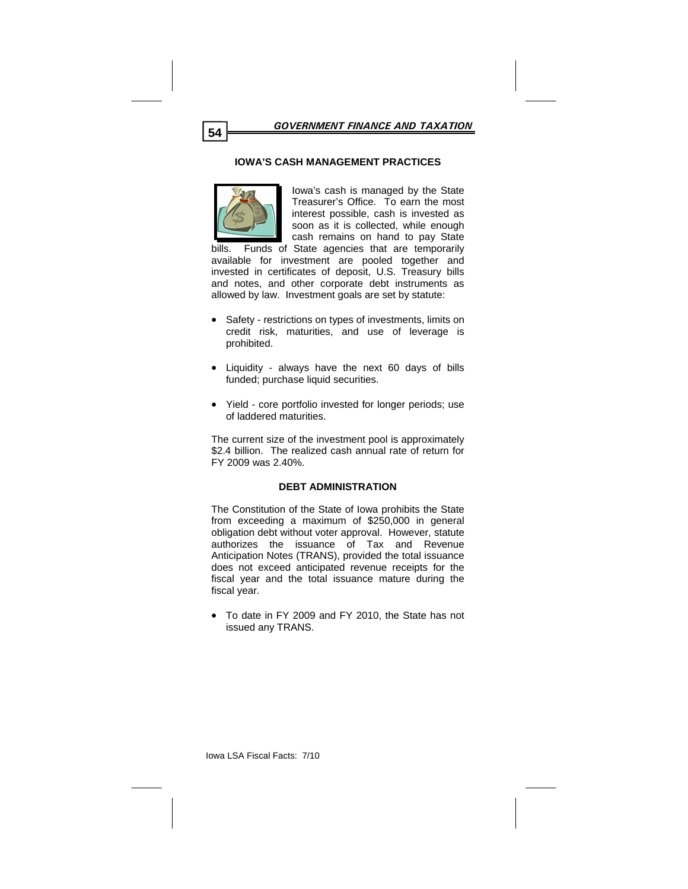## IOWA'S CASH MANAGEMENT PRACTICES

Iowa's cash is managed by the State Treasurer's Office. To earn the most interest possible, cash is invested as soon as it is collected, while enough cash remains on hand to pay State bills. Funds of State agencies that are temporarily available for investment are pooled together and invested in certificates of deposit, U.S. Treasury bills and notes, and other corporate debt instruments as allowed by law. Investment goals are set by statute:

- Safety - restrictions on types of investments, limits on credit risk, maturities, and use of leverage is prohibited.
- Liquidity - always have the next 60 days of bills funded; purchase liquid securities.
- Yield - core portfolio invested for longer periods; use of laddered maturities.

The current size of the investment pool is approximately $2.4 billion. The realized cash annual rate of return for FY 2009 was 2.40%.

## DEBT ADMINISTRATION

The Constitution of the State of Iowa prohibits the State from exceeding a maximum of $250,000 in general obligation debt without voter approval. However, statute authorizes the issuance of Tax and Revenue Anticipation Notes (TRANS), provided the total issuance does not exceed anticipated revenue receipts for the fiscal year and the total issuance mature during the fiscal year.

- To date in FY 2009 and FY 2010, the State has not issued any TRANS.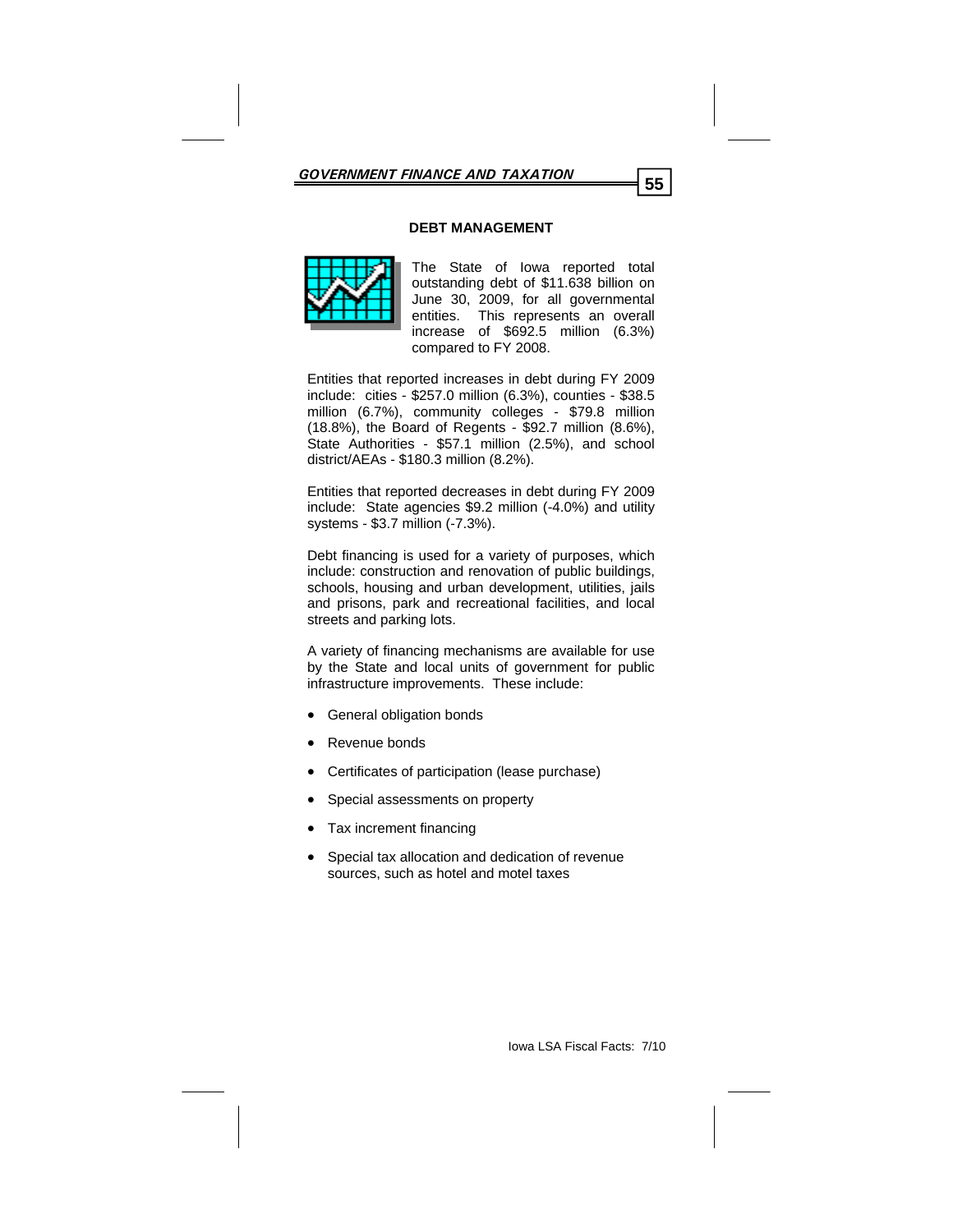## DEBT MANAGEMENT

The State of Iowa reported total outstanding debt of $11.638 billion on June 30, 2009, for all governmental entities. This represents an overall increase of $692.5 million (6.3%) compared to FY 2008.

Entities that reported increases in debt during FY 2009 include: cities - $257.0 million (6.3%), counties - $38.5 million (6.7%), community colleges - $79.8 million (18.8%), the Board of Regents - $92.7 million (8.6%), State Authorities - $57.1 million (2.5%), and school district/AEAs - $180.3 million (8.2%).

Entities that reported decreases in debt during FY 2009 include: State agencies $9.2 million (-4.0%) and utility systems - $3.7 million (-7.3%).

Debt financing is used for a variety of purposes, which include: construction and renovation of public buildings, schools, housing and urban development, utilities, jails and prisons, park and recreational facilities, and local streets and parking lots.

A variety of financing mechanisms are available for use by the State and local units of government for public infrastructure improvements. These include:

- General obligation bonds
- Revenue bonds
- Certificates of participation (lease purchase)
- Special assessments on property
- Tax increment financing
- Special tax allocation and dedication of revenue sources, such as hotel and motel taxes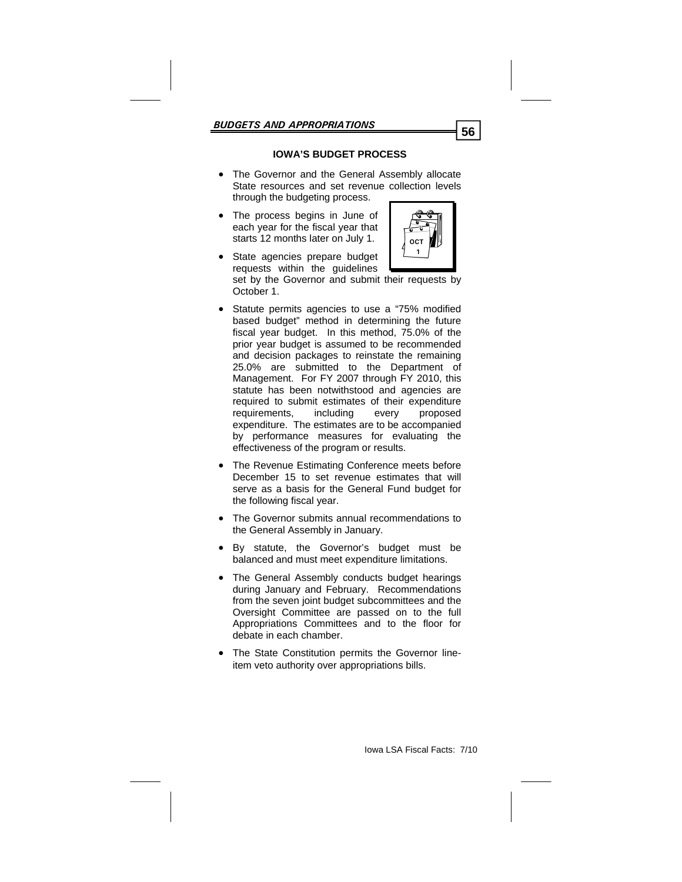## IOWA'S BUDGET PROCESS

- The Governor and the General Assembly allocate State resources and set revenue collection levels through the budgeting process.
- The process begins in June of each year for the fiscal year that starts 12 months later on July 1.
- State agencies prepare budget requests within the guidelines set by the Governor and submit their requests by October 1.
- Statute permits agencies to use a "75% modified based budget" method in determining the future fiscal year budget. In this method, 75.0% of the prior year budget is assumed to be recommended and decision packages to reinstate the remaining 25.0% are submitted to the Department of Management. For FY 2007 through FY 2010, this statute has been notwithstood and agencies are required to submit estimates of their expenditure requirements, including every proposed expenditure. The estimates are to be accompanied by performance measures for evaluating the effectiveness of the program or results.
- The Revenue Estimating Conference meets before December 15 to set revenue estimates that will serve as a basis for the General Fund budget for the following fiscal year.
- The Governor submits annual recommendations to the General Assembly in January.
- By statute, the Governor's budget must be balanced and must meet expenditure limitations.
- The General Assembly conducts budget hearings during January and February. Recommendations from the seven joint budget subcommittees and the Oversight Committee are passed on to the full Appropriations Committees and to the floor for debate in each chamber.
- The State Constitution permits the Governor line-item veto authority over appropriations bills.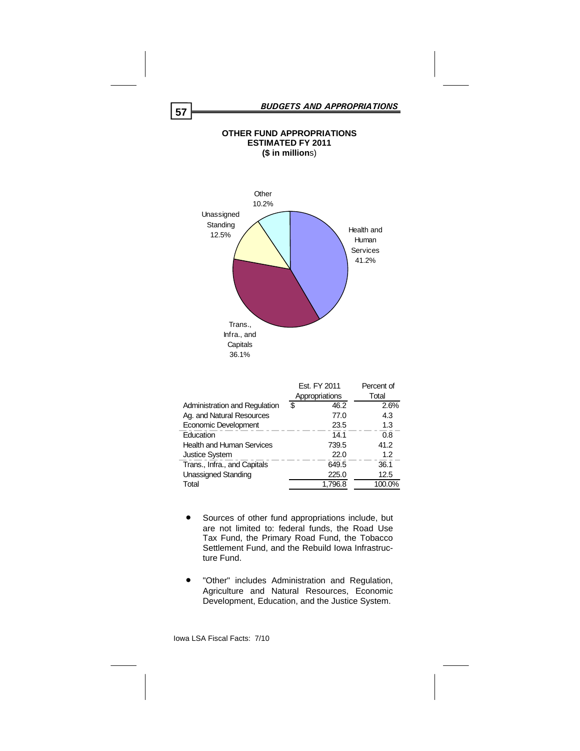# OTHER FUND APPROPRIATIONS
## ESTIMATED FY 2011
**($ in millions)**

Other 10.2%

Unassigned Standing 12.5%

Health and Human Services 41.2%

Trans., Infra., and Capitals 36.1%

| | Est. FY 2011 Appropriations | Percent of Total |
|---|---|---|
| Administration and Regulation | $ 46.2 | 2.6% |
| Ag. and Natural Resources | 77.0 | 4.3 |
| Economic Development | 23.5 | 1.3 |
| Education | 14.1 | 0.8 |
| Health and Human Services | 739.5 | 41.2 |
| Justice System | 22.0 | 1.2 |
| Trans., Infra., and Capitals | 649.5 | 36.1 |
| Unassigned Standing | 225.0 | 12.5 |
| Total | 1,796.8 | 100.0% |

- Sources of other fund appropriations include, but are not limited to: federal funds, the Road Use Tax Fund, the Primary Road Fund, the Tobacco Settlement Fund, and the Rebuild Iowa Infrastructure Fund.

- "Other" includes Administration and Regulation, Agriculture and Natural Resources, Economic Development, Education, and the Justice System.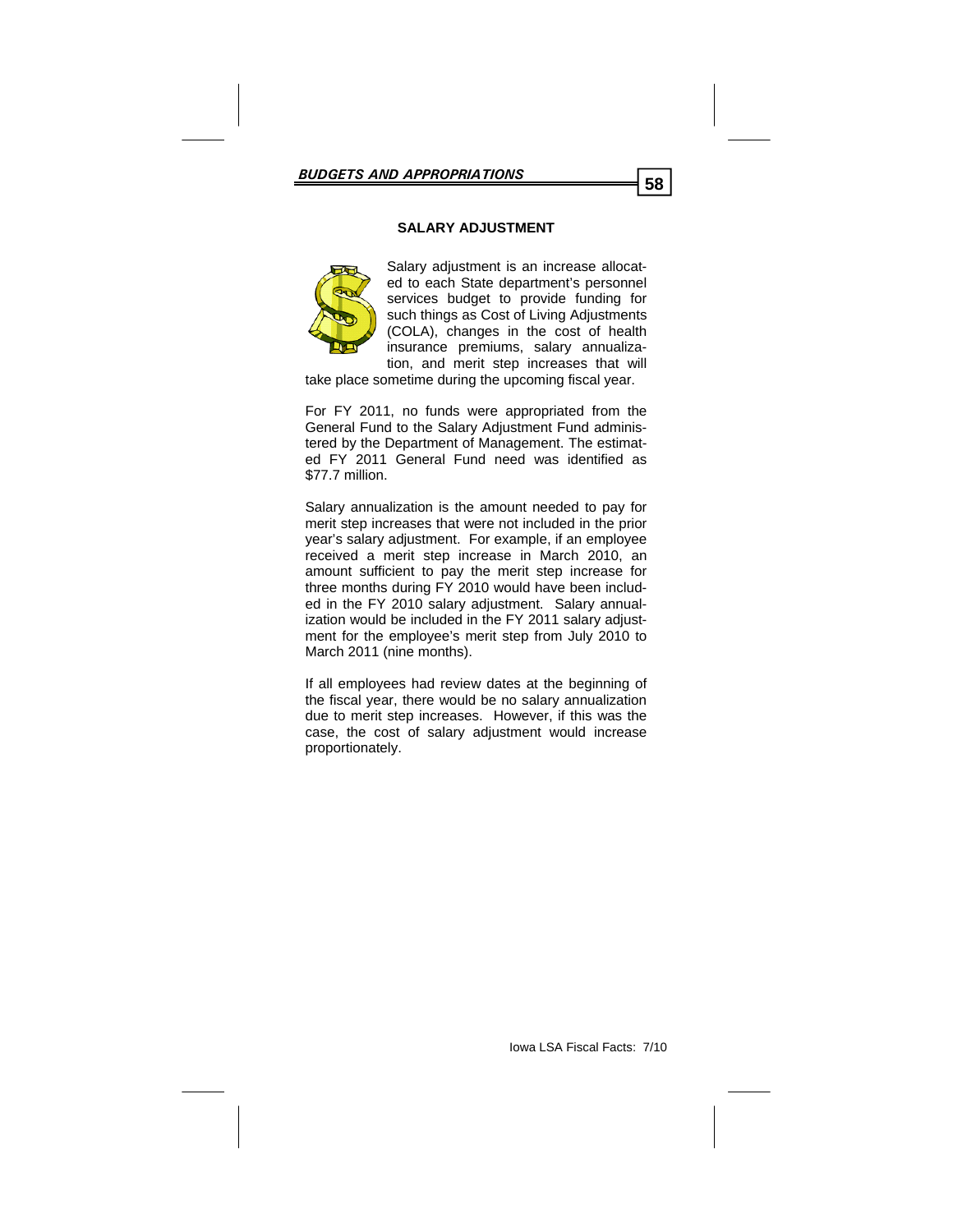## SALARY ADJUSTMENT

Salary adjustment is an increase allocated to each State department's personnel services budget to provide funding for such things as Cost of Living Adjustments (COLA), changes in the cost of health insurance premiums, salary annualization, and merit step increases that will take place sometime during the upcoming fiscal year.

For FY 2011, no funds were appropriated from the General Fund to the Salary Adjustment Fund administered by the Department of Management. The estimated FY 2011 General Fund need was identified as $77.7 million.

Salary annualization is the amount needed to pay for merit step increases that were not included in the prior year's salary adjustment. For example, if an employee received a merit step increase in March 2010, an amount sufficient to pay the merit step increase for three months during FY 2010 would have been included in the FY 2010 salary adjustment. Salary annualization would be included in the FY 2011 salary adjustment for the employee's merit step from July 2010 to March 2011 (nine months).

If all employees had review dates at the beginning of the fiscal year, there would be no salary annualization due to merit step increases. However, if this was the case, the cost of salary adjustment would increase proportionately.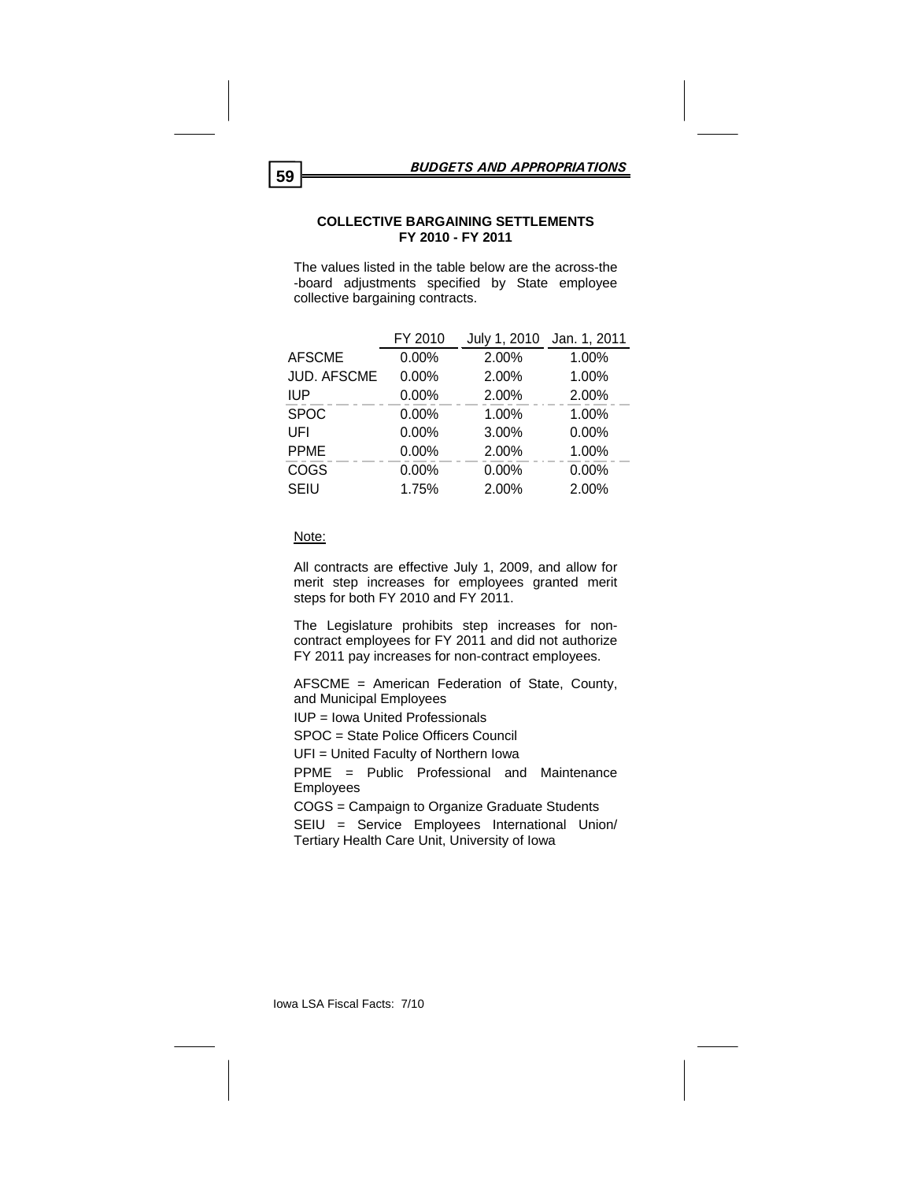## COLLECTIVE BARGAINING SETTLEMENTS FY 2010 - FY 2011

The values listed in the table below are the across-the -board adjustments specified by State employee collective bargaining contracts.

| | FY 2010 | July 1, 2010 | Jan. 1, 2011 |
|---|---|---|---|
| AFSCME | 0.00% | 2.00% | 1.00% |
| JUD. AFSCME | 0.00% | 2.00% | 1.00% |
| IUP | 0.00% | 2.00% | 2.00% |
| SPOC | 0.00% | 1.00% | 1.00% |
| UFI | 0.00% | 3.00% | 0.00% |
| PPME | 0.00% | 2.00% | 1.00% |
| COGS | 0.00% | 0.00% | 0.00% |
| SEIU | 1.75% | 2.00% | 2.00% |

Note:

All contracts are effective July 1, 2009, and allow for merit step increases for employees granted merit steps for both FY 2010 and FY 2011.

The Legislature prohibits step increases for non-contract employees for FY 2011 and did not authorize FY 2011 pay increases for non-contract employees.

AFSCME = American Federation of State, County, and Municipal Employees

IUP = Iowa United Professionals

SPOC = State Police Officers Council

UFI = United Faculty of Northern Iowa

PPME = Public Professional and Maintenance Employees

COGS = Campaign to Organize Graduate Students

SEIU = Service Employees International Union/ Tertiary Health Care Unit, University of Iowa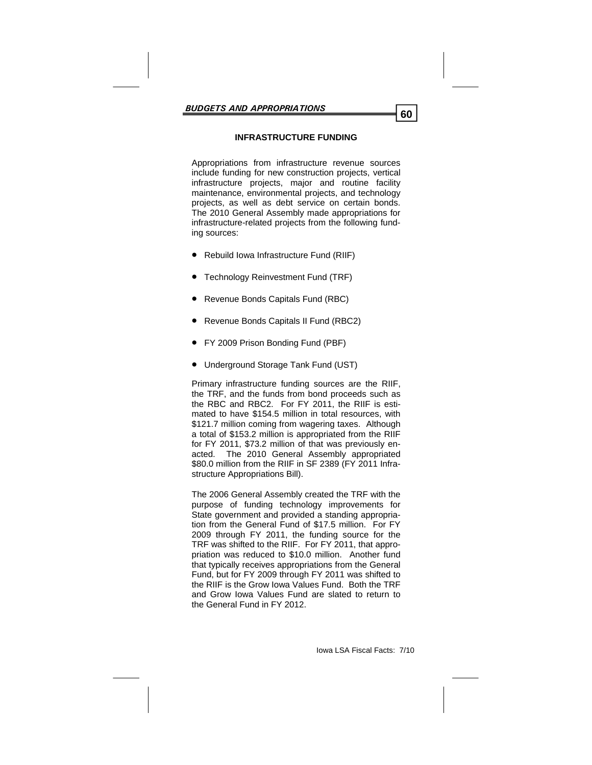## INFRASTRUCTURE FUNDING

Appropriations from infrastructure revenue sources include funding for new construction projects, vertical infrastructure projects, major and routine facility maintenance, environmental projects, and technology projects, as well as debt service on certain bonds. The 2010 General Assembly made appropriations for infrastructure-related projects from the following funding sources:

- Rebuild Iowa Infrastructure Fund (RIIF)
- Technology Reinvestment Fund (TRF)
- Revenue Bonds Capitals Fund (RBC)
- Revenue Bonds Capitals II Fund (RBC2)
- FY 2009 Prison Bonding Fund (PBF)
- Underground Storage Tank Fund (UST)

Primary infrastructure funding sources are the RIIF, the TRF, and the funds from bond proceeds such as the RBC and RBC2. For FY 2011, the RIIF is estimated to have $154.5 million in total resources, with $121.7 million coming from wagering taxes. Although a total of $153.2 million is appropriated from the RIIF for FY 2011, $73.2 million of that was previously enacted. The 2010 General Assembly appropriated $80.0 million from the RIIF in SF 2389 (FY 2011 Infrastructure Appropriations Bill).

The 2006 General Assembly created the TRF with the purpose of funding technology improvements for State government and provided a standing appropriation from the General Fund of $17.5 million. For FY 2009 through FY 2011, the funding source for the TRF was shifted to the RIIF. For FY 2011, that appropriation was reduced to $10.0 million. Another fund that typically receives appropriations from the General Fund, but for FY 2009 through FY 2011 was shifted to the RIIF is the Grow Iowa Values Fund. Both the TRF and Grow Iowa Values Fund are slated to return to the General Fund in FY 2012.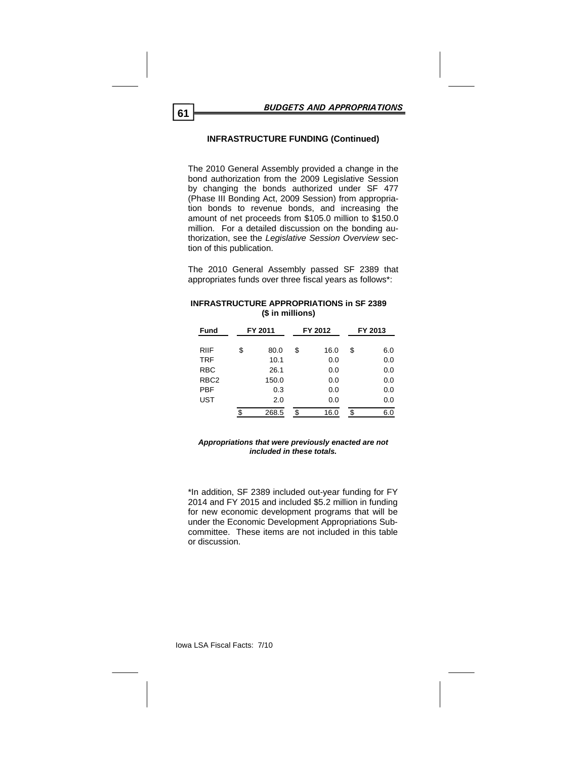## INFRASTRUCTURE FUNDING (Continued)

The 2010 General Assembly provided a change in the bond authorization from the 2009 Legislative Session by changing the bonds authorized under SF 477 (Phase III Bonding Act, 2009 Session) from appropriation bonds to revenue bonds, and increasing the amount of net proceeds from $105.0 million to $150.0 million. For a detailed discussion on the bonding authorization, see the *Legislative Session Overview* section of this publication.

The 2010 General Assembly passed SF 2389 that appropriates funds over three fiscal years as follows*:

**INFRASTRUCTURE APPROPRIATIONS in SF 2389**
**($ in millions)**

| Fund | FY 2011 | FY 2012 | FY 2013 |
|---|---|---|---|
| RIIF | $ 80.0 | $ 16.0 | $ 6.0 |
| TRF | 10.1 | 0.0 | 0.0 |
| RBC | 26.1 | 0.0 | 0.0 |
| RBC2 | 150.0 | 0.0 | 0.0 |
| PBF | 0.3 | 0.0 | 0.0 |
| UST | 2.0 | 0.0 | 0.0 |
| | $ 268.5 | $ 16.0 | $ 6.0 |

***Appropriations that were previously enacted are not included in these totals.***

*In addition, SF 2389 included out-year funding for FY 2014 and FY 2015 and included $5.2 million in funding for new economic development programs that will be under the Economic Development Appropriations Subcommittee. These items are not included in this table or discussion.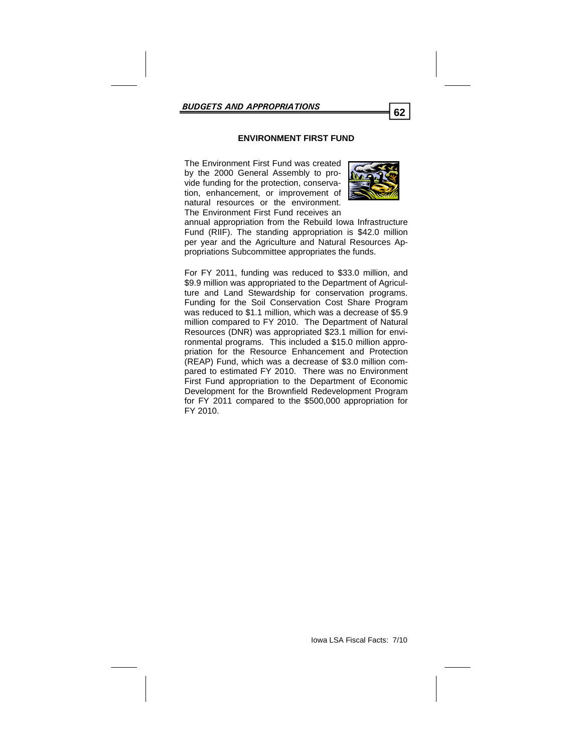## ENVIRONMENT FIRST FUND

The Environment First Fund was created by the 2000 General Assembly to provide funding for the protection, conservation, enhancement, or improvement of natural resources or the environment. The Environment First Fund receives an annual appropriation from the Rebuild Iowa Infrastructure Fund (RIIF). The standing appropriation is $42.0 million per year and the Agriculture and Natural Resources Appropriations Subcommittee appropriates the funds.

For FY 2011, funding was reduced to $33.0 million, and $9.9 million was appropriated to the Department of Agriculture and Land Stewardship for conservation programs. Funding for the Soil Conservation Cost Share Program was reduced to $1.1 million, which was a decrease of $5.9 million compared to FY 2010. The Department of Natural Resources (DNR) was appropriated $23.1 million for environmental programs. This included a $15.0 million appropriation for the Resource Enhancement and Protection (REAP) Fund, which was a decrease of $3.0 million compared to estimated FY 2010. There was no Environment First Fund appropriation to the Department of Economic Development for the Brownfield Redevelopment Program for FY 2011 compared to the $500,000 appropriation for FY 2010.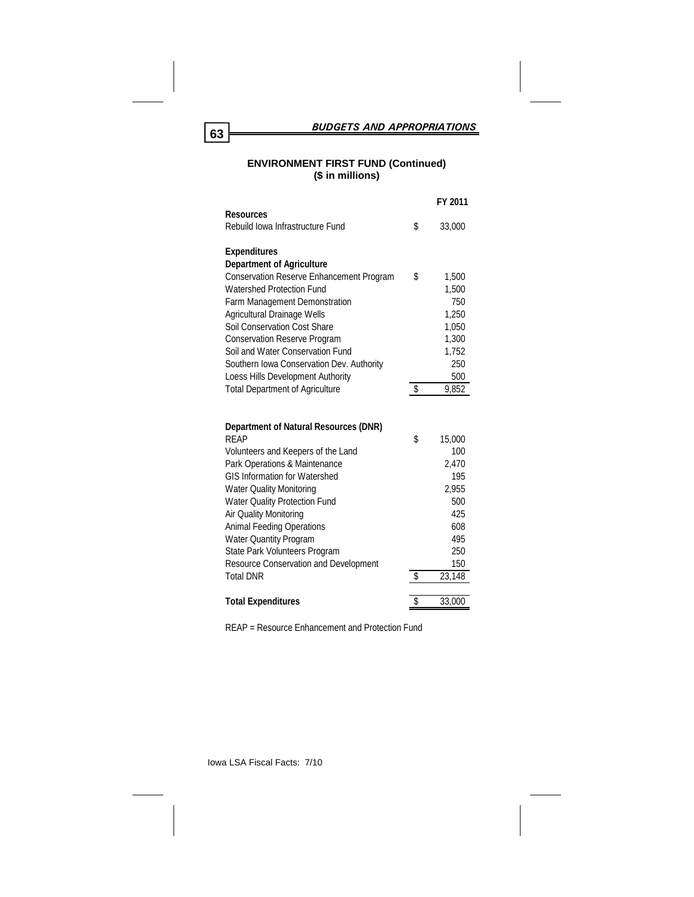## ENVIRONMENT FIRST FUND (Continued)
## ($ in millions)

| | | FY 2011 |
|---|---|---|
| **Resources** | | |
| Rebuild Iowa Infrastructure Fund | $ | 33,000 |
| | | |
| **Expenditures** | | |
| **Department of Agriculture** | | |
| Conservation Reserve Enhancement Program | $ | 1,500 |
| Watershed Protection Fund | | 1,500 |
| Farm Management Demonstration | | 750 |
| Agricultural Drainage Wells | | 1,250 |
| Soil Conservation Cost Share | | 1,050 |
| Conservation Reserve Program | | 1,300 |
| Soil and Water Conservation Fund | | 1,752 |
| Southern Iowa Conservation Dev. Authority | | 250 |
| Loess Hills Development Authority | | 500 |
| Total Department of Agriculture | $ | 9,852 |
| | | |
| **Department of Natural Resources (DNR)** | | |
| REAP | $ | 15,000 |
| Volunteers and Keepers of the Land | | 100 |
| Park Operations & Maintenance | | 2,470 |
| GIS Information for Watershed | | 195 |
| Water Quality Monitoring | | 2,955 |
| Water Quality Protection Fund | | 500 |
| Air Quality Monitoring | | 425 |
| Animal Feeding Operations | | 608 |
| Water Quantity Program | | 495 |
| State Park Volunteers Program | | 250 |
| Resource Conservation and Development | | 150 |
| Total DNR | $ | 23,148 |
| | | |
| **Total Expenditures** | $ | 33,000 |

REAP = Resource Enhancement and Protection Fund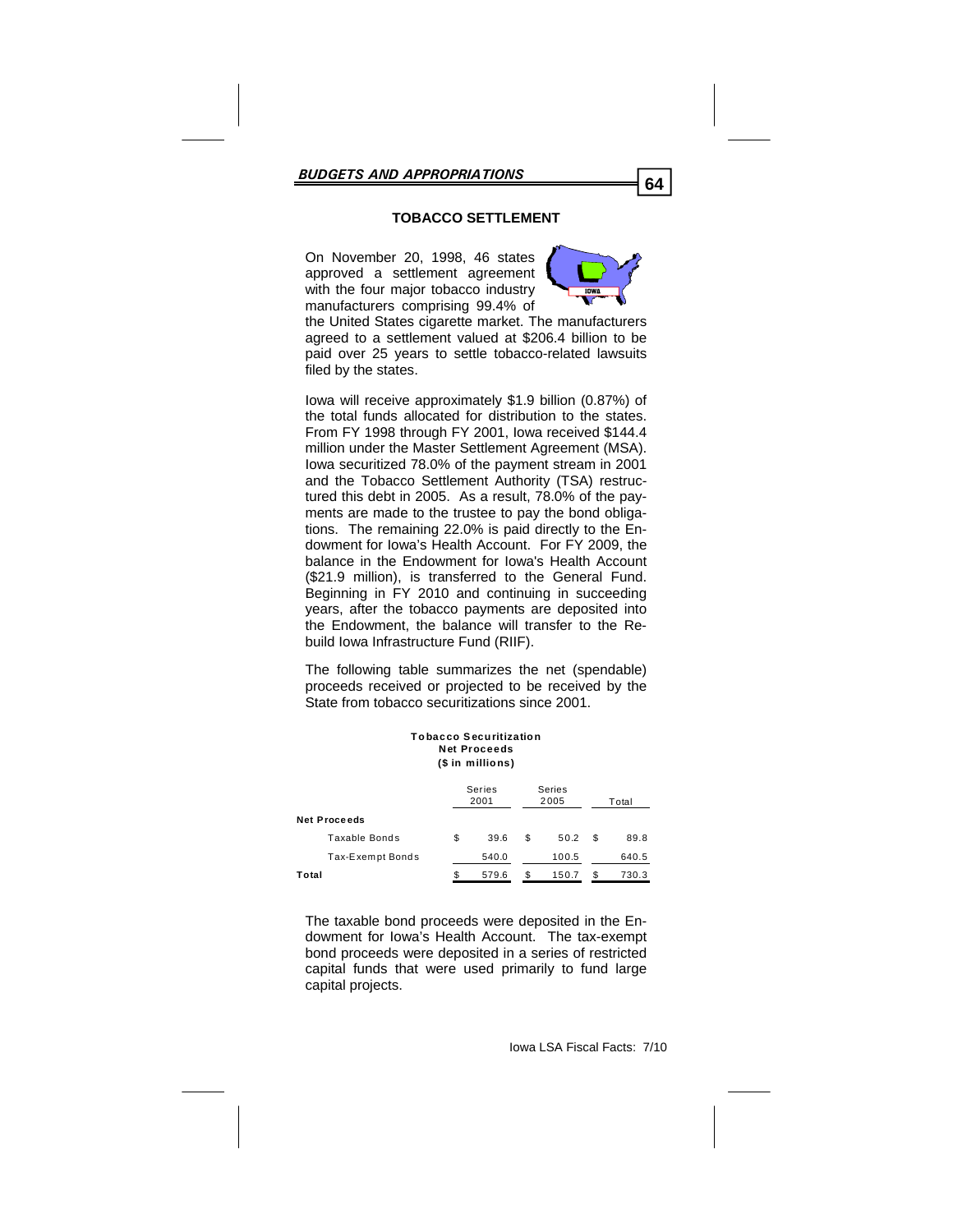## TOBACCO SETTLEMENT

On November 20, 1998, 46 states approved a settlement agreement with the four major tobacco industry manufacturers comprising 99.4% of the United States cigarette market. The manufacturers agreed to a settlement valued at $206.4 billion to be paid over 25 years to settle tobacco-related lawsuits filed by the states.

Iowa will receive approximately $1.9 billion (0.87%) of the total funds allocated for distribution to the states. From FY 1998 through FY 2001, Iowa received $144.4 million under the Master Settlement Agreement (MSA). Iowa securitized 78.0% of the payment stream in 2001 and the Tobacco Settlement Authority (TSA) restructured this debt in 2005. As a result, 78.0% of the payments are made to the trustee to pay the bond obligations. The remaining 22.0% is paid directly to the Endowment for Iowa's Health Account. For FY 2009, the balance in the Endowment for Iowa's Health Account ($21.9 million), is transferred to the General Fund. Beginning in FY 2010 and continuing in succeeding years, after the tobacco payments are deposited into the Endowment, the balance will transfer to the Rebuild Iowa Infrastructure Fund (RIIF).

The following table summarizes the net (spendable) proceeds received or projected to be received by the State from tobacco securitizations since 2001.

**Tobacco Securitization**
**Net Proceeds**
**($ in millions)**

| | Series 2001 | Series 2005 | Total |
|---|---|---|---|
| **Net Proceeds** | | | |
| Taxable Bonds | $ 39.6 | $ 50.2 | $ 89.8 |
| Tax-Exempt Bonds | 540.0 | 100.5 | 640.5 |
| **Total** | $ 579.6 | $ 150.7 | $ 730.3 |

The taxable bond proceeds were deposited in the Endowment for Iowa's Health Account. The tax-exempt bond proceeds were deposited in a series of restricted capital funds that were used primarily to fund large capital projects.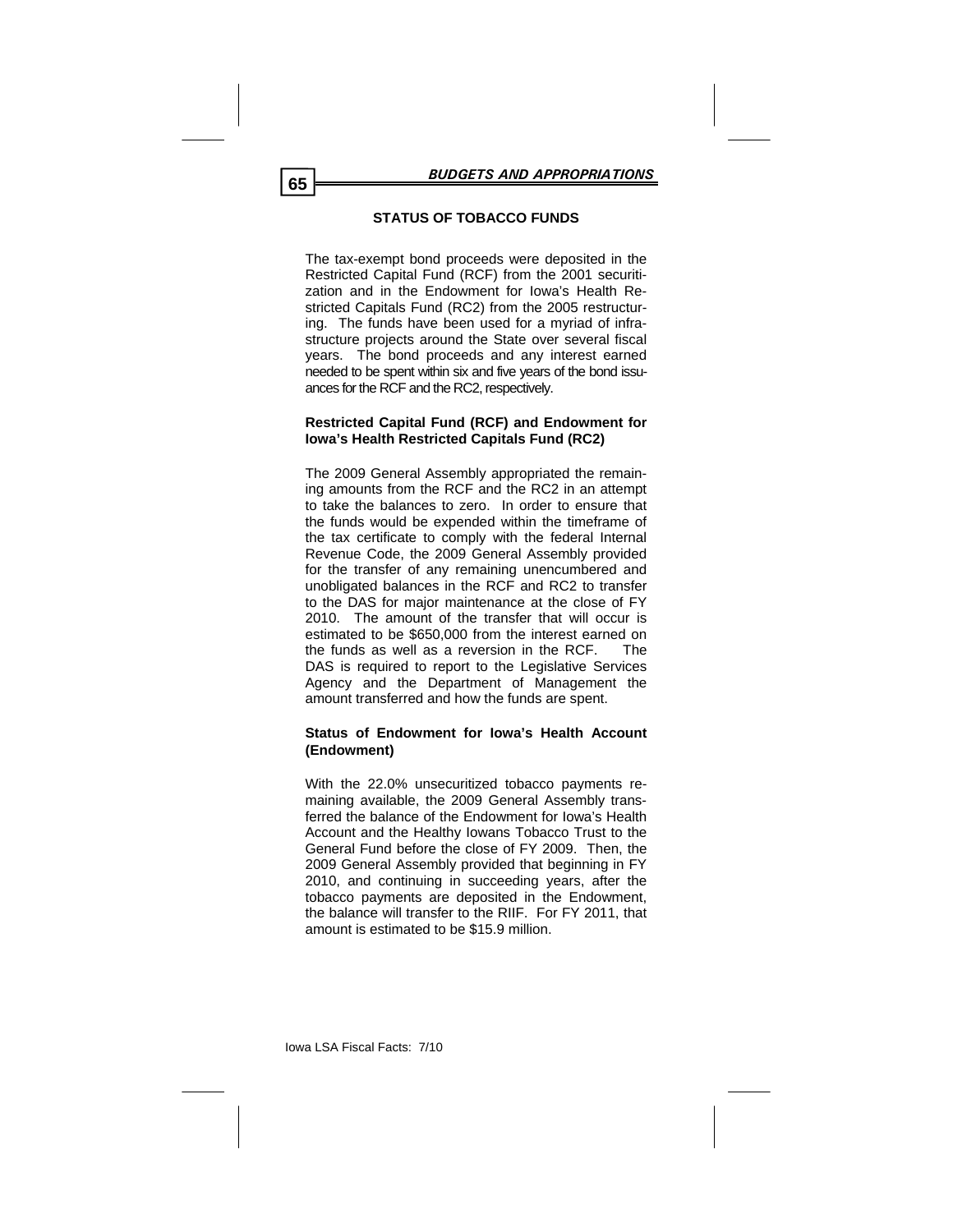## STATUS OF TOBACCO FUNDS

The tax-exempt bond proceeds were deposited in the Restricted Capital Fund (RCF) from the 2001 securitization and in the Endowment for Iowa's Health Restricted Capitals Fund (RC2) from the 2005 restructuring. The funds have been used for a myriad of infrastructure projects around the State over several fiscal years. The bond proceeds and any interest earned needed to be spent within six and five years of the bond issuances for the RCF and the RC2, respectively.

### Restricted Capital Fund (RCF) and Endowment for Iowa's Health Restricted Capitals Fund (RC2)

The 2009 General Assembly appropriated the remaining amounts from the RCF and the RC2 in an attempt to take the balances to zero. In order to ensure that the funds would be expended within the timeframe of the tax certificate to comply with the federal Internal Revenue Code, the 2009 General Assembly provided for the transfer of any remaining unencumbered and unobligated balances in the RCF and RC2 to transfer to the DAS for major maintenance at the close of FY 2010. The amount of the transfer that will occur is estimated to be $650,000 from the interest earned on the funds as well as a reversion in the RCF. The DAS is required to report to the Legislative Services Agency and the Department of Management the amount transferred and how the funds are spent.

### Status of Endowment for Iowa's Health Account (Endowment)

With the 22.0% unsecuritized tobacco payments remaining available, the 2009 General Assembly transferred the balance of the Endowment for Iowa's Health Account and the Healthy Iowans Tobacco Trust to the General Fund before the close of FY 2009. Then, the 2009 General Assembly provided that beginning in FY 2010, and continuing in succeeding years, after the tobacco payments are deposited in the Endowment, the balance will transfer to the RIIF. For FY 2011, that amount is estimated to be $15.9 million.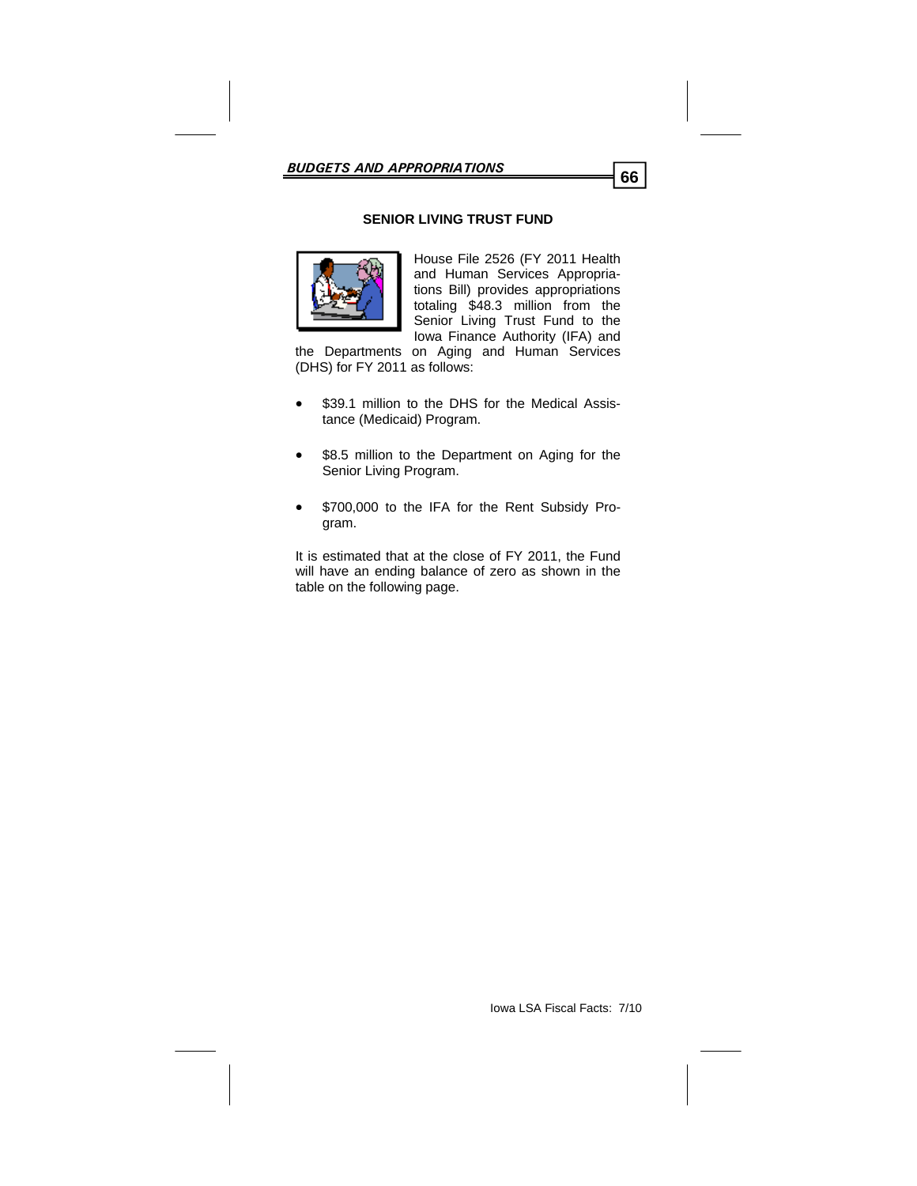## SENIOR LIVING TRUST FUND

House File 2526 (FY 2011 Health and Human Services Appropriations Bill) provides appropriations totaling $48.3 million from the Senior Living Trust Fund to the Iowa Finance Authority (IFA) and the Departments on Aging and Human Services (DHS) for FY 2011 as follows:

- $39.1 million to the DHS for the Medical Assistance (Medicaid) Program.
- $8.5 million to the Department on Aging for the Senior Living Program.
- $700,000 to the IFA for the Rent Subsidy Program.

It is estimated that at the close of FY 2011, the Fund will have an ending balance of zero as shown in the table on the following page.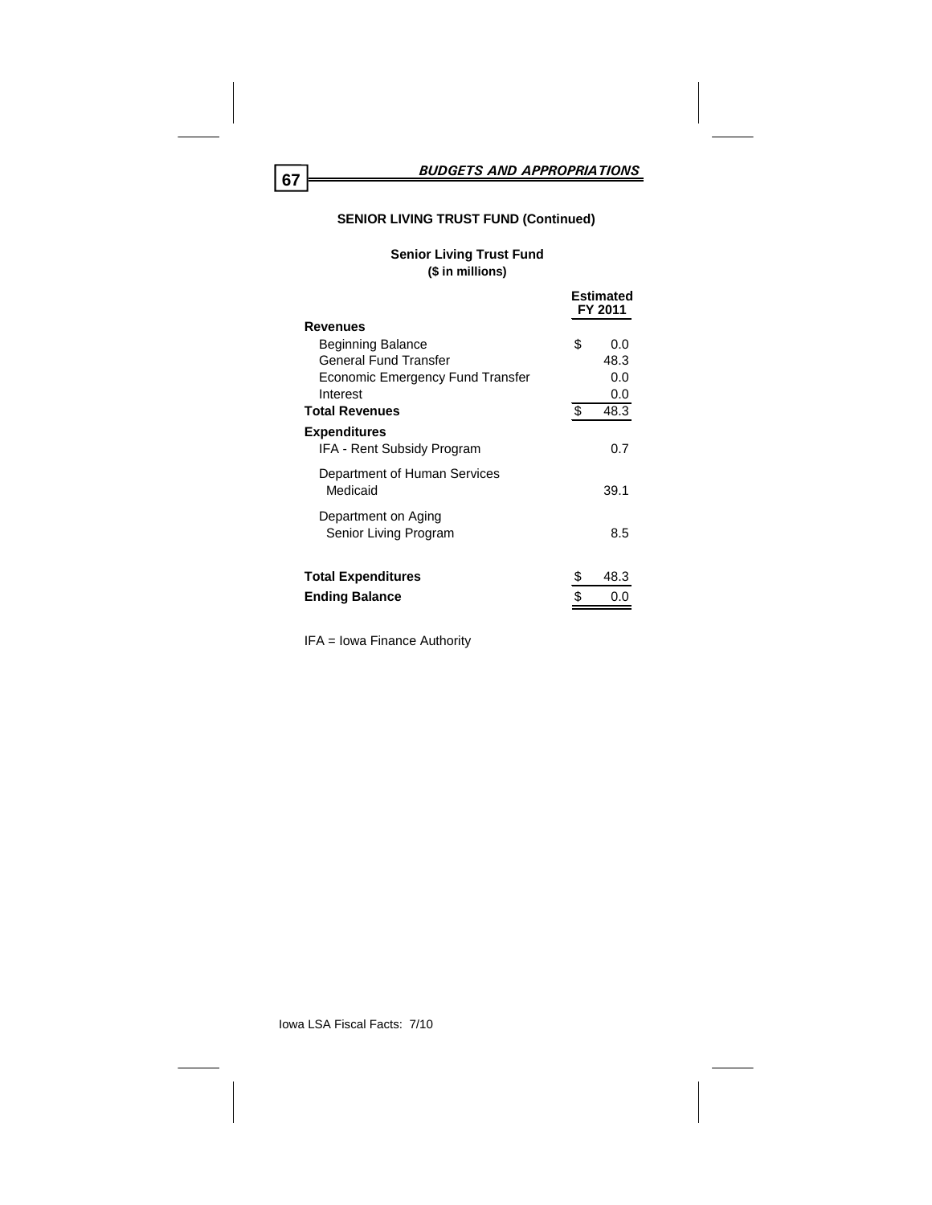## SENIOR LIVING TRUST FUND (Continued)

### Senior Living Trust Fund
**($ in millions)**

| | Estimated FY 2011 |
|---|---|
| **Revenues** | |
| Beginning Balance | $ 0.0 |
| General Fund Transfer | 48.3 |
| Economic Emergency Fund Transfer | 0.0 |
| Interest | 0.0 |
| **Total Revenues** | $ 48.3 |
| **Expenditures** | |
| IFA - Rent Subsidy Program | 0.7 |
| Department of Human Services Medicaid | 39.1 |
| Department on Aging Senior Living Program | 8.5 |
| **Total Expenditures** | $ 48.3 |
| **Ending Balance** | $ 0.0 |

IFA = Iowa Finance Authority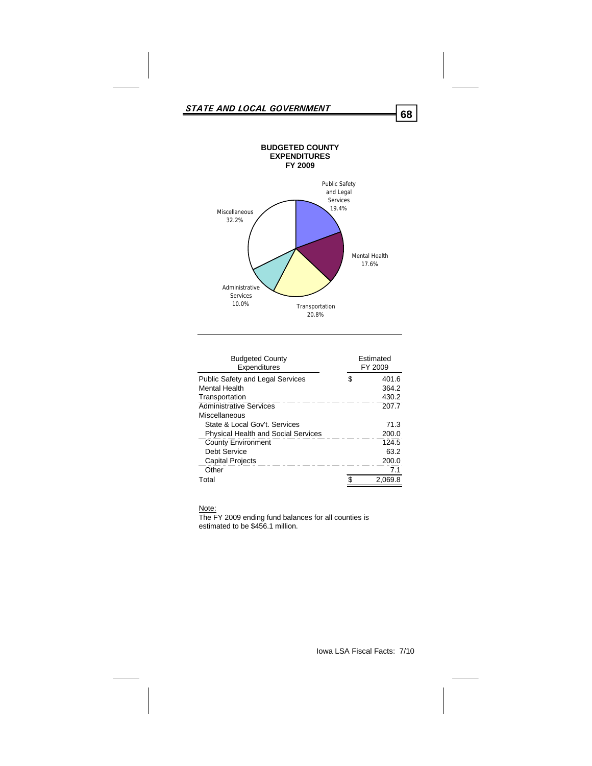**BUDGETED COUNTY EXPENDITURES FY 2009**

Public Safety and Legal Services 19.4%

Mental Health 17.6%

Transportation 20.8%

Administrative Services 10.0%

Miscellaneous 32.2%

| Budgeted County Expenditures | Estimated FY 2009 |
|---|---|
| Public Safety and Legal Services | $ 401.6 |
| Mental Health | 364.2 |
| Transportation | 430.2 |
| Administrative Services | 207.7 |
| Miscellaneous | |
| State & Local Gov't. Services | 71.3 |
| Physical Health and Social Services | 200.0 |
| County Environment | 124.5 |
| Debt Service | 63.2 |
| Capital Projects | 200.0 |
| Other | 7.1 |
| Total | $ 2,069.8 |

Note:
The FY 2009 ending fund balances for all counties is estimated to be $456.1 million.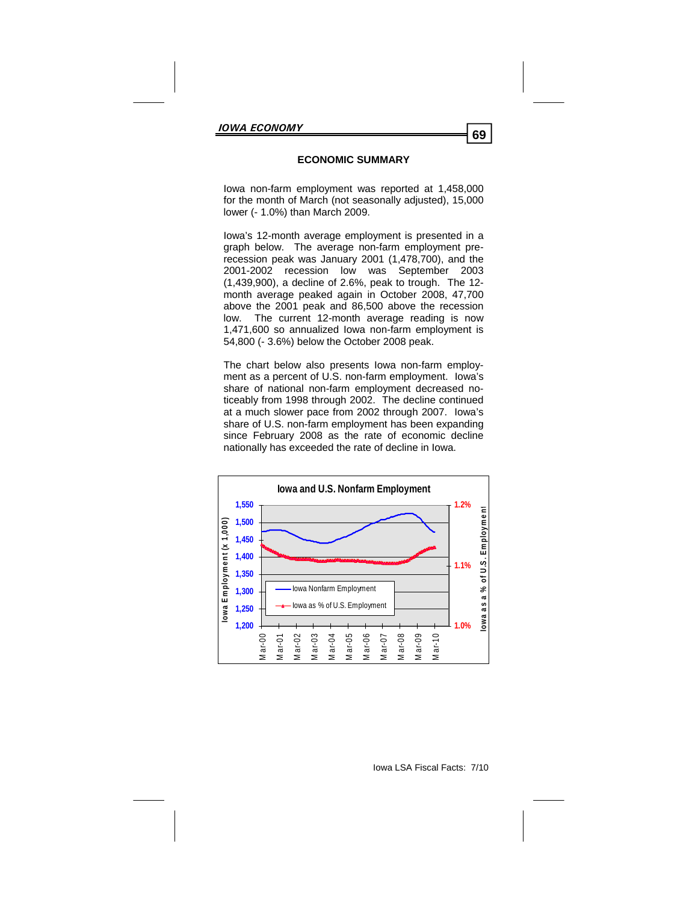## ECONOMIC SUMMARY

Iowa non-farm employment was reported at 1,458,000 for the month of March (not seasonally adjusted), 15,000 lower (- 1.0%) than March 2009.

Iowa's 12-month average employment is presented in a graph below. The average non-farm employment pre-recession peak was January 2001 (1,478,700), and the 2001-2002 recession low was September 2003 (1,439,900), a decline of 2.6%, peak to trough. The 12-month average peaked again in October 2008, 47,700 above the 2001 peak and 86,500 above the recession low. The current 12-month average reading is now 1,471,600 so annualized Iowa non-farm employment is 54,800 (- 3.6%) below the October 2008 peak.

The chart below also presents Iowa non-farm employment as a percent of U.S. non-farm employment. Iowa's share of national non-farm employment decreased noticeably from 1998 through 2002. The decline continued at a much slower pace from 2002 through 2007. Iowa's share of U.S. non-farm employment has been expanding since February 2008 as the rate of economic decline nationally has exceeded the rate of decline in Iowa.

**Iowa and U.S. Nonfarm Employment**

Left axis: Iowa Employment (x 1,000), 1,200–1,550. Right axis: Iowa as a % of U.S. Employment, 1.0%–1.2%. X-axis: Mar-00 through Mar-10.

Legend: Iowa Nonfarm Employment; Iowa as % of U.S. Employment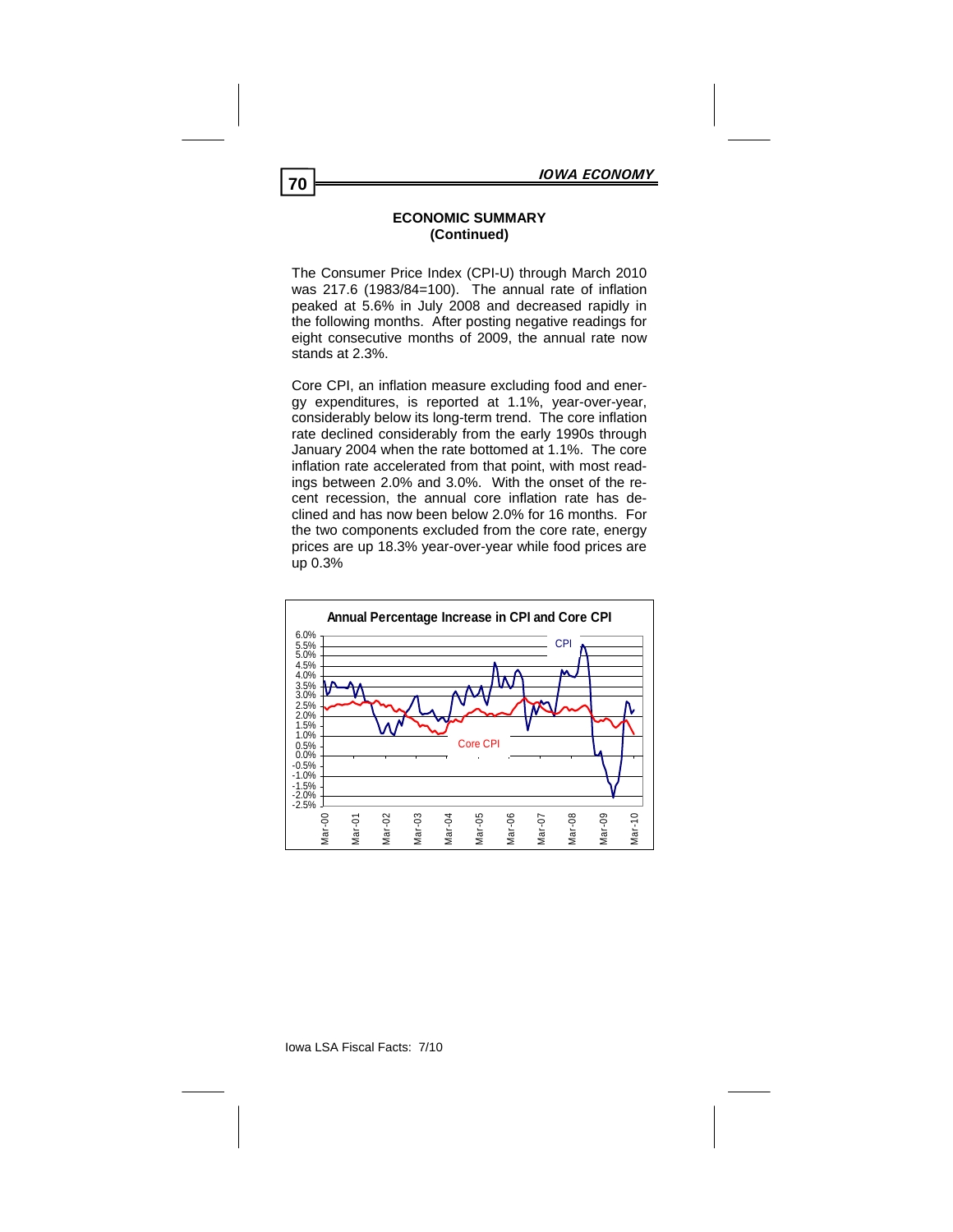## ECONOMIC SUMMARY
## (Continued)

The Consumer Price Index (CPI-U) through March 2010 was 217.6 (1983/84=100). The annual rate of inflation peaked at 5.6% in July 2008 and decreased rapidly in the following months. After posting negative readings for eight consecutive months of 2009, the annual rate now stands at 2.3%.

Core CPI, an inflation measure excluding food and energy expenditures, is reported at 1.1%, year-over-year, considerably below its long-term trend. The core inflation rate declined considerably from the early 1990s through January 2004 when the rate bottomed at 1.1%. The core inflation rate accelerated from that point, with most readings between 2.0% and 3.0%. With the onset of the recent recession, the annual core inflation rate has declined and has now been below 2.0% for 16 months. For the two components excluded from the core rate, energy prices are up 18.3% year-over-year while food prices are up 0.3%

**Annual Percentage Increase in CPI and Core CPI**

6.0%
5.5%
5.0%
4.5%
4.0%
3.5%
3.0%
2.5%
2.0%
1.5%
1.0%
0.5%
0.0%
-0.5%
-1.0%
-1.5%
-2.0%
-2.5%

CPI

Core CPI

Mar-00 Mar-01 Mar-02 Mar-03 Mar-04 Mar-05 Mar-06 Mar-07 Mar-08 Mar-09 Mar-10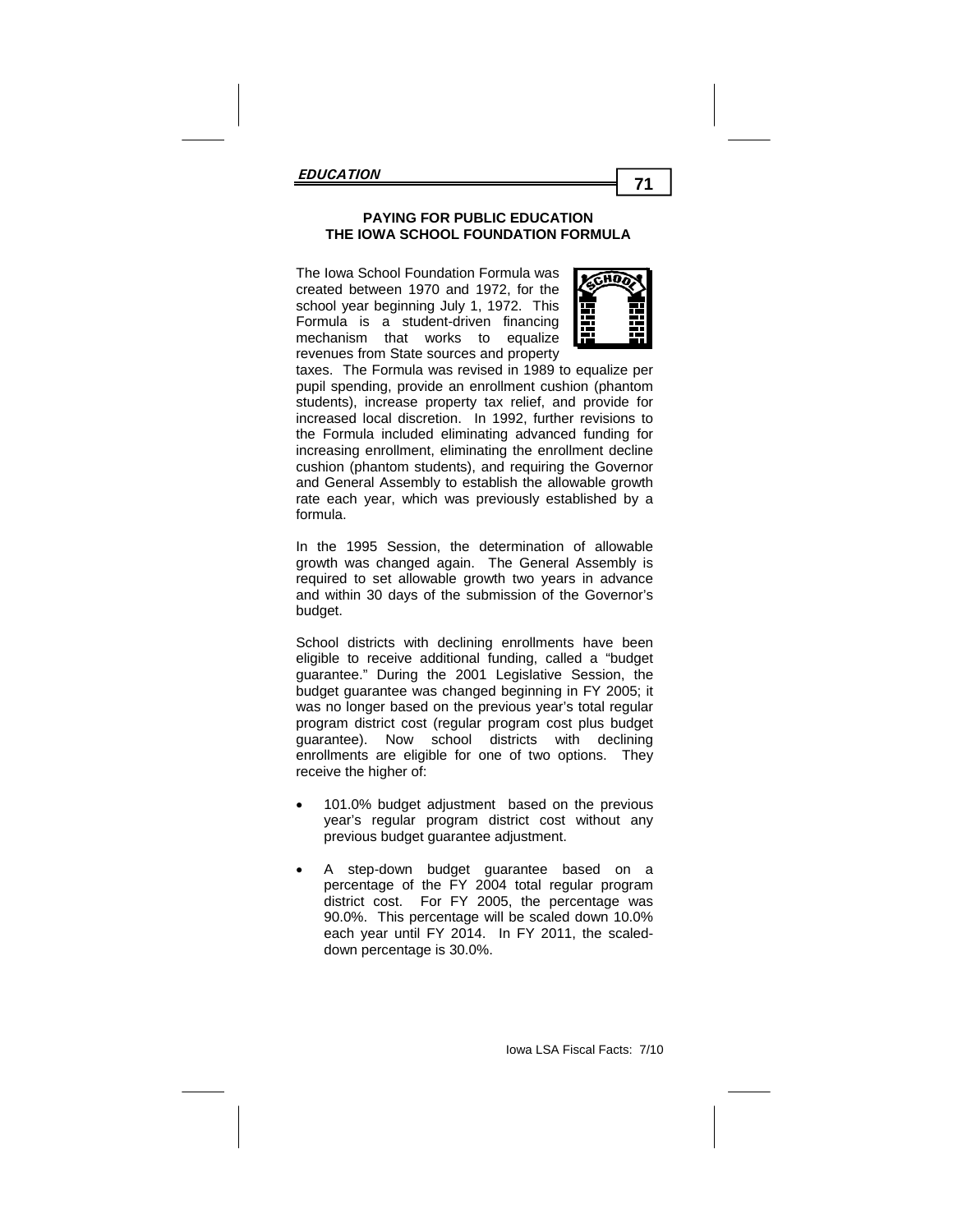## PAYING FOR PUBLIC EDUCATION
## THE IOWA SCHOOL FOUNDATION FORMULA

The Iowa School Foundation Formula was created between 1970 and 1972, for the school year beginning July 1, 1972. This Formula is a student-driven financing mechanism that works to equalize revenues from State sources and property taxes. The Formula was revised in 1989 to equalize per pupil spending, provide an enrollment cushion (phantom students), increase property tax relief, and provide for increased local discretion. In 1992, further revisions to the Formula included eliminating advanced funding for increasing enrollment, eliminating the enrollment decline cushion (phantom students), and requiring the Governor and General Assembly to establish the allowable growth rate each year, which was previously established by a formula.

In the 1995 Session, the determination of allowable growth was changed again. The General Assembly is required to set allowable growth two years in advance and within 30 days of the submission of the Governor's budget.

School districts with declining enrollments have been eligible to receive additional funding, called a "budget guarantee." During the 2001 Legislative Session, the budget guarantee was changed beginning in FY 2005; it was no longer based on the previous year's total regular program district cost (regular program cost plus budget guarantee). Now school districts with declining enrollments are eligible for one of two options. They receive the higher of:

- 101.0% budget adjustment based on the previous year's regular program district cost without any previous budget guarantee adjustment.
- A step-down budget guarantee based on a percentage of the FY 2004 total regular program district cost. For FY 2005, the percentage was 90.0%. This percentage will be scaled down 10.0% each year until FY 2014. In FY 2011, the scaled-down percentage is 30.0%.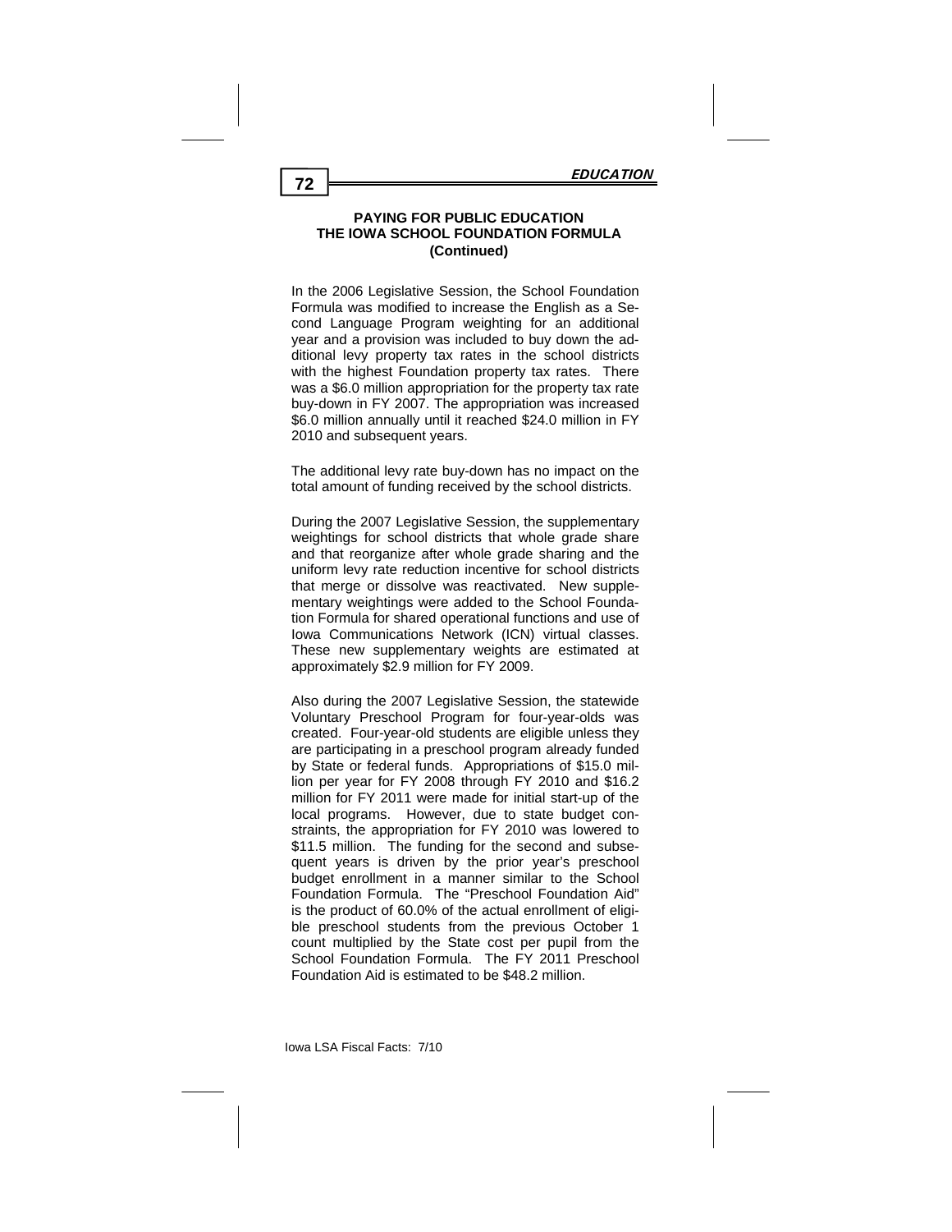## PAYING FOR PUBLIC EDUCATION THE IOWA SCHOOL FOUNDATION FORMULA (Continued)

In the 2006 Legislative Session, the School Foundation Formula was modified to increase the English as a Second Language Program weighting for an additional year and a provision was included to buy down the additional levy property tax rates in the school districts with the highest Foundation property tax rates. There was a $6.0 million appropriation for the property tax rate buy-down in FY 2007. The appropriation was increased $6.0 million annually until it reached $24.0 million in FY 2010 and subsequent years.

The additional levy rate buy-down has no impact on the total amount of funding received by the school districts.

During the 2007 Legislative Session, the supplementary weightings for school districts that whole grade share and that reorganize after whole grade sharing and the uniform levy rate reduction incentive for school districts that merge or dissolve was reactivated. New supplementary weightings were added to the School Foundation Formula for shared operational functions and use of Iowa Communications Network (ICN) virtual classes. These new supplementary weights are estimated at approximately $2.9 million for FY 2009.

Also during the 2007 Legislative Session, the statewide Voluntary Preschool Program for four-year-olds was created. Four-year-old students are eligible unless they are participating in a preschool program already funded by State or federal funds. Appropriations of $15.0 million per year for FY 2008 through FY 2010 and $16.2 million for FY 2011 were made for initial start-up of the local programs. However, due to state budget constraints, the appropriation for FY 2010 was lowered to $11.5 million. The funding for the second and subsequent years is driven by the prior year's preschool budget enrollment in a manner similar to the School Foundation Formula. The "Preschool Foundation Aid" is the product of 60.0% of the actual enrollment of eligible preschool students from the previous October 1 count multiplied by the State cost per pupil from the School Foundation Formula. The FY 2011 Preschool Foundation Aid is estimated to be $48.2 million.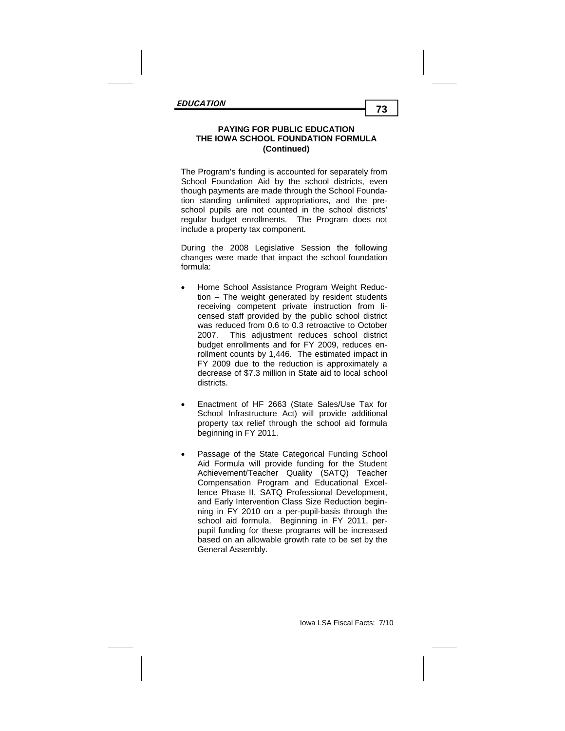## PAYING FOR PUBLIC EDUCATION
## THE IOWA SCHOOL FOUNDATION FORMULA
## (Continued)

The Program's funding is accounted for separately from School Foundation Aid by the school districts, even though payments are made through the School Foundation standing unlimited appropriations, and the preschool pupils are not counted in the school districts' regular budget enrollments. The Program does not include a property tax component.

During the 2008 Legislative Session the following changes were made that impact the school foundation formula:

- Home School Assistance Program Weight Reduction – The weight generated by resident students receiving competent private instruction from licensed staff provided by the public school district was reduced from 0.6 to 0.3 retroactive to October 2007. This adjustment reduces school district budget enrollments and for FY 2009, reduces enrollment counts by 1,446. The estimated impact in FY 2009 due to the reduction is approximately a decrease of $7.3 million in State aid to local school districts.

- Enactment of HF 2663 (State Sales/Use Tax for School Infrastructure Act) will provide additional property tax relief through the school aid formula beginning in FY 2011.

- Passage of the State Categorical Funding School Aid Formula will provide funding for the Student Achievement/Teacher Quality (SATQ) Teacher Compensation Program and Educational Excellence Phase II, SATQ Professional Development, and Early Intervention Class Size Reduction beginning in FY 2010 on a per-pupil-basis through the school aid formula. Beginning in FY 2011, per-pupil funding for these programs will be increased based on an allowable growth rate to be set by the General Assembly.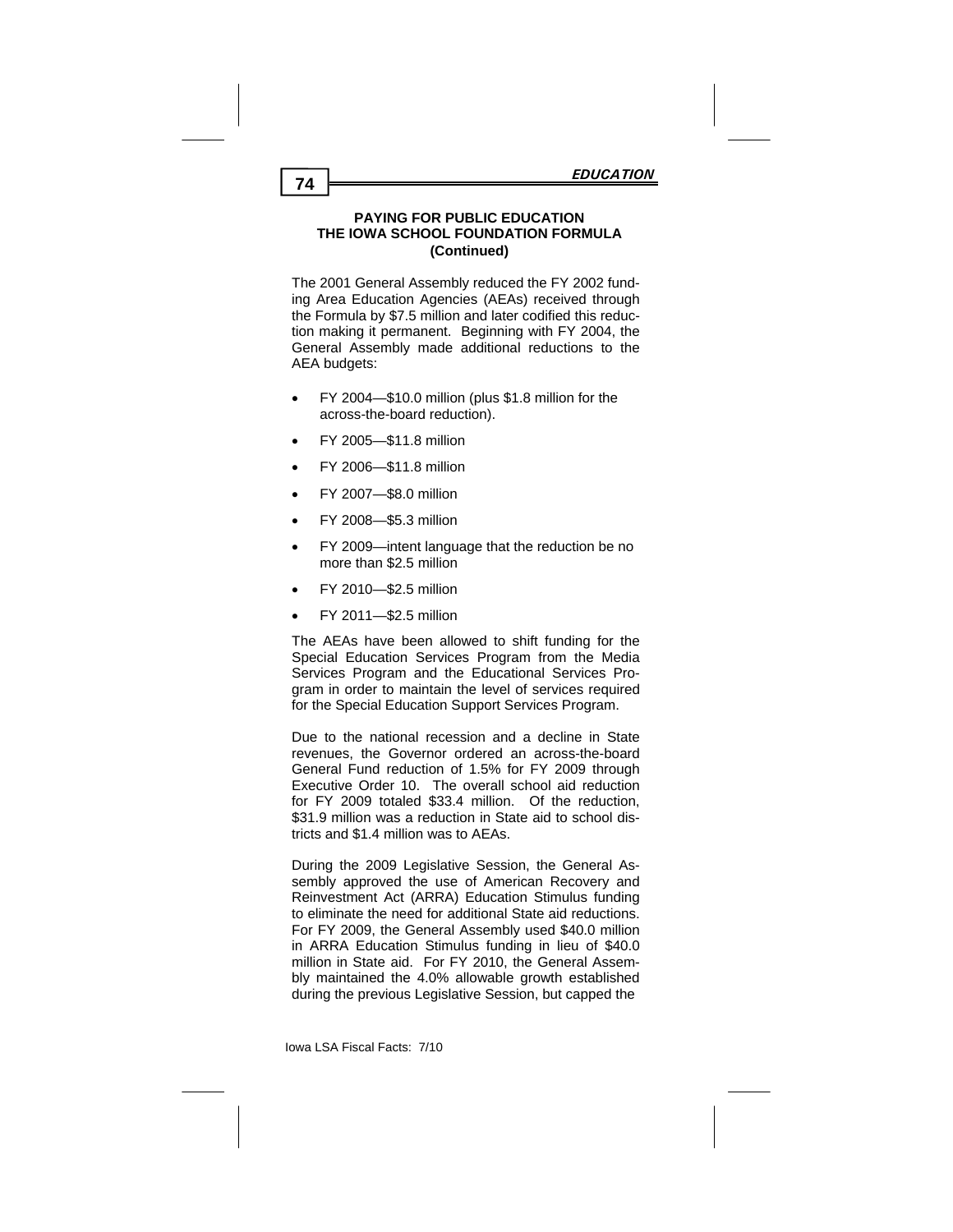## PAYING FOR PUBLIC EDUCATION THE IOWA SCHOOL FOUNDATION FORMULA (Continued)

The 2001 General Assembly reduced the FY 2002 funding Area Education Agencies (AEAs) received through the Formula by $7.5 million and later codified this reduction making it permanent. Beginning with FY 2004, the General Assembly made additional reductions to the AEA budgets:

- FY 2004—$10.0 million (plus $1.8 million for the across-the-board reduction).
- FY 2005—$11.8 million
- FY 2006—$11.8 million
- FY 2007—$8.0 million
- FY 2008—$5.3 million
- FY 2009—intent language that the reduction be no more than $2.5 million
- FY 2010—$2.5 million
- FY 2011—$2.5 million

The AEAs have been allowed to shift funding for the Special Education Services Program from the Media Services Program and the Educational Services Program in order to maintain the level of services required for the Special Education Support Services Program.

Due to the national recession and a decline in State revenues, the Governor ordered an across-the-board General Fund reduction of 1.5% for FY 2009 through Executive Order 10. The overall school aid reduction for FY 2009 totaled $33.4 million. Of the reduction, $31.9 million was a reduction in State aid to school districts and $1.4 million was to AEAs.

During the 2009 Legislative Session, the General Assembly approved the use of American Recovery and Reinvestment Act (ARRA) Education Stimulus funding to eliminate the need for additional State aid reductions. For FY 2009, the General Assembly used $40.0 million in ARRA Education Stimulus funding in lieu of $40.0 million in State aid. For FY 2010, the General Assembly maintained the 4.0% allowable growth established during the previous Legislative Session, but capped the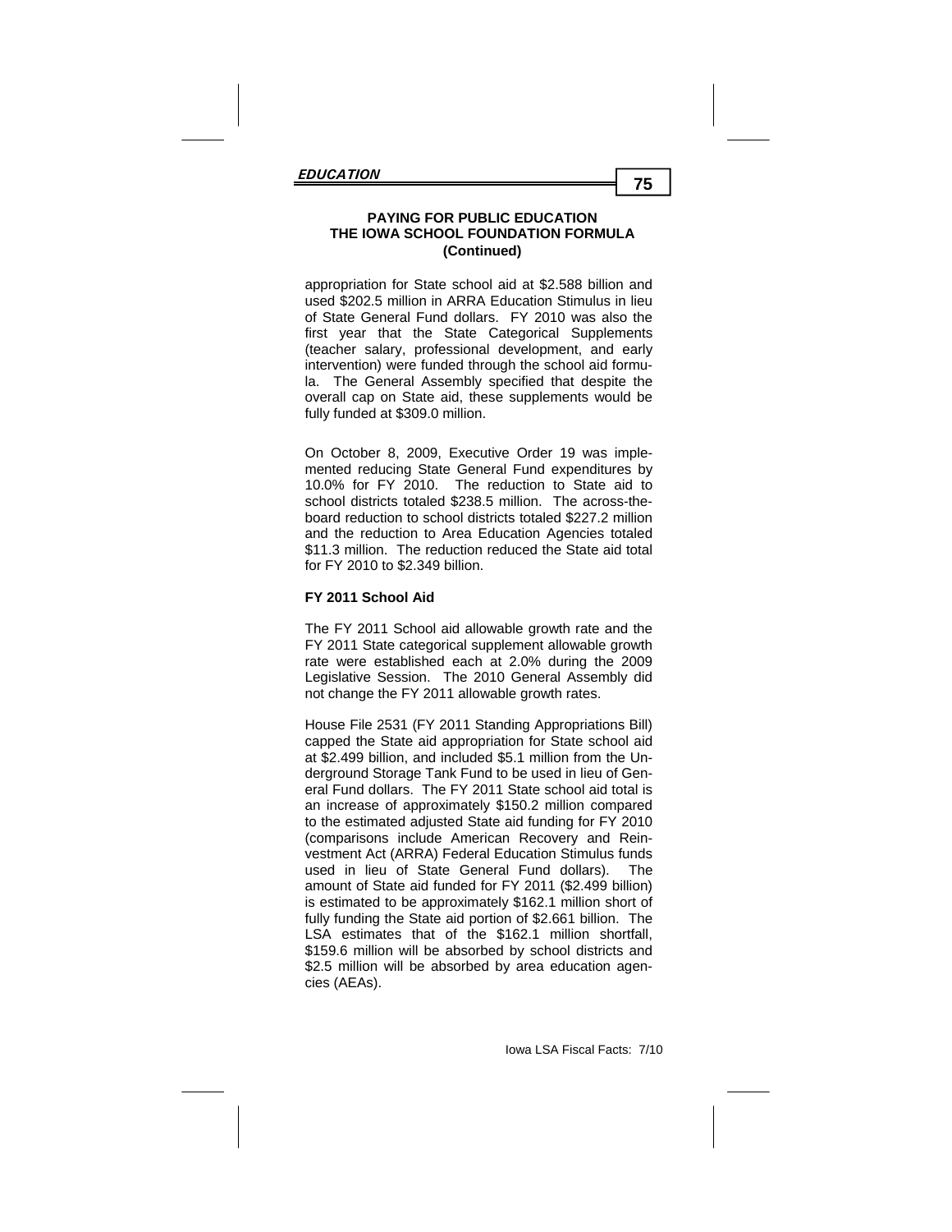## PAYING FOR PUBLIC EDUCATION
## THE IOWA SCHOOL FOUNDATION FORMULA
## (Continued)

appropriation for State school aid at $2.588 billion and used $202.5 million in ARRA Education Stimulus in lieu of State General Fund dollars. FY 2010 was also the first year that the State Categorical Supplements (teacher salary, professional development, and early intervention) were funded through the school aid formula. The General Assembly specified that despite the overall cap on State aid, these supplements would be fully funded at $309.0 million.

On October 8, 2009, Executive Order 19 was implemented reducing State General Fund expenditures by 10.0% for FY 2010. The reduction to State aid to school districts totaled $238.5 million. The across-the-board reduction to school districts totaled $227.2 million and the reduction to Area Education Agencies totaled $11.3 million. The reduction reduced the State aid total for FY 2010 to $2.349 billion.

**FY 2011 School Aid**

The FY 2011 School aid allowable growth rate and the FY 2011 State categorical supplement allowable growth rate were established each at 2.0% during the 2009 Legislative Session. The 2010 General Assembly did not change the FY 2011 allowable growth rates.

House File 2531 (FY 2011 Standing Appropriations Bill) capped the State aid appropriation for State school aid at $2.499 billion, and included $5.1 million from the Underground Storage Tank Fund to be used in lieu of General Fund dollars. The FY 2011 State school aid total is an increase of approximately $150.2 million compared to the estimated adjusted State aid funding for FY 2010 (comparisons include American Recovery and Reinvestment Act (ARRA) Federal Education Stimulus funds used in lieu of State General Fund dollars). The amount of State aid funded for FY 2011 ($2.499 billion) is estimated to be approximately $162.1 million short of fully funding the State aid portion of $2.661 billion. The LSA estimates that of the $162.1 million shortfall, $159.6 million will be absorbed by school districts and $2.5 million will be absorbed by area education agencies (AEAs).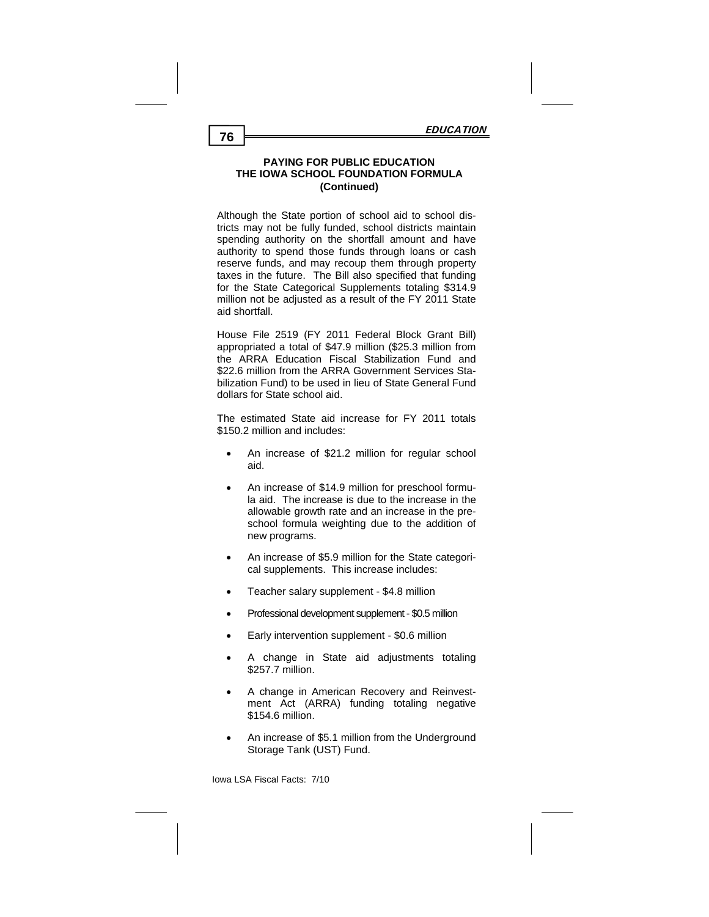### PAYING FOR PUBLIC EDUCATION
### THE IOWA SCHOOL FOUNDATION FORMULA
### (Continued)

Although the State portion of school aid to school districts may not be fully funded, school districts maintain spending authority on the shortfall amount and have authority to spend those funds through loans or cash reserve funds, and may recoup them through property taxes in the future. The Bill also specified that funding for the State Categorical Supplements totaling $314.9 million not be adjusted as a result of the FY 2011 State aid shortfall.

House File 2519 (FY 2011 Federal Block Grant Bill) appropriated a total of $47.9 million ($25.3 million from the ARRA Education Fiscal Stabilization Fund and $22.6 million from the ARRA Government Services Stabilization Fund) to be used in lieu of State General Fund dollars for State school aid.

The estimated State aid increase for FY 2011 totals $150.2 million and includes:

- An increase of $21.2 million for regular school aid.
- An increase of $14.9 million for preschool formula aid. The increase is due to the increase in the allowable growth rate and an increase in the preschool formula weighting due to the addition of new programs.
- An increase of $5.9 million for the State categorical supplements. This increase includes:
- Teacher salary supplement - $4.8 million
- Professional development supplement - $0.5 million
- Early intervention supplement - $0.6 million
- A change in State aid adjustments totaling $257.7 million.
- A change in American Recovery and Reinvestment Act (ARRA) funding totaling negative $154.6 million.
- An increase of $5.1 million from the Underground Storage Tank (UST) Fund.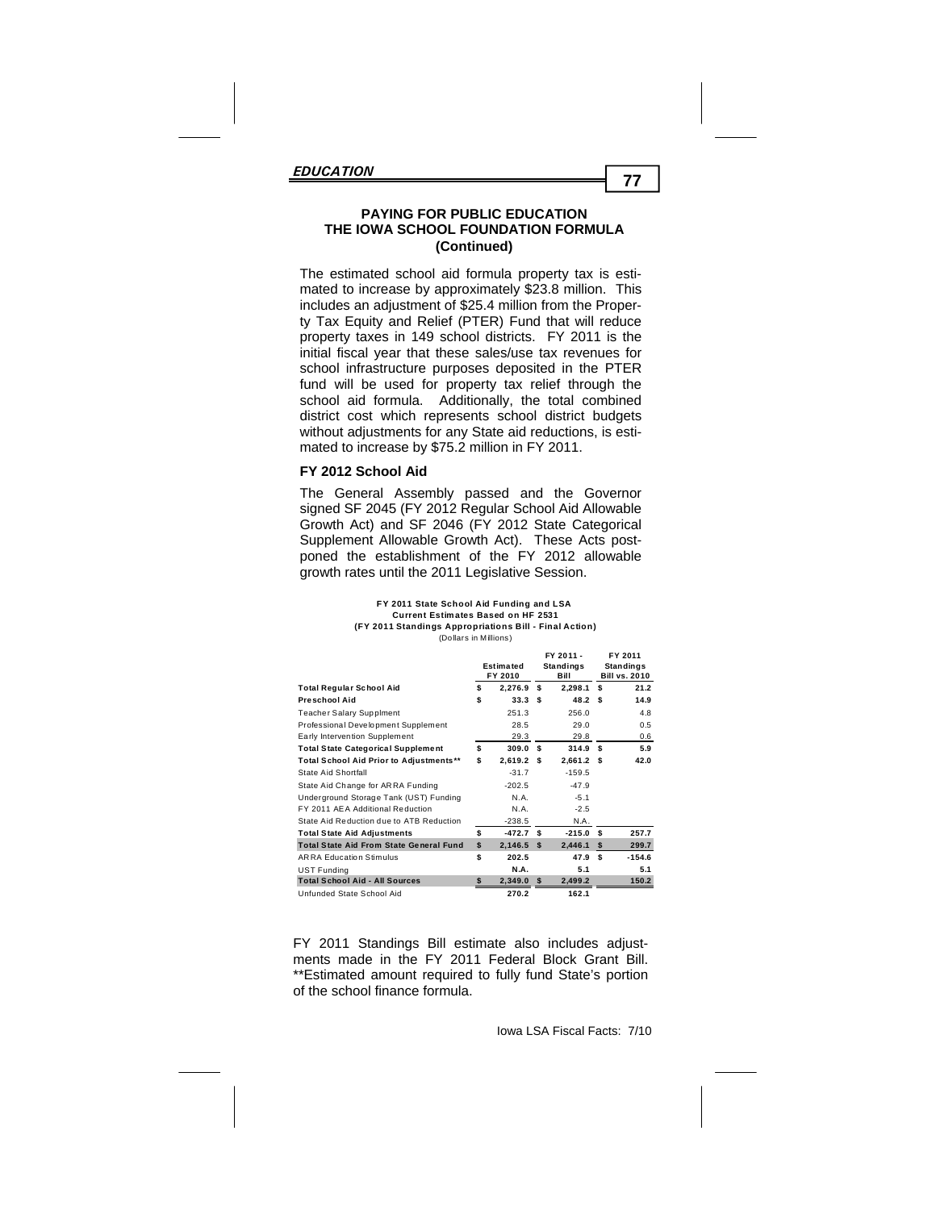## PAYING FOR PUBLIC EDUCATION THE IOWA SCHOOL FOUNDATION FORMULA (Continued)

The estimated school aid formula property tax is estimated to increase by approximately $23.8 million. This includes an adjustment of $25.4 million from the Property Tax Equity and Relief (PTER) Fund that will reduce property taxes in 149 school districts. FY 2011 is the initial fiscal year that these sales/use tax revenues for school infrastructure purposes deposited in the PTER fund will be used for property tax relief through the school aid formula. Additionally, the total combined district cost which represents school district budgets without adjustments for any State aid reductions, is estimated to increase by $75.2 million in FY 2011.

### FY 2012 School Aid

The General Assembly passed and the Governor signed SF 2045 (FY 2012 Regular School Aid Allowable Growth Act) and SF 2046 (FY 2012 State Categorical Supplement Allowable Growth Act). These Acts postponed the establishment of the FY 2012 allowable growth rates until the 2011 Legislative Session.

**FY 2011 State School Aid Funding and LSA Current Estimates Based on HF 2531 (FY 2011 Standings Appropriations Bill - Final Action)**
(Dollars in Millions)

| | Estimated FY 2010 | FY 2011 - Standings Bill | FY 2011 Standings Bill vs. 2010 |
|---|---|---|---|
| **Total Regular School Aid** | **$ 2,276.9** | **$ 2,298.1** | **$ 21.2** |
| **Preschool Aid** | **$ 33.3** | **$ 48.2** | **$ 14.9** |
| Teacher Salary Supplment | 251.3 | 256.0 | 4.8 |
| Professional Development Supplement | 28.5 | 29.0 | 0.5 |
| Early Intervention Supplement | 29.3 | 29.8 | 0.6 |
| **Total State Categorical Supplement** | **$ 309.0** | **$ 314.9** | **$ 5.9** |
| **Total School Aid Prior to Adjustments\*\*** | **$ 2,619.2** | **$ 2,661.2** | **$ 42.0** |
| State Aid Shortfall | -31.7 | -159.5 | |
| State Aid Change for ARRA Funding | -202.5 | -47.9 | |
| Underground Storage Tank (UST) Funding | N.A. | -5.1 | |
| FY 2011 AEA Additional Reduction | N.A. | -2.5 | |
| State Aid Reduction due to ATB Reduction | -238.5 | N.A. | |
| **Total State Aid Adjustments** | **$ -472.7** | **$ -215.0** | **$ 257.7** |
| **Total State Aid From State General Fund** | **$ 2,146.5** | **$ 2,446.1** | **$ 299.7** |
| ARRA Education Stimulus | **$ 202.5** | **47.9** | **$ -154.6** |
| UST Funding | **N.A.** | **5.1** | **5.1** |
| **Total School Aid - All Sources** | **$ 2,349.0** | **$ 2,499.2** | **150.2** |
| Unfunded State School Aid | **270.2** | **162.1** | |

FY 2011 Standings Bill estimate also includes adjustments made in the FY 2011 Federal Block Grant Bill.
\*\*Estimated amount required to fully fund State's portion of the school finance formula.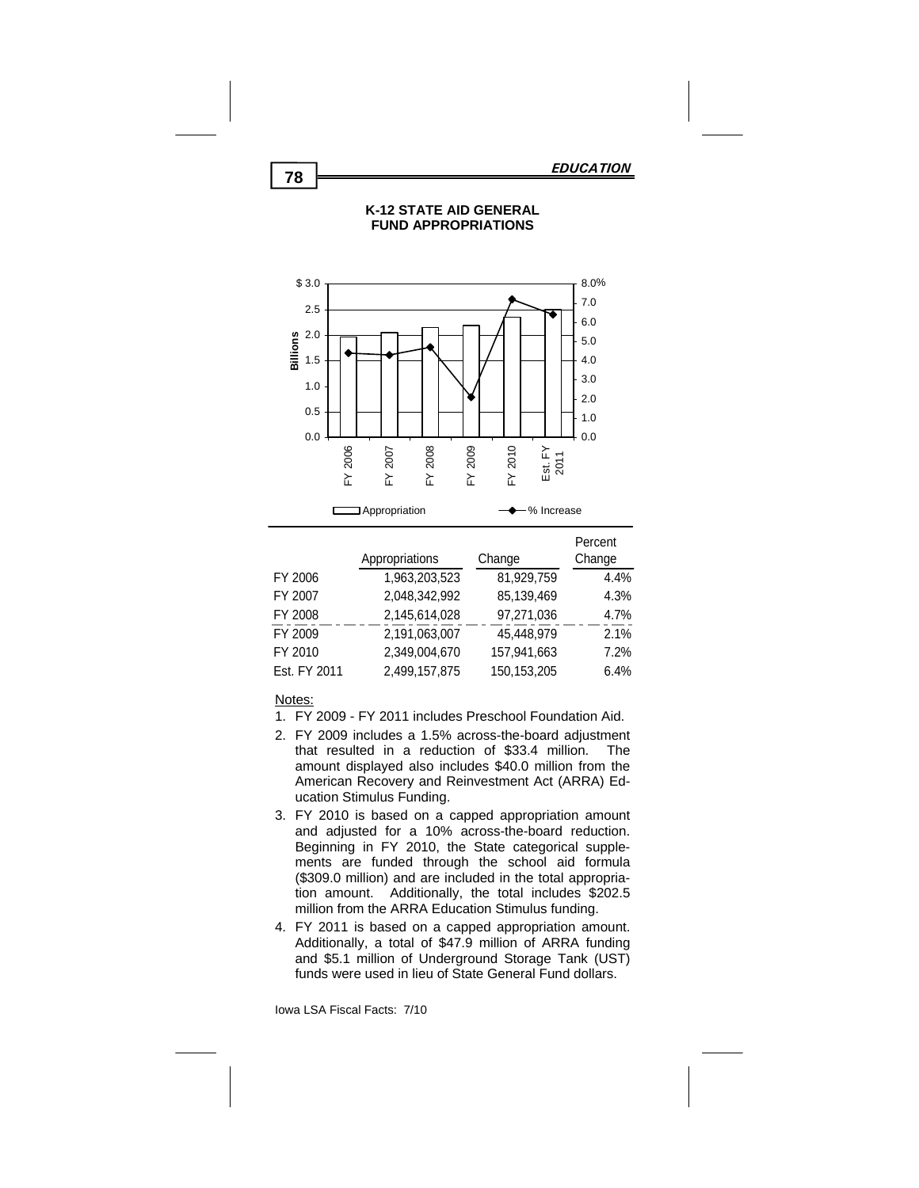## K-12 STATE AID GENERAL FUND APPROPRIATIONS

| | Appropriations | Change | Percent Change |
|---|---|---|---|
| FY 2006 | 1,963,203,523 | 81,929,759 | 4.4% |
| FY 2007 | 2,048,342,992 | 85,139,469 | 4.3% |
| FY 2008 | 2,145,614,028 | 97,271,036 | 4.7% |
| FY 2009 | 2,191,063,007 | 45,448,979 | 2.1% |
| FY 2010 | 2,349,004,670 | 157,941,663 | 7.2% |
| Est. FY 2011 | 2,499,157,875 | 150,153,205 | 6.4% |

Notes:

1. FY 2009 - FY 2011 includes Preschool Foundation Aid.
2. FY 2009 includes a 1.5% across-the-board adjustment that resulted in a reduction of $33.4 million. The amount displayed also includes $40.0 million from the American Recovery and Reinvestment Act (ARRA) Education Stimulus Funding.
3. FY 2010 is based on a capped appropriation amount and adjusted for a 10% across-the-board reduction. Beginning in FY 2010, the State categorical supplements are funded through the school aid formula ($309.0 million) and are included in the total appropriation amount. Additionally, the total includes $202.5 million from the ARRA Education Stimulus funding.
4. FY 2011 is based on a capped appropriation amount. Additionally, a total of $47.9 million of ARRA funding and $5.1 million of Underground Storage Tank (UST) funds were used in lieu of State General Fund dollars.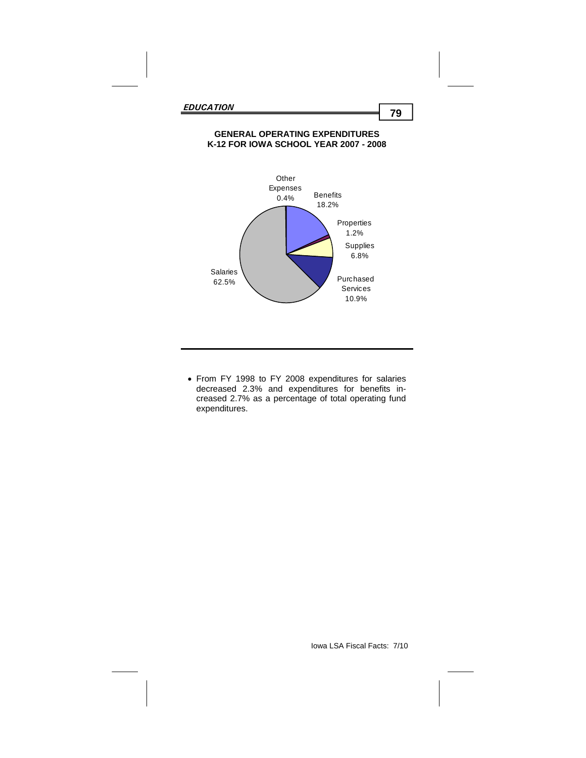## GENERAL OPERATING EXPENDITURES K-12 FOR IOWA SCHOOL YEAR 2007 - 2008

| Category | Percent |
|---|---|
| Salaries | 62.5% |
| Benefits | 18.2% |
| Purchased Services | 10.9% |
| Supplies | 6.8% |
| Properties | 1.2% |
| Other Expenses | 0.4% |

- From FY 1998 to FY 2008 expenditures for salaries decreased 2.3% and expenditures for benefits increased 2.7% as a percentage of total operating fund expenditures.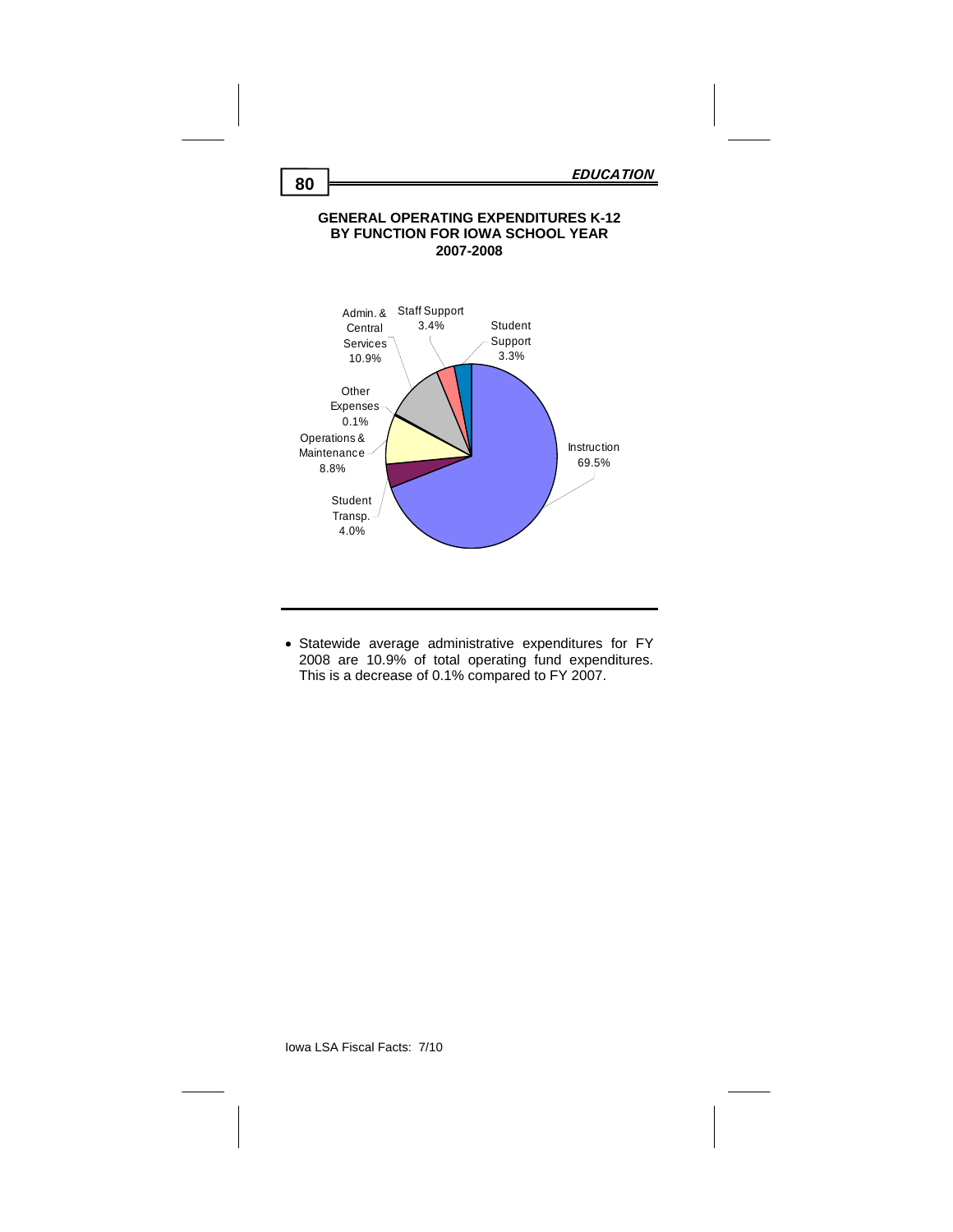## GENERAL OPERATING EXPENDITURES K-12 BY FUNCTION FOR IOWA SCHOOL YEAR 2007-2008

| Function | Percent |
|---|---|
| Instruction | 69.5% |
| Admin. & Central Services | 10.9% |
| Operations & Maintenance | 8.8% |
| Student Transp. | 4.0% |
| Staff Support | 3.4% |
| Student Support | 3.3% |
| Other Expenses | 0.1% |

- Statewide average administrative expenditures for FY 2008 are 10.9% of total operating fund expenditures. This is a decrease of 0.1% compared to FY 2007.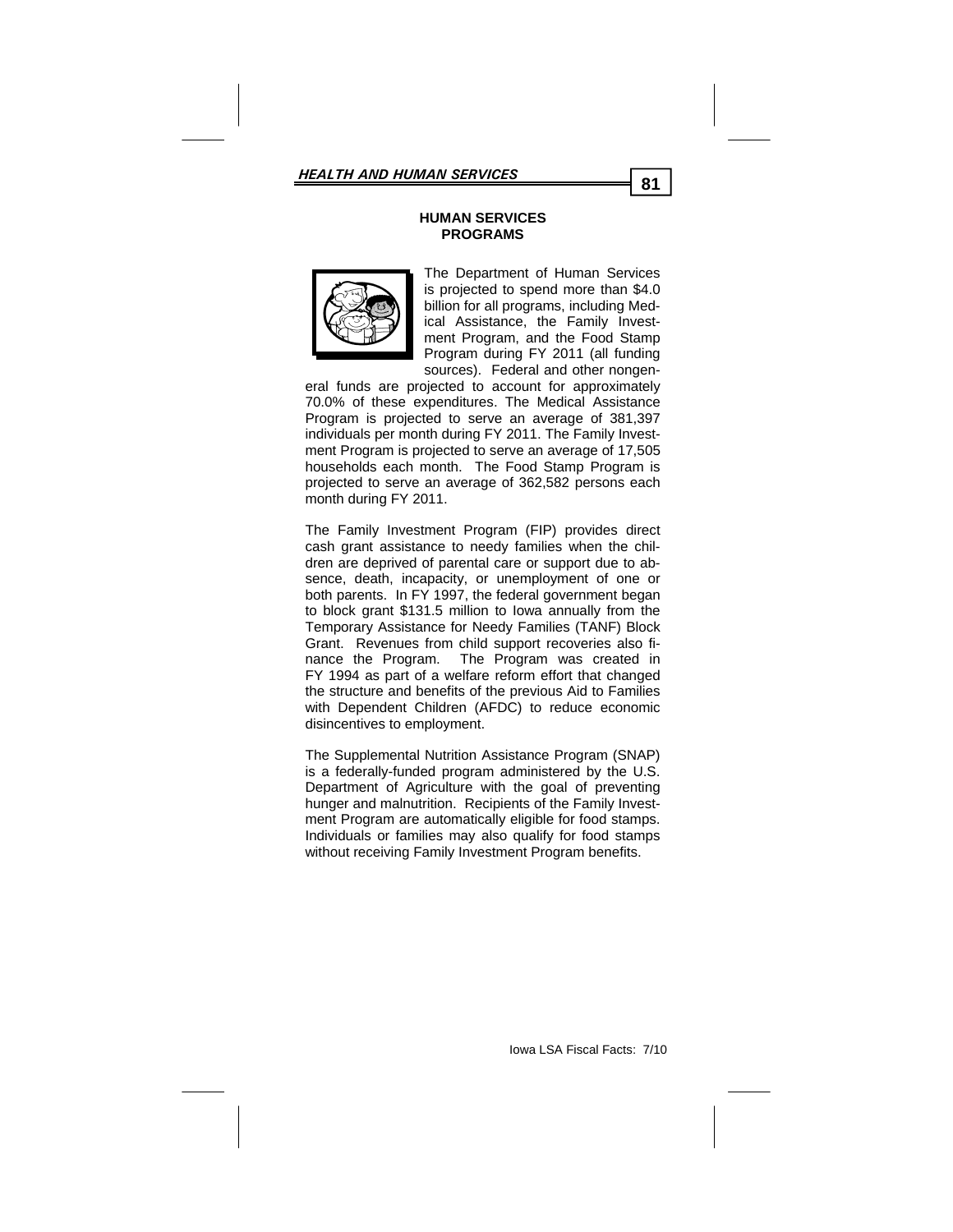## HUMAN SERVICES PROGRAMS

The Department of Human Services is projected to spend more than $4.0 billion for all programs, including Medical Assistance, the Family Investment Program, and the Food Stamp Program during FY 2011 (all funding sources). Federal and other nongeneral funds are projected to account for approximately 70.0% of these expenditures. The Medical Assistance Program is projected to serve an average of 381,397 individuals per month during FY 2011. The Family Investment Program is projected to serve an average of 17,505 households each month. The Food Stamp Program is projected to serve an average of 362,582 persons each month during FY 2011.

The Family Investment Program (FIP) provides direct cash grant assistance to needy families when the children are deprived of parental care or support due to absence, death, incapacity, or unemployment of one or both parents. In FY 1997, the federal government began to block grant $131.5 million to Iowa annually from the Temporary Assistance for Needy Families (TANF) Block Grant. Revenues from child support recoveries also finance the Program. The Program was created in FY 1994 as part of a welfare reform effort that changed the structure and benefits of the previous Aid to Families with Dependent Children (AFDC) to reduce economic disincentives to employment.

The Supplemental Nutrition Assistance Program (SNAP) is a federally-funded program administered by the U.S. Department of Agriculture with the goal of preventing hunger and malnutrition. Recipients of the Family Investment Program are automatically eligible for food stamps. Individuals or families may also qualify for food stamps without receiving Family Investment Program benefits.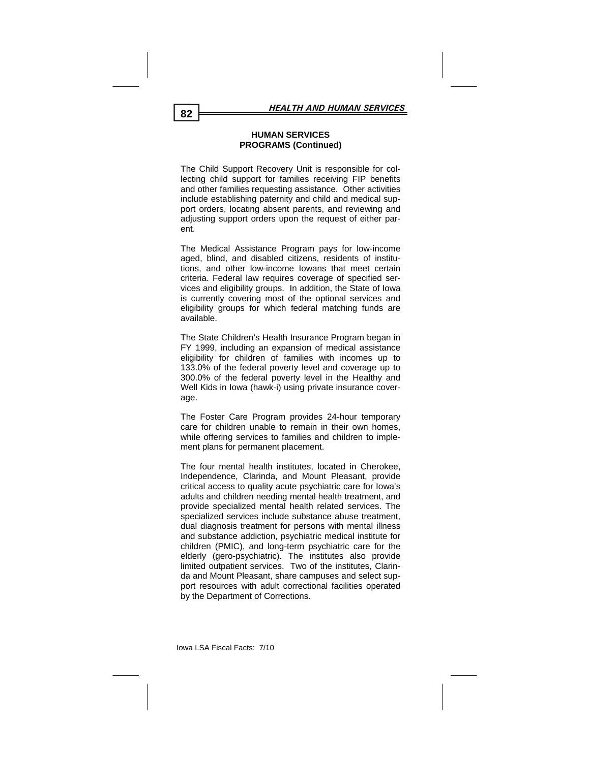## HUMAN SERVICES PROGRAMS (Continued)

The Child Support Recovery Unit is responsible for collecting child support for families receiving FIP benefits and other families requesting assistance. Other activities include establishing paternity and child and medical support orders, locating absent parents, and reviewing and adjusting support orders upon the request of either parent.

The Medical Assistance Program pays for low-income aged, blind, and disabled citizens, residents of institutions, and other low-income Iowans that meet certain criteria. Federal law requires coverage of specified services and eligibility groups. In addition, the State of Iowa is currently covering most of the optional services and eligibility groups for which federal matching funds are available.

The State Children's Health Insurance Program began in FY 1999, including an expansion of medical assistance eligibility for children of families with incomes up to 133.0% of the federal poverty level and coverage up to 300.0% of the federal poverty level in the Healthy and Well Kids in Iowa (hawk-i) using private insurance coverage.

The Foster Care Program provides 24-hour temporary care for children unable to remain in their own homes, while offering services to families and children to implement plans for permanent placement.

The four mental health institutes, located in Cherokee, Independence, Clarinda, and Mount Pleasant, provide critical access to quality acute psychiatric care for Iowa's adults and children needing mental health treatment, and provide specialized mental health related services. The specialized services include substance abuse treatment, dual diagnosis treatment for persons with mental illness and substance addiction, psychiatric medical institute for children (PMIC), and long-term psychiatric care for the elderly (gero-psychiatric). The institutes also provide limited outpatient services. Two of the institutes, Clarinda and Mount Pleasant, share campuses and select support resources with adult correctional facilities operated by the Department of Corrections.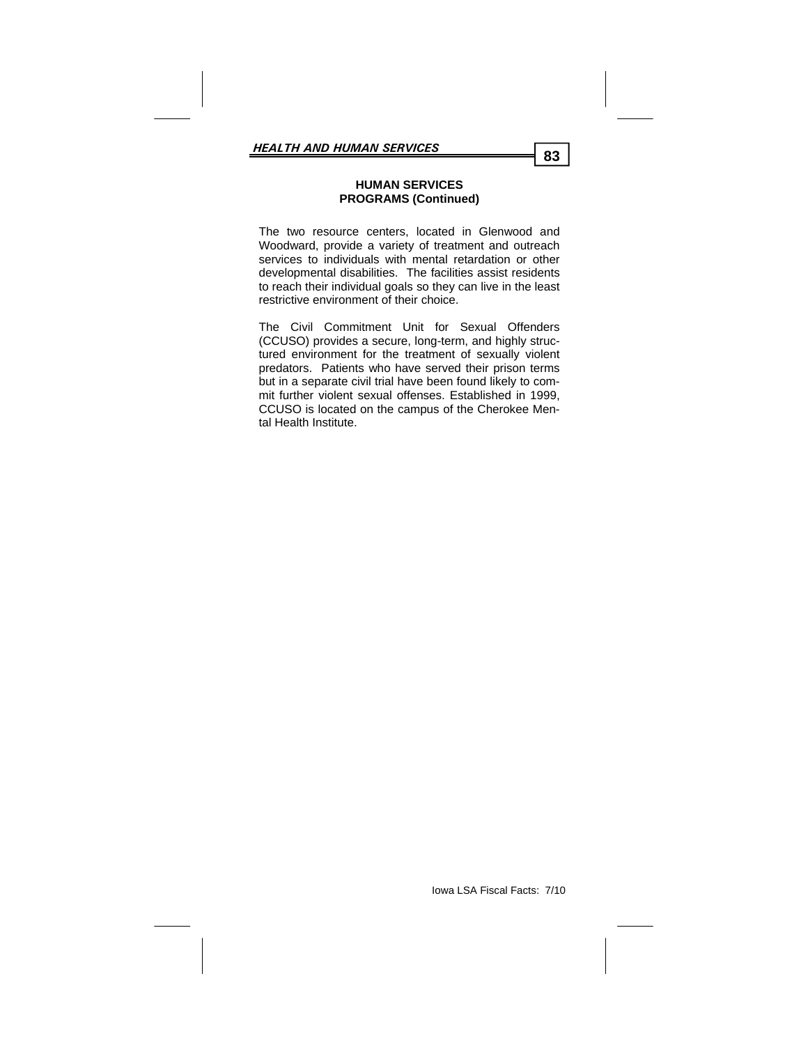## HUMAN SERVICES PROGRAMS (Continued)

The two resource centers, located in Glenwood and Woodward, provide a variety of treatment and outreach services to individuals with mental retardation or other developmental disabilities. The facilities assist residents to reach their individual goals so they can live in the least restrictive environment of their choice.

The Civil Commitment Unit for Sexual Offenders (CCUSO) provides a secure, long-term, and highly structured environment for the treatment of sexually violent predators. Patients who have served their prison terms but in a separate civil trial have been found likely to commit further violent sexual offenses. Established in 1999, CCUSO is located on the campus of the Cherokee Mental Health Institute.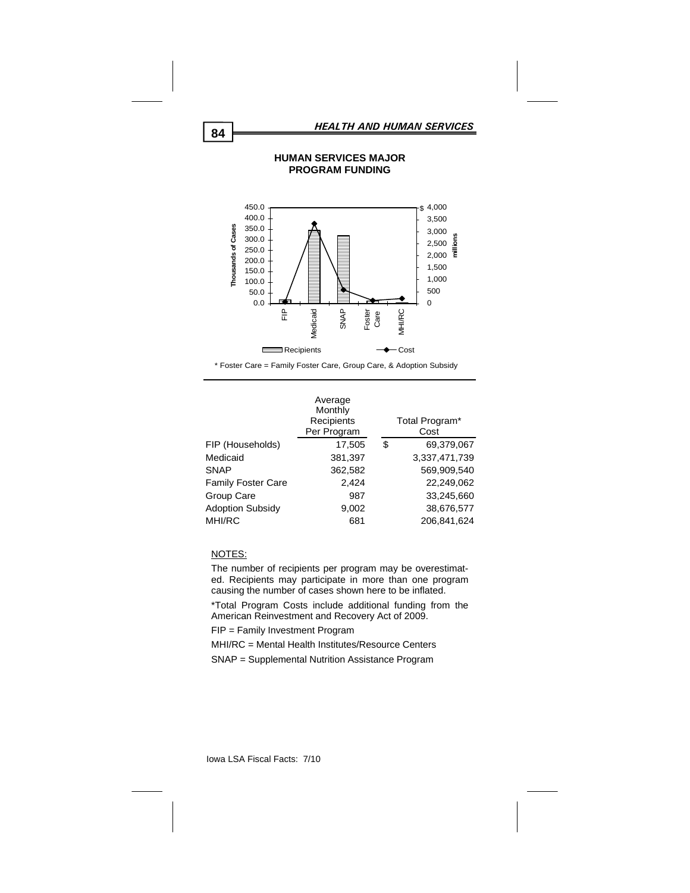## HUMAN SERVICES MAJOR PROGRAM FUNDING

\* Foster Care = Family Foster Care, Group Care, & Adoption Subsidy

| | Average Monthly Recipients Per Program | Total Program* Cost |
|---|---|---|
| FIP (Households) | 17,505 | $ 69,379,067 |
| Medicaid | 381,397 | 3,337,471,739 |
| SNAP | 362,582 | 569,909,540 |
| Family Foster Care | 2,424 | 22,249,062 |
| Group Care | 987 | 33,245,660 |
| Adoption Subsidy | 9,002 | 38,676,577 |
| MHI/RC | 681 | 206,841,624 |

NOTES:

The number of recipients per program may be overestimated. Recipients may participate in more than one program causing the number of cases shown here to be inflated.

\*Total Program Costs include additional funding from the American Reinvestment and Recovery Act of 2009.

FIP = Family Investment Program

MHI/RC = Mental Health Institutes/Resource Centers

SNAP = Supplemental Nutrition Assistance Program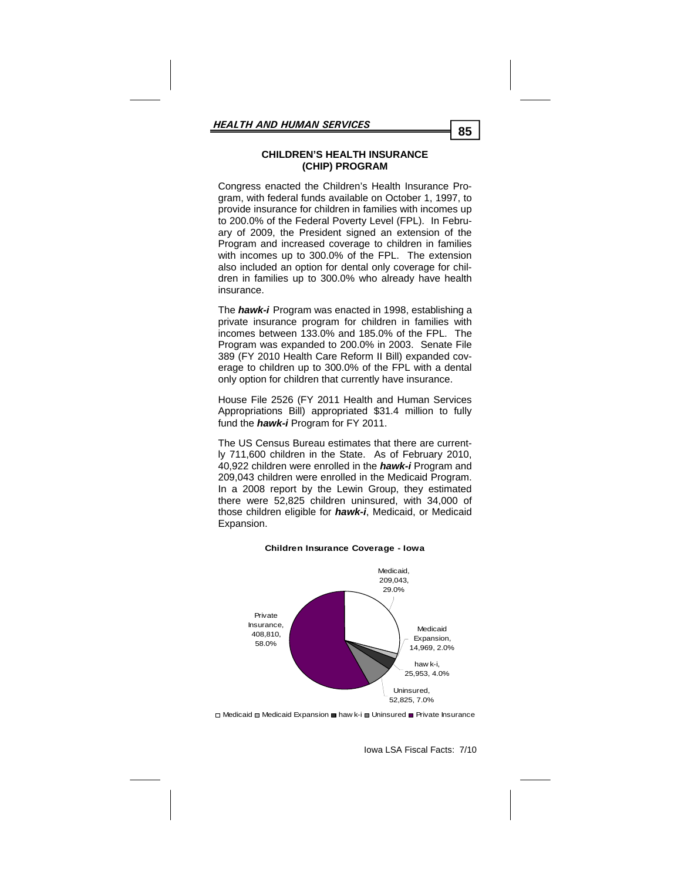## CHILDREN'S HEALTH INSURANCE (CHIP) PROGRAM

Congress enacted the Children's Health Insurance Program, with federal funds available on October 1, 1997, to provide insurance for children in families with incomes up to 200.0% of the Federal Poverty Level (FPL). In February of 2009, the President signed an extension of the Program and increased coverage to children in families with incomes up to 300.0% of the FPL. The extension also included an option for dental only coverage for children in families up to 300.0% who already have health insurance.

The ***hawk-i*** Program was enacted in 1998, establishing a private insurance program for children in families with incomes between 133.0% and 185.0% of the FPL. The Program was expanded to 200.0% in 2003. Senate File 389 (FY 2010 Health Care Reform II Bill) expanded coverage to children up to 300.0% of the FPL with a dental only option for children that currently have insurance.

House File 2526 (FY 2011 Health and Human Services Appropriations Bill) appropriated $31.4 million to fully fund the ***hawk-i*** Program for FY 2011.

The US Census Bureau estimates that there are currently 711,600 children in the State. As of February 2010, 40,922 children were enrolled in the ***hawk-i*** Program and 209,043 children were enrolled in the Medicaid Program. In a 2008 report by the Lewin Group, they estimated there were 52,825 children uninsured, with 34,000 of those children eligible for ***hawk-i***, Medicaid, or Medicaid Expansion.

**Children Insurance Coverage - Iowa**

| Category | Children | Percent |
|---|---|---|
| Medicaid | 209,043 | 29.0% |
| Medicaid Expansion | 14,969 | 2.0% |
| hawk-i | 25,953 | 4.0% |
| Uninsured | 52,825 | 7.0% |
| Private Insurance | 408,810 | 58.0% |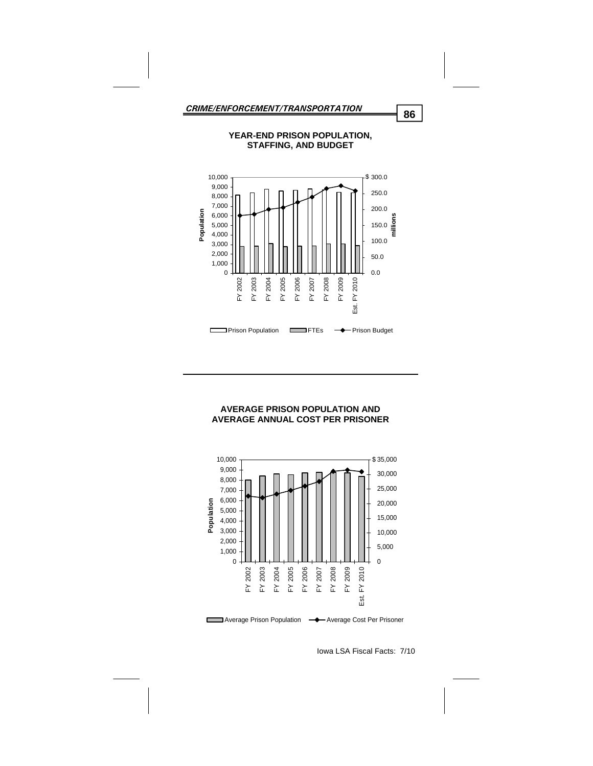## YEAR-END PRISON POPULATION, STAFFING, AND BUDGET

Population: 0 – 10,000; millions: $0.0 – $300.0

FY 2002, FY 2003, FY 2004, FY 2005, FY 2006, FY 2007, FY 2008, FY 2009, Est. FY 2010

Prison Population — FTEs — Prison Budget

## AVERAGE PRISON POPULATION AND AVERAGE ANNUAL COST PER PRISONER

Population: 0 – 10,000; $0 – $35,000

FY 2002, FY 2003, FY 2004, FY 2005, FY 2006, FY 2007, FY 2008, FY 2009, Est. FY 2010

Average Prison Population — Average Cost Per Prisoner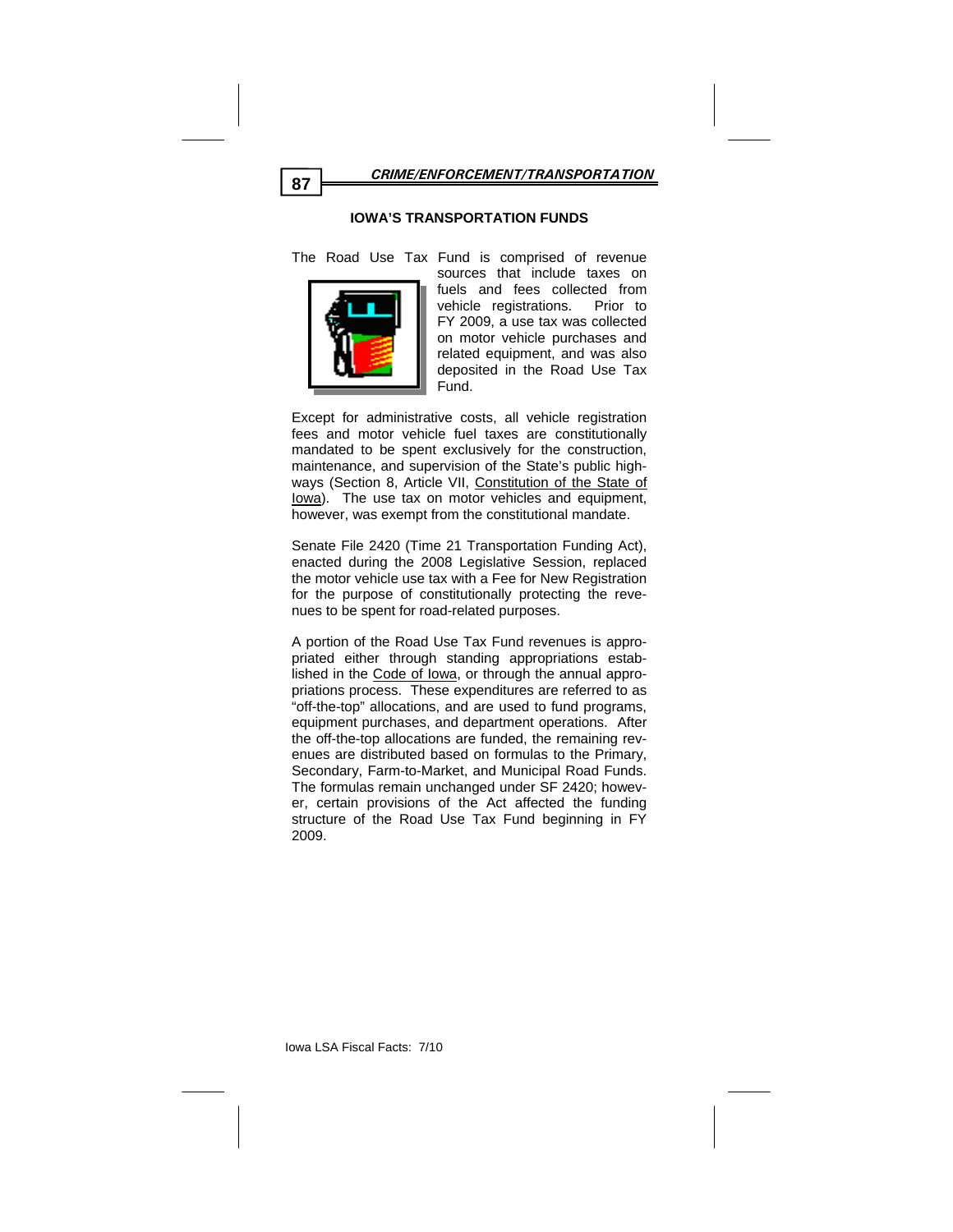## IOWA'S TRANSPORTATION FUNDS

The Road Use Tax Fund is comprised of revenue sources that include taxes on fuels and fees collected from vehicle registrations. Prior to FY 2009, a use tax was collected on motor vehicle purchases and related equipment, and was also deposited in the Road Use Tax Fund.

Except for administrative costs, all vehicle registration fees and motor vehicle fuel taxes are constitutionally mandated to be spent exclusively for the construction, maintenance, and supervision of the State's public highways (Section 8, Article VII, Constitution of the State of Iowa). The use tax on motor vehicles and equipment, however, was exempt from the constitutional mandate.

Senate File 2420 (Time 21 Transportation Funding Act), enacted during the 2008 Legislative Session, replaced the motor vehicle use tax with a Fee for New Registration for the purpose of constitutionally protecting the revenues to be spent for road-related purposes.

A portion of the Road Use Tax Fund revenues is appropriated either through standing appropriations established in the Code of Iowa, or through the annual appropriations process. These expenditures are referred to as "off-the-top" allocations, and are used to fund programs, equipment purchases, and department operations. After the off-the-top allocations are funded, the remaining revenues are distributed based on formulas to the Primary, Secondary, Farm-to-Market, and Municipal Road Funds. The formulas remain unchanged under SF 2420; however, certain provisions of the Act affected the funding structure of the Road Use Tax Fund beginning in FY 2009.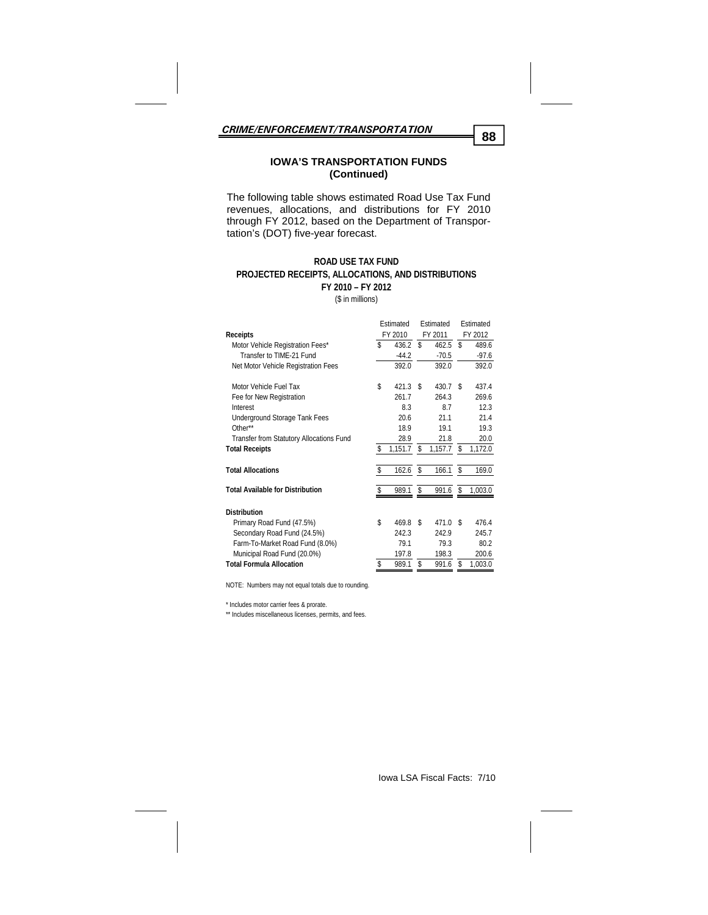## IOWA'S TRANSPORTATION FUNDS (Continued)

The following table shows estimated Road Use Tax Fund revenues, allocations, and distributions for FY 2010 through FY 2012, based on the Department of Transportation's (DOT) five-year forecast.

**ROAD USE TAX FUND**
**PROJECTED RECEIPTS, ALLOCATIONS, AND DISTRIBUTIONS**
**FY 2010 – FY 2012**
($ in millions)

| **Receipts** | Estimated FY 2010 | Estimated FY 2011 | Estimated FY 2012 |
|---|---|---|---|
| Motor Vehicle Registration Fees* | $ 436.2 | $ 462.5 | $ 489.6 |
| Transfer to TIME-21 Fund | -44.2 | -70.5 | -97.6 |
| Net Motor Vehicle Registration Fees | 392.0 | 392.0 | 392.0 |
| Motor Vehicle Fuel Tax | $ 421.3 | $ 430.7 | $ 437.4 |
| Fee for New Registration | 261.7 | 264.3 | 269.6 |
| Interest | 8.3 | 8.7 | 12.3 |
| Underground Storage Tank Fees | 20.6 | 21.1 | 21.4 |
| Other** | 18.9 | 19.1 | 19.3 |
| Transfer from Statutory Allocations Fund | 28.9 | 21.8 | 20.0 |
| **Total Receipts** | $ 1,151.7 | $ 1,157.7 | $ 1,172.0 |
| **Total Allocations** | $ 162.6 | $ 166.1 | $ 169.0 |
| **Total Available for Distribution** | $ 989.1 | $ 991.6 | $ 1,003.0 |
| **Distribution** | | | |
| Primary Road Fund (47.5%) | $ 469.8 | $ 471.0 | $ 476.4 |
| Secondary Road Fund (24.5%) | 242.3 | 242.9 | 245.7 |
| Farm-To-Market Road Fund (8.0%) | 79.1 | 79.3 | 80.2 |
| Municipal Road Fund (20.0%) | 197.8 | 198.3 | 200.6 |
| **Total Formula Allocation** | $ 989.1 | $ 991.6 | $ 1,003.0 |

NOTE: Numbers may not equal totals due to rounding.

* Includes motor carrier fees & prorate.

** Includes miscellaneous licenses, permits, and fees.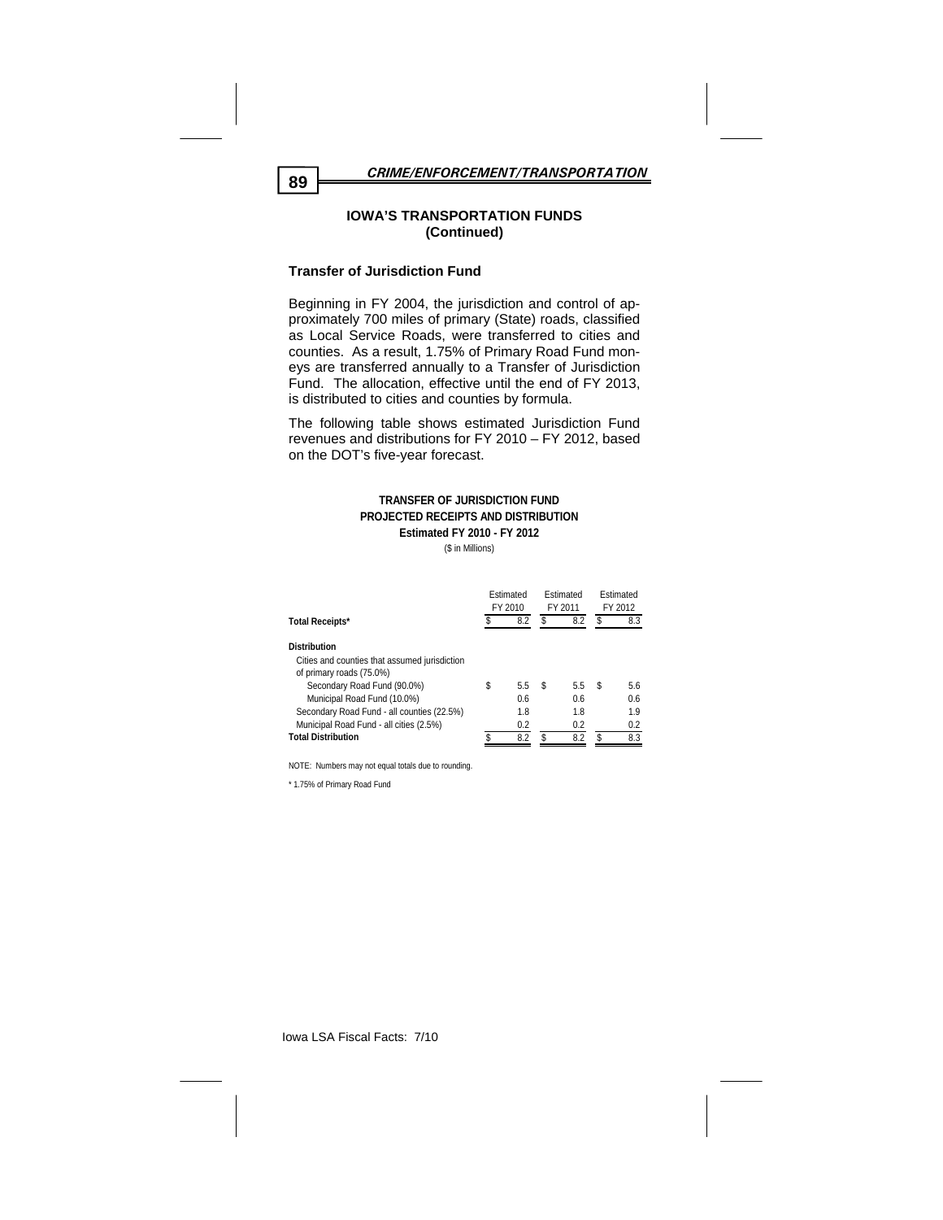## IOWA'S TRANSPORTATION FUNDS (Continued)

### Transfer of Jurisdiction Fund

Beginning in FY 2004, the jurisdiction and control of approximately 700 miles of primary (State) roads, classified as Local Service Roads, were transferred to cities and counties. As a result, 1.75% of Primary Road Fund moneys are transferred annually to a Transfer of Jurisdiction Fund. The allocation, effective until the end of FY 2013, is distributed to cities and counties by formula.

The following table shows estimated Jurisdiction Fund revenues and distributions for FY 2010 – FY 2012, based on the DOT's five-year forecast.

**TRANSFER OF JURISDICTION FUND**
**PROJECTED RECEIPTS AND DISTRIBUTION**
**Estimated FY 2010 - FY 2012**
($ in Millions)

| | Estimated FY 2010 | Estimated FY 2011 | Estimated FY 2012 |
|---|---|---|---|
| **Total Receipts*** | $ 8.2 | $ 8.2 | $ 8.3 |
| **Distribution** | | | |
| Cities and counties that assumed jurisdiction of primary roads (75.0%) | | | |
| Secondary Road Fund (90.0%) | $ 5.5 | $ 5.5 | $ 5.6 |
| Municipal Road Fund (10.0%) | 0.6 | 0.6 | 0.6 |
| Secondary Road Fund - all counties (22.5%) | 1.8 | 1.8 | 1.9 |
| Municipal Road Fund - all cities (2.5%) | 0.2 | 0.2 | 0.2 |
| **Total Distribution** | $ 8.2 | $ 8.2 | $ 8.3 |

NOTE: Numbers may not equal totals due to rounding.

* 1.75% of Primary Road Fund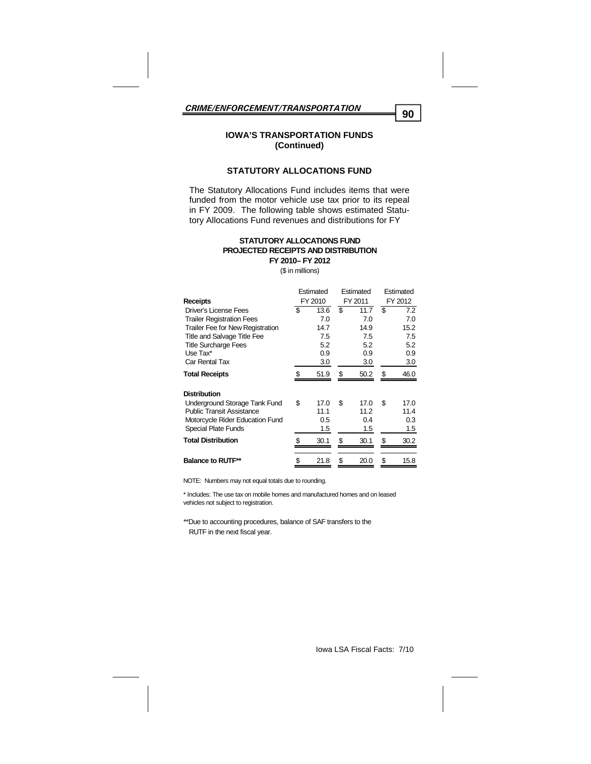## IOWA'S TRANSPORTATION FUNDS (Continued)

### STATUTORY ALLOCATIONS FUND

The Statutory Allocations Fund includes items that were funded from the motor vehicle use tax prior to its repeal in FY 2009. The following table shows estimated Statutory Allocations Fund revenues and distributions for FY

**STATUTORY ALLOCATIONS FUND**
**PROJECTED RECEIPTS AND DISTRIBUTION**
**FY 2010– FY 2012**
($ in millions)

| | Estimated FY 2010 | Estimated FY 2011 | Estimated FY 2012 |
|---|---|---|---|
| **Receipts** | | | |
| Driver's License Fees | $ 13.6 | $ 11.7 | $ 7.2 |
| Trailer Registration Fees | 7.0 | 7.0 | 7.0 |
| Trailer Fee for New Registration | 14.7 | 14.9 | 15.2 |
| Title and Salvage Title Fee | 7.5 | 7.5 | 7.5 |
| Title Surcharge Fees | 5.2 | 5.2 | 5.2 |
| Use Tax* | 0.9 | 0.9 | 0.9 |
| Car Rental Tax | 3.0 | 3.0 | 3.0 |
| **Total Receipts** | $ 51.9 | $ 50.2 | $ 46.0 |
| **Distribution** | | | |
| Underground Storage Tank Fund | $ 17.0 | $ 17.0 | $ 17.0 |
| Public Transit Assistance | 11.1 | 11.2 | 11.4 |
| Motorcycle Rider Education Fund | 0.5 | 0.4 | 0.3 |
| Special Plate Funds | 1.5 | 1.5 | 1.5 |
| **Total Distribution** | $ 30.1 | $ 30.1 | $ 30.2 |
| **Balance to RUTF**** | $ 21.8 | $ 20.0 | $ 15.8 |

NOTE: Numbers may not equal totals due to rounding.

* Includes: The use tax on mobile homes and manufactured homes and on leased vehicles not subject to registration.

**Due to accounting procedures, balance of SAF transfers to the RUTF in the next fiscal year.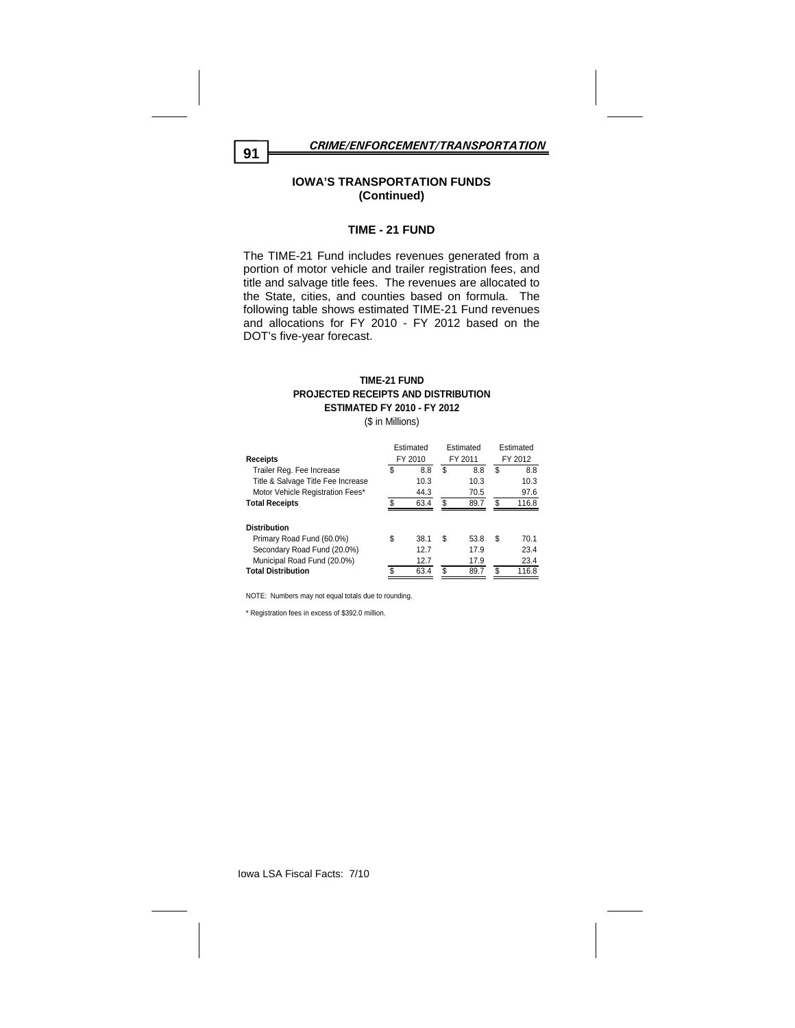## IOWA'S TRANSPORTATION FUNDS (Continued)

### TIME - 21 FUND

The TIME-21 Fund includes revenues generated from a portion of motor vehicle and trailer registration fees, and title and salvage title fees. The revenues are allocated to the State, cities, and counties based on formula. The following table shows estimated TIME-21 Fund revenues and allocations for FY 2010 - FY 2012 based on the DOT's five-year forecast.

**TIME-21 FUND**
**PROJECTED RECEIPTS AND DISTRIBUTION**
**ESTIMATED FY 2010 - FY 2012**
($ in Millions)

| | Estimated FY 2010 | Estimated FY 2011 | Estimated FY 2012 |
|---|---|---|---|
| **Receipts** | | | |
| Trailer Reg. Fee Increase | $ 8.8 | $ 8.8 | $ 8.8 |
| Title & Salvage Title Fee Increase | 10.3 | 10.3 | 10.3 |
| Motor Vehicle Registration Fees* | 44.3 | 70.5 | 97.6 |
| **Total Receipts** | $ 63.4 | $ 89.7 | $ 116.8 |
| | | | |
| **Distribution** | | | |
| Primary Road Fund (60.0%) | $ 38.1 | $ 53.8 | $ 70.1 |
| Secondary Road Fund (20.0%) | 12.7 | 17.9 | 23.4 |
| Municipal Road Fund (20.0%) | 12.7 | 17.9 | 23.4 |
| **Total Distribution** | $ 63.4 | $ 89.7 | $ 116.8 |

NOTE: Numbers may not equal totals due to rounding.

* Registration fees in excess of $392.0 million.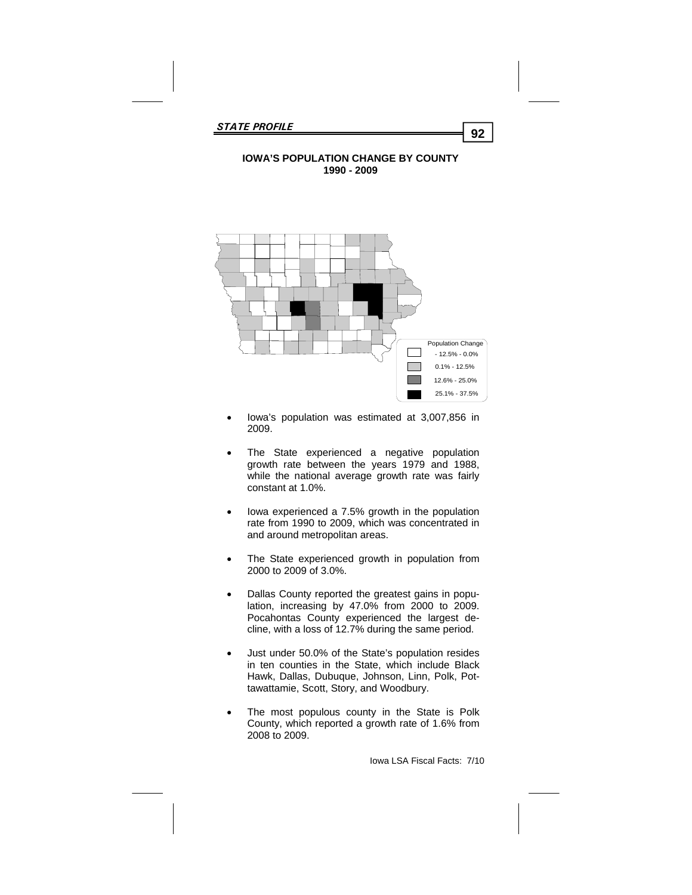## IOWA'S POPULATION CHANGE BY COUNTY
### 1990 - 2009

Population Change

- 12.5% - 0.0%
- 0.1% - 12.5%
- 12.6% - 25.0%
- 25.1% - 37.5%

- Iowa's population was estimated at 3,007,856 in 2009.
- The State experienced a negative population growth rate between the years 1979 and 1988, while the national average growth rate was fairly constant at 1.0%.
- Iowa experienced a 7.5% growth in the population rate from 1990 to 2009, which was concentrated in and around metropolitan areas.
- The State experienced growth in population from 2000 to 2009 of 3.0%.
- Dallas County reported the greatest gains in population, increasing by 47.0% from 2000 to 2009. Pocahontas County experienced the largest decline, with a loss of 12.7% during the same period.
- Just under 50.0% of the State's population resides in ten counties in the State, which include Black Hawk, Dallas, Dubuque, Johnson, Linn, Polk, Pottawattamie, Scott, Story, and Woodbury.
- The most populous county in the State is Polk County, which reported a growth rate of 1.6% from 2008 to 2009.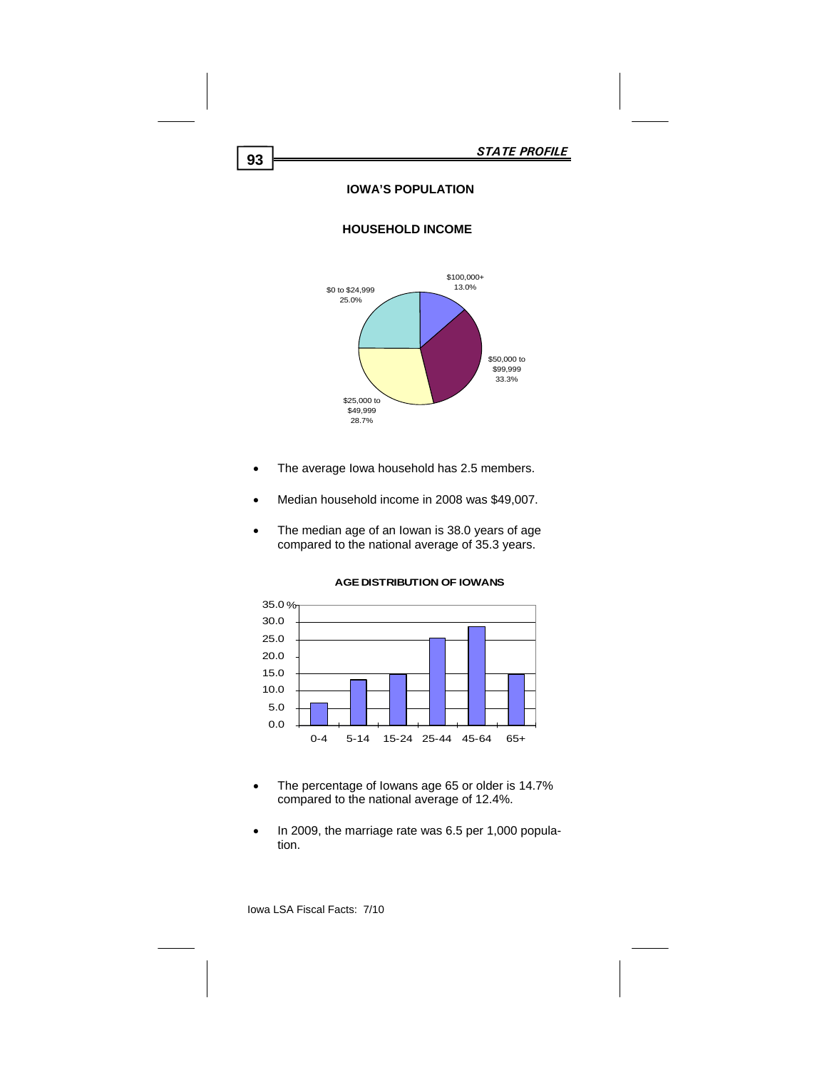## IOWA'S POPULATION

### HOUSEHOLD INCOME

| Income | Percent |
|---|---|
| $0 to $24,999 | 25.0% |
| $25,000 to $49,999 | 28.7% |
| $50,000 to $99,999 | 33.3% |
| $100,000+ | 13.0% |

- The average Iowa household has 2.5 members.
- Median household income in 2008 was $49,007.
- The median age of an Iowan is 38.0 years of age compared to the national average of 35.3 years.

### AGE DISTRIBUTION OF IOWANS

- The percentage of Iowans age 65 or older is 14.7% compared to the national average of 12.4%.
- In 2009, the marriage rate was 6.5 per 1,000 population.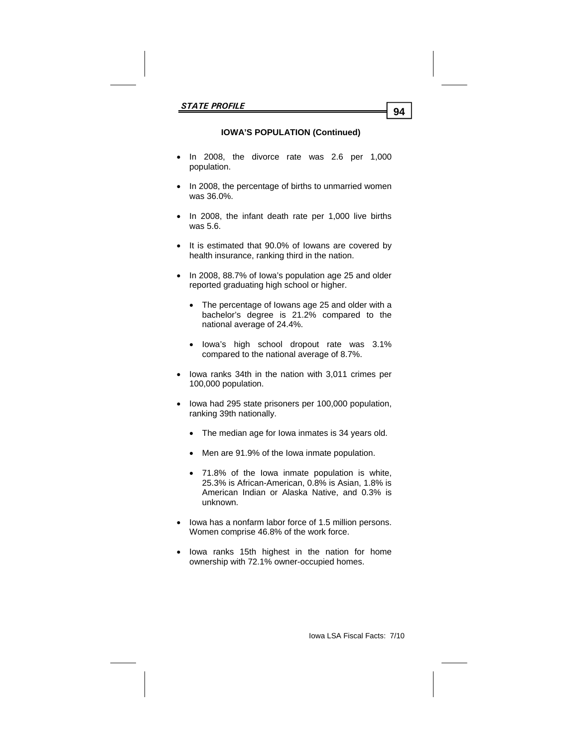## IOWA'S POPULATION (Continued)

- In 2008, the divorce rate was 2.6 per 1,000 population.
- In 2008, the percentage of births to unmarried women was 36.0%.
- In 2008, the infant death rate per 1,000 live births was 5.6.
- It is estimated that 90.0% of Iowans are covered by health insurance, ranking third in the nation.
- In 2008, 88.7% of Iowa's population age 25 and older reported graduating high school or higher.
  - The percentage of Iowans age 25 and older with a bachelor's degree is 21.2% compared to the national average of 24.4%.
  - Iowa's high school dropout rate was 3.1% compared to the national average of 8.7%.
- Iowa ranks 34th in the nation with 3,011 crimes per 100,000 population.
- Iowa had 295 state prisoners per 100,000 population, ranking 39th nationally.
  - The median age for Iowa inmates is 34 years old.
  - Men are 91.9% of the Iowa inmate population.
  - 71.8% of the Iowa inmate population is white, 25.3% is African-American, 0.8% is Asian, 1.8% is American Indian or Alaska Native, and 0.3% is unknown.
- Iowa has a nonfarm labor force of 1.5 million persons. Women comprise 46.8% of the work force.
- Iowa ranks 15th highest in the nation for home ownership with 72.1% owner-occupied homes.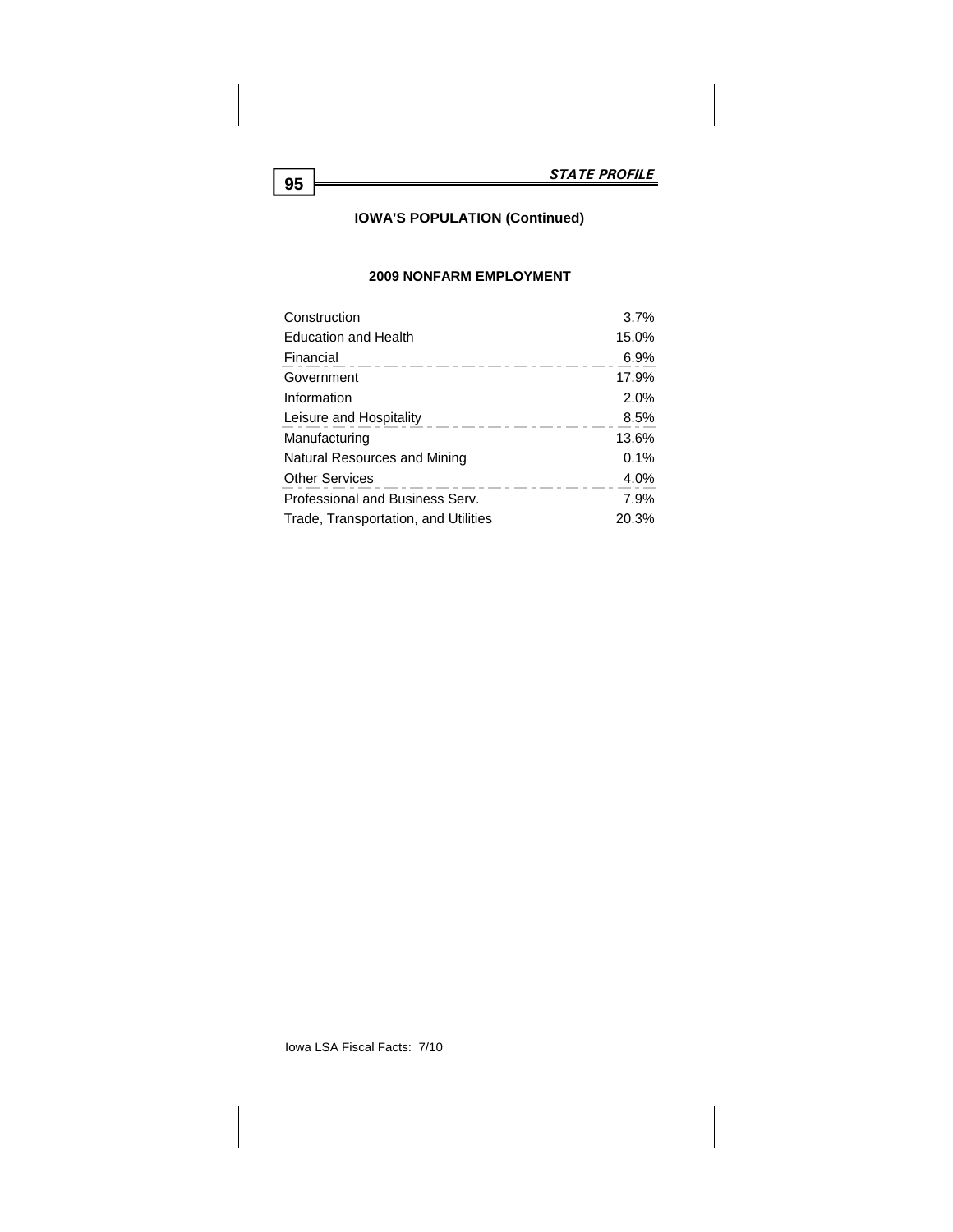## IOWA'S POPULATION (Continued)

### 2009 NONFARM EMPLOYMENT

| | |
|---|---|
| Construction | 3.7% |
| Education and Health | 15.0% |
| Financial | 6.9% |
| Government | 17.9% |
| Information | 2.0% |
| Leisure and Hospitality | 8.5% |
| Manufacturing | 13.6% |
| Natural Resources and Mining | 0.1% |
| Other Services | 4.0% |
| Professional and Business Serv. | 7.9% |
| Trade, Transportation, and Utilities | 20.3% |